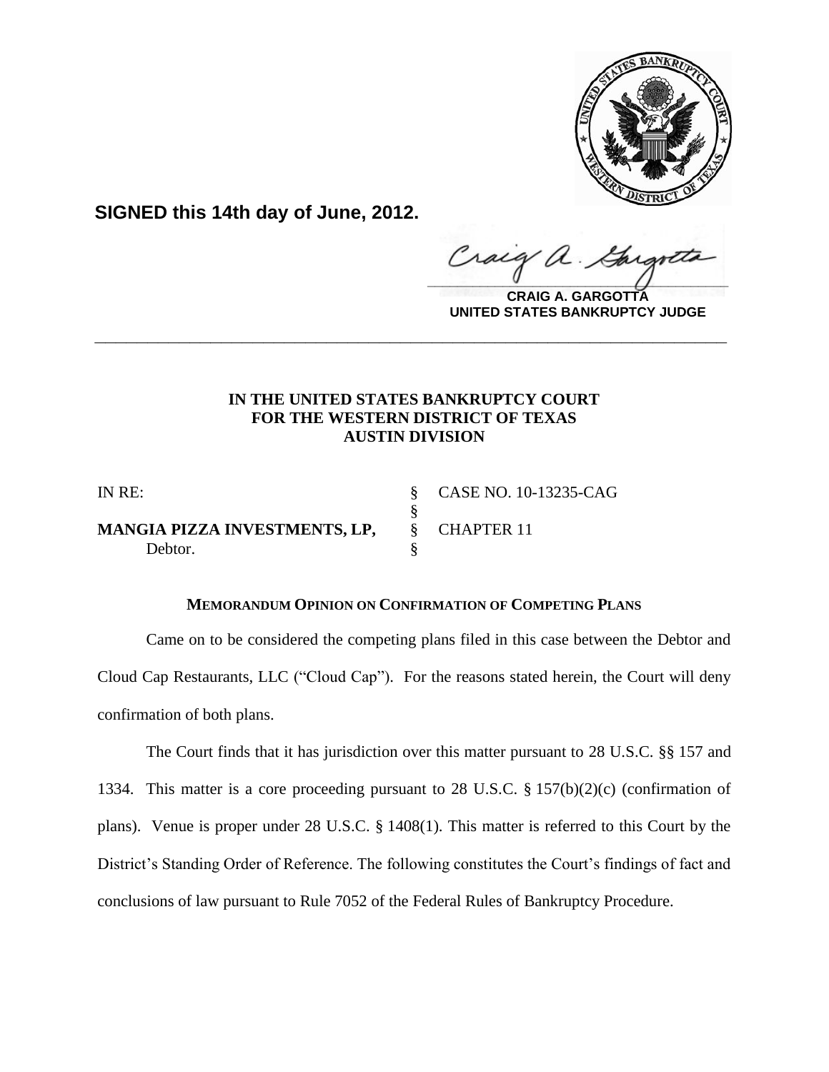**SIGNED this 14th day of June, 2012.**

**CRAIG A. GARGOTTA**
**UNITED STATES BANKRUPTCY JUDGE**

---

**IN THE UNITED STATES BANKRUPTCY COURT**
**FOR THE WESTERN DISTRICT OF TEXAS**
**AUSTIN DIVISION**

| | | |
|---|---|---|
| IN RE: | § | CASE NO. 10-13235-CAG |
| | § | |
| **MANGIA PIZZA INVESTMENTS, LP,** | § | CHAPTER 11 |
| Debtor. | § | |

**MEMORANDUM OPINION ON CONFIRMATION OF COMPETING PLANS**

Came on to be considered the competing plans filed in this case between the Debtor and Cloud Cap Restaurants, LLC ("Cloud Cap"). For the reasons stated herein, the Court will deny confirmation of both plans.

The Court finds that it has jurisdiction over this matter pursuant to 28 U.S.C. §§ 157 and 1334. This matter is a core proceeding pursuant to 28 U.S.C. § 157(b)(2)(c) (confirmation of plans). Venue is proper under 28 U.S.C. § 1408(1). This matter is referred to this Court by the District's Standing Order of Reference. The following constitutes the Court's findings of fact and conclusions of law pursuant to Rule 7052 of the Federal Rules of Bankruptcy Procedure.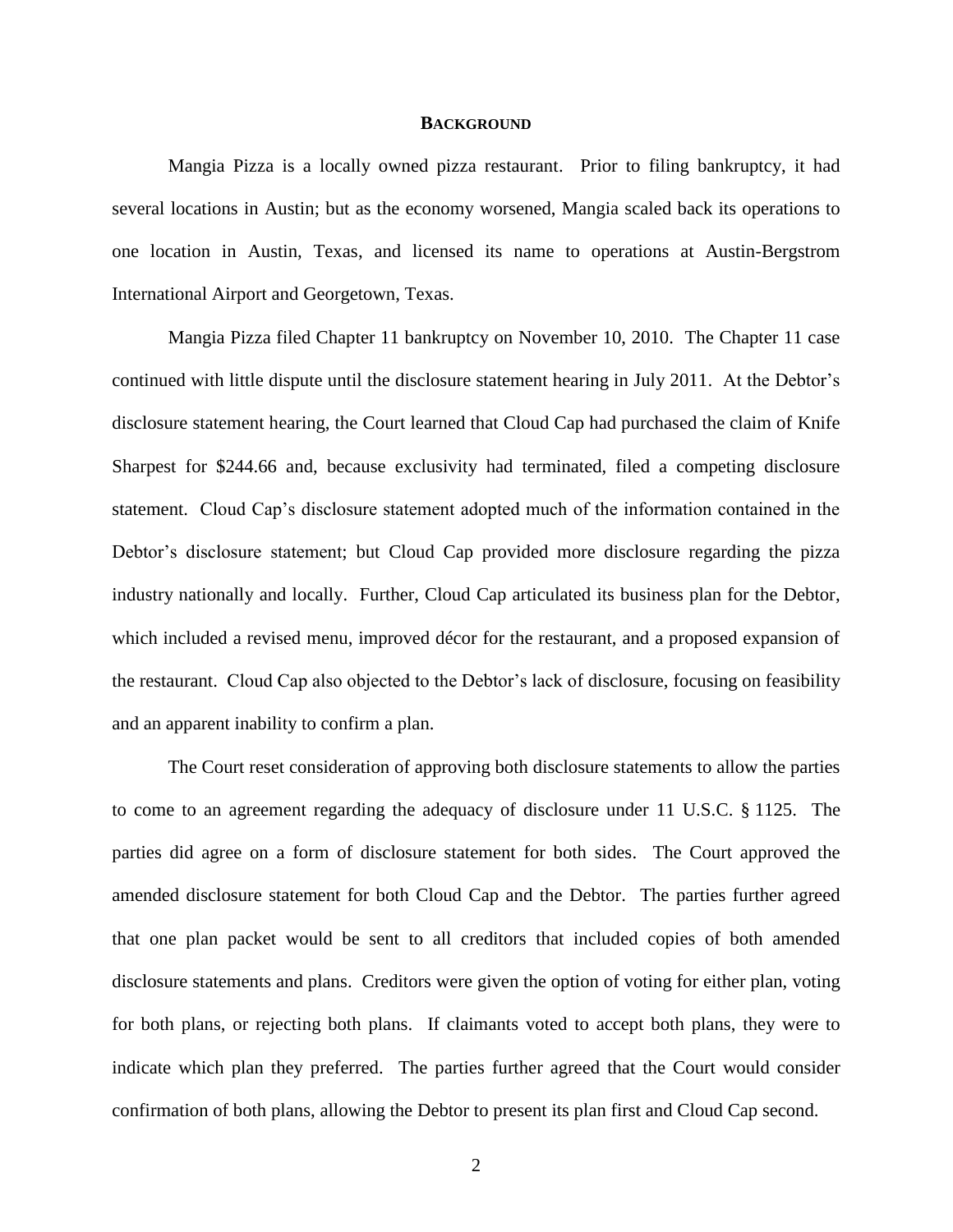## BACKGROUND

Mangia Pizza is a locally owned pizza restaurant. Prior to filing bankruptcy, it had several locations in Austin; but as the economy worsened, Mangia scaled back its operations to one location in Austin, Texas, and licensed its name to operations at Austin-Bergstrom International Airport and Georgetown, Texas.

Mangia Pizza filed Chapter 11 bankruptcy on November 10, 2010. The Chapter 11 case continued with little dispute until the disclosure statement hearing in July 2011. At the Debtor's disclosure statement hearing, the Court learned that Cloud Cap had purchased the claim of Knife Sharpest for $244.66 and, because exclusivity had terminated, filed a competing disclosure statement. Cloud Cap's disclosure statement adopted much of the information contained in the Debtor's disclosure statement; but Cloud Cap provided more disclosure regarding the pizza industry nationally and locally. Further, Cloud Cap articulated its business plan for the Debtor, which included a revised menu, improved décor for the restaurant, and a proposed expansion of the restaurant. Cloud Cap also objected to the Debtor's lack of disclosure, focusing on feasibility and an apparent inability to confirm a plan.

The Court reset consideration of approving both disclosure statements to allow the parties to come to an agreement regarding the adequacy of disclosure under 11 U.S.C. § 1125. The parties did agree on a form of disclosure statement for both sides. The Court approved the amended disclosure statement for both Cloud Cap and the Debtor. The parties further agreed that one plan packet would be sent to all creditors that included copies of both amended disclosure statements and plans. Creditors were given the option of voting for either plan, voting for both plans, or rejecting both plans. If claimants voted to accept both plans, they were to indicate which plan they preferred. The parties further agreed that the Court would consider confirmation of both plans, allowing the Debtor to present its plan first and Cloud Cap second.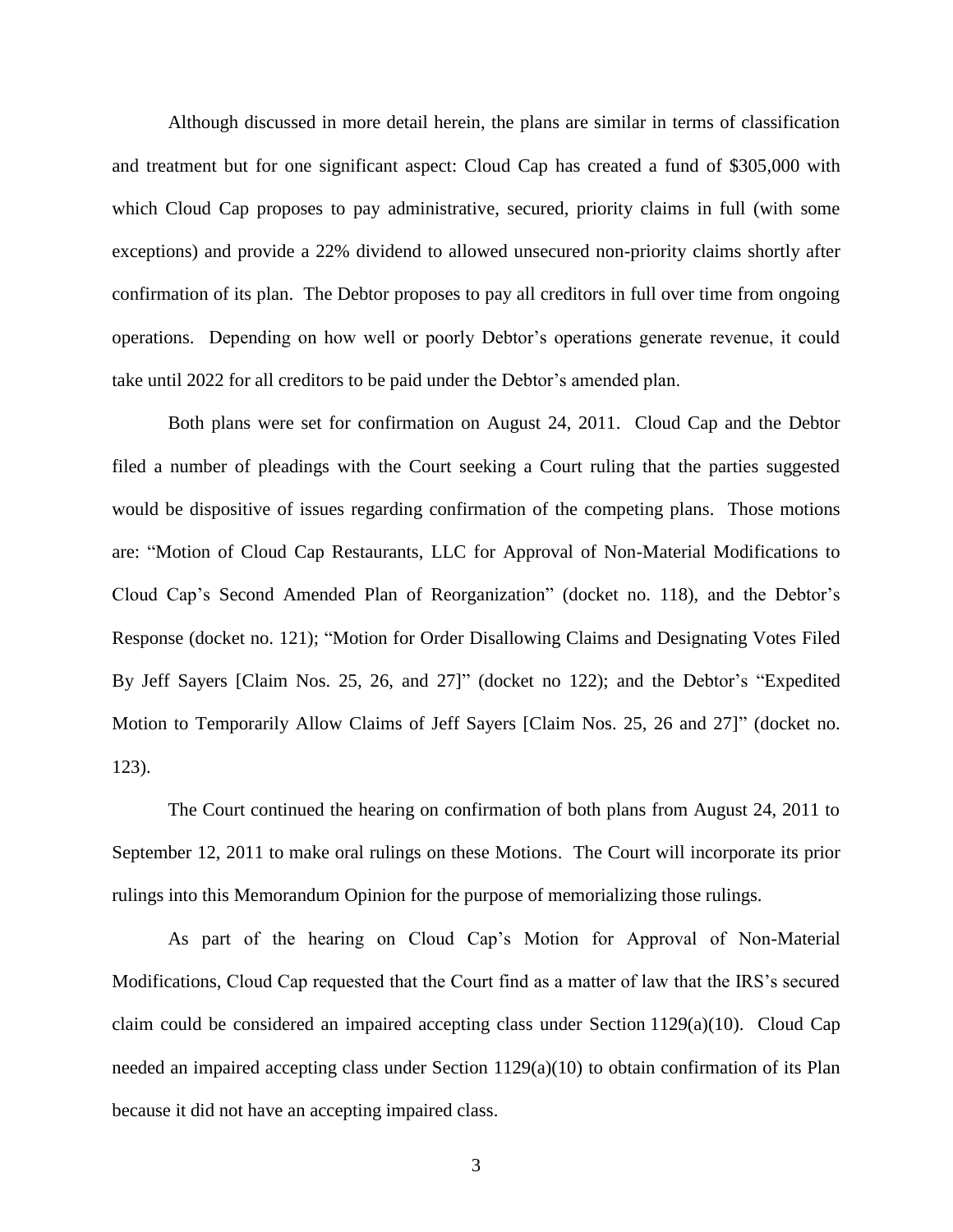Although discussed in more detail herein, the plans are similar in terms of classification and treatment but for one significant aspect: Cloud Cap has created a fund of $305,000 with which Cloud Cap proposes to pay administrative, secured, priority claims in full (with some exceptions) and provide a 22% dividend to allowed unsecured non-priority claims shortly after confirmation of its plan. The Debtor proposes to pay all creditors in full over time from ongoing operations. Depending on how well or poorly Debtor's operations generate revenue, it could take until 2022 for all creditors to be paid under the Debtor's amended plan.

Both plans were set for confirmation on August 24, 2011. Cloud Cap and the Debtor filed a number of pleadings with the Court seeking a Court ruling that the parties suggested would be dispositive of issues regarding confirmation of the competing plans. Those motions are: "Motion of Cloud Cap Restaurants, LLC for Approval of Non-Material Modifications to Cloud Cap's Second Amended Plan of Reorganization" (docket no. 118), and the Debtor's Response (docket no. 121); "Motion for Order Disallowing Claims and Designating Votes Filed By Jeff Sayers [Claim Nos. 25, 26, and 27]" (docket no 122); and the Debtor's "Expedited Motion to Temporarily Allow Claims of Jeff Sayers [Claim Nos. 25, 26 and 27]" (docket no. 123).

The Court continued the hearing on confirmation of both plans from August 24, 2011 to September 12, 2011 to make oral rulings on these Motions. The Court will incorporate its prior rulings into this Memorandum Opinion for the purpose of memorializing those rulings.

As part of the hearing on Cloud Cap's Motion for Approval of Non-Material Modifications, Cloud Cap requested that the Court find as a matter of law that the IRS's secured claim could be considered an impaired accepting class under Section 1129(a)(10). Cloud Cap needed an impaired accepting class under Section 1129(a)(10) to obtain confirmation of its Plan because it did not have an accepting impaired class.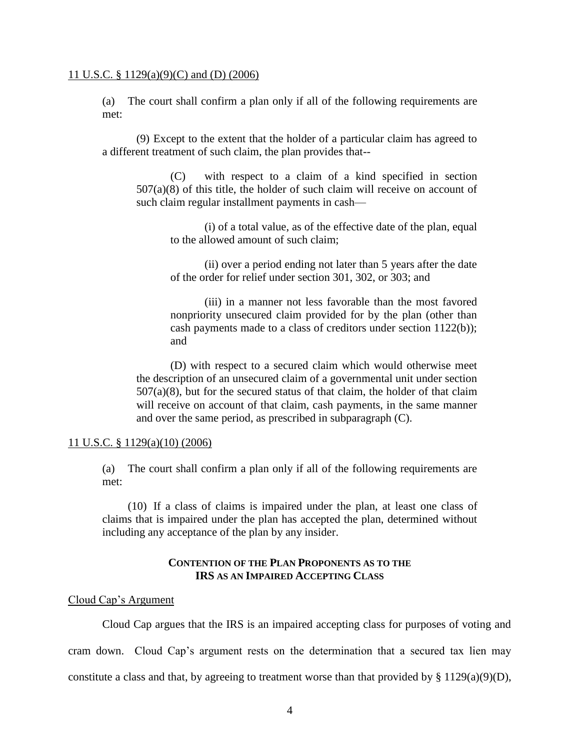11 U.S.C. § 1129(a)(9)(C) and (D) (2006)

> (a) The court shall confirm a plan only if all of the following requirements are met:
>
> (9) Except to the extent that the holder of a particular claim has agreed to a different treatment of such claim, the plan provides that--
>
> > (C) with respect to a claim of a kind specified in section 507(a)(8) of this title, the holder of such claim will receive on account of such claim regular installment payments in cash—
> >
> > > (i) of a total value, as of the effective date of the plan, equal to the allowed amount of such claim;
> > >
> > > (ii) over a period ending not later than 5 years after the date of the order for relief under section 301, 302, or 303; and
> > >
> > > (iii) in a manner not less favorable than the most favored nonpriority unsecured claim provided for by the plan (other than cash payments made to a class of creditors under section 1122(b)); and
> >
> > (D) with respect to a secured claim which would otherwise meet the description of an unsecured claim of a governmental unit under section 507(a)(8), but for the secured status of that claim, the holder of that claim will receive on account of that claim, cash payments, in the same manner and over the same period, as prescribed in subparagraph (C).

11 U.S.C. § 1129(a)(10) (2006)

> (a) The court shall confirm a plan only if all of the following requirements are met:
>
> (10) If a class of claims is impaired under the plan, at least one class of claims that is impaired under the plan has accepted the plan, determined without including any acceptance of the plan by any insider.

### CONTENTION OF THE PLAN PROPONENTS AS TO THE IRS AS AN IMPAIRED ACCEPTING CLASS

Cloud Cap's Argument

Cloud Cap argues that the IRS is an impaired accepting class for purposes of voting and cram down. Cloud Cap's argument rests on the determination that a secured tax lien may constitute a class and that, by agreeing to treatment worse than that provided by § 1129(a)(9)(D),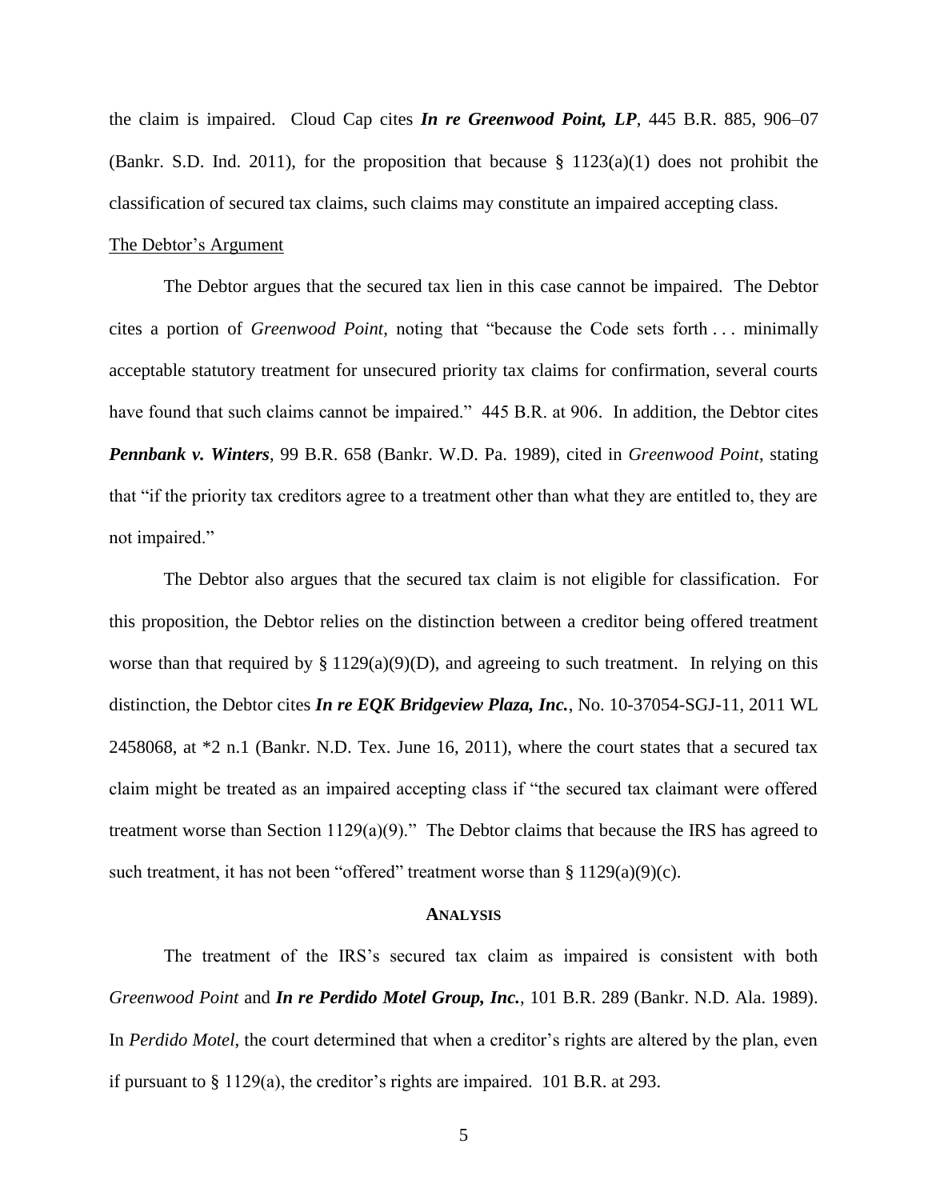the claim is impaired. Cloud Cap cites ***In re Greenwood Point, LP***, 445 B.R. 885, 906–07 (Bankr. S.D. Ind. 2011), for the proposition that because § 1123(a)(1) does not prohibit the classification of secured tax claims, such claims may constitute an impaired accepting class.

<u>The Debtor's Argument</u>

The Debtor argues that the secured tax lien in this case cannot be impaired. The Debtor cites a portion of *Greenwood Point*, noting that "because the Code sets forth . . . minimally acceptable statutory treatment for unsecured priority tax claims for confirmation, several courts have found that such claims cannot be impaired." 445 B.R. at 906. In addition, the Debtor cites ***Pennbank v. Winters***, 99 B.R. 658 (Bankr. W.D. Pa. 1989), cited in *Greenwood Point*, stating that "if the priority tax creditors agree to a treatment other than what they are entitled to, they are not impaired."

The Debtor also argues that the secured tax claim is not eligible for classification. For this proposition, the Debtor relies on the distinction between a creditor being offered treatment worse than that required by § 1129(a)(9)(D), and agreeing to such treatment. In relying on this distinction, the Debtor cites ***In re EQK Bridgeview Plaza, Inc.***, No. 10-37054-SGJ-11, 2011 WL 2458068, at *2 n.1 (Bankr. N.D. Tex. June 16, 2011), where the court states that a secured tax claim might be treated as an impaired accepting class if "the secured tax claimant were offered treatment worse than Section 1129(a)(9)." The Debtor claims that because the IRS has agreed to such treatment, it has not been "offered" treatment worse than § 1129(a)(9)(c).

**ANALYSIS**

The treatment of the IRS's secured tax claim as impaired is consistent with both *Greenwood Point* and ***In re Perdido Motel Group, Inc.***, 101 B.R. 289 (Bankr. N.D. Ala. 1989). In *Perdido Motel*, the court determined that when a creditor's rights are altered by the plan, even if pursuant to § 1129(a), the creditor's rights are impaired. 101 B.R. at 293.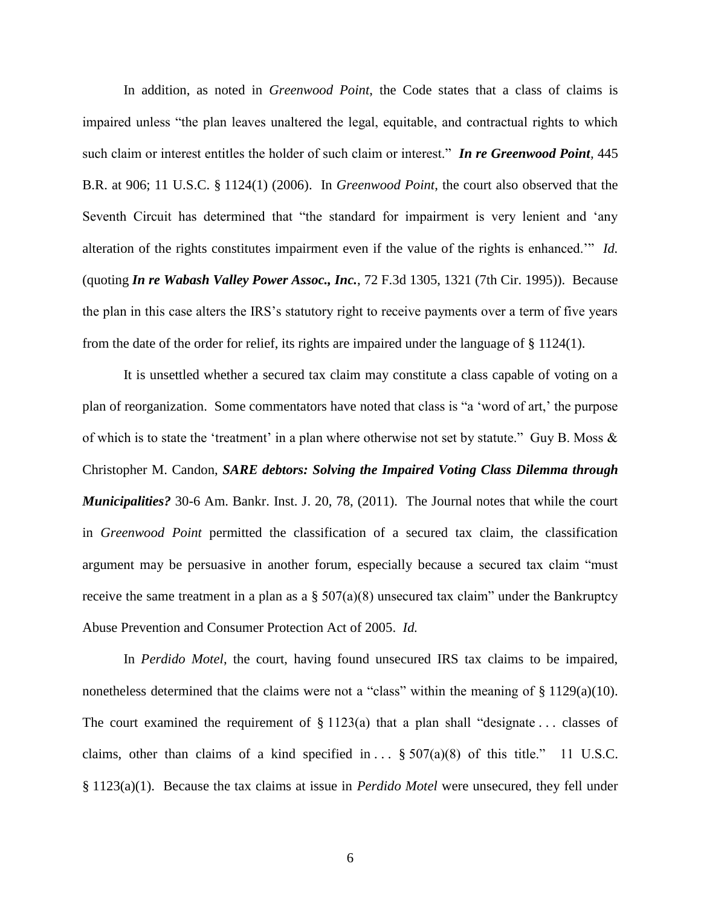In addition, as noted in *Greenwood Point*, the Code states that a class of claims is impaired unless "the plan leaves unaltered the legal, equitable, and contractual rights to which such claim or interest entitles the holder of such claim or interest." ***In re Greenwood Point***, 445 B.R. at 906; 11 U.S.C. § 1124(1) (2006). In *Greenwood Point*, the court also observed that the Seventh Circuit has determined that "the standard for impairment is very lenient and 'any alteration of the rights constitutes impairment even if the value of the rights is enhanced.'" *Id.* (quoting ***In re Wabash Valley Power Assoc., Inc.***, 72 F.3d 1305, 1321 (7th Cir. 1995)). Because the plan in this case alters the IRS's statutory right to receive payments over a term of five years from the date of the order for relief, its rights are impaired under the language of § 1124(1).

It is unsettled whether a secured tax claim may constitute a class capable of voting on a plan of reorganization. Some commentators have noted that class is "a 'word of art,' the purpose of which is to state the 'treatment' in a plan where otherwise not set by statute." Guy B. Moss & Christopher M. Candon, ***SARE debtors: Solving the Impaired Voting Class Dilemma through Municipalities?*** 30-6 Am. Bankr. Inst. J. 20, 78, (2011). The Journal notes that while the court in *Greenwood Point* permitted the classification of a secured tax claim, the classification argument may be persuasive in another forum, especially because a secured tax claim "must receive the same treatment in a plan as a § 507(a)(8) unsecured tax claim" under the Bankruptcy Abuse Prevention and Consumer Protection Act of 2005. *Id.*

In *Perdido Motel*, the court, having found unsecured IRS tax claims to be impaired, nonetheless determined that the claims were not a "class" within the meaning of § 1129(a)(10). The court examined the requirement of § 1123(a) that a plan shall "designate . . . classes of claims, other than claims of a kind specified in . . . § 507(a)(8) of this title." 11 U.S.C. § 1123(a)(1). Because the tax claims at issue in *Perdido Motel* were unsecured, they fell under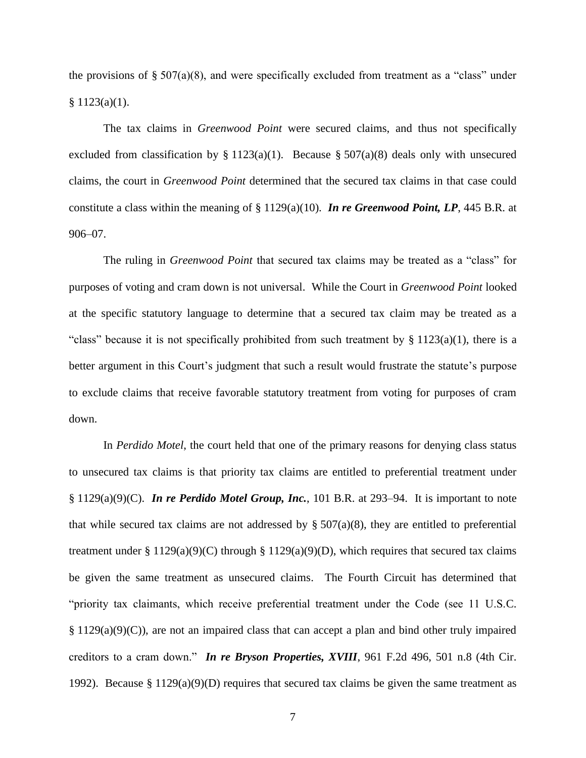the provisions of § 507(a)(8), and were specifically excluded from treatment as a "class" under § 1123(a)(1).

The tax claims in *Greenwood Point* were secured claims, and thus not specifically excluded from classification by § 1123(a)(1). Because § 507(a)(8) deals only with unsecured claims, the court in *Greenwood Point* determined that the secured tax claims in that case could constitute a class within the meaning of § 1129(a)(10). ***In re Greenwood Point, LP***, 445 B.R. at 906–07.

The ruling in *Greenwood Point* that secured tax claims may be treated as a "class" for purposes of voting and cram down is not universal. While the Court in *Greenwood Point* looked at the specific statutory language to determine that a secured tax claim may be treated as a "class" because it is not specifically prohibited from such treatment by § 1123(a)(1), there is a better argument in this Court's judgment that such a result would frustrate the statute's purpose to exclude claims that receive favorable statutory treatment from voting for purposes of cram down.

In *Perdido Motel*, the court held that one of the primary reasons for denying class status to unsecured tax claims is that priority tax claims are entitled to preferential treatment under § 1129(a)(9)(C). ***In re Perdido Motel Group, Inc.***, 101 B.R. at 293–94. It is important to note that while secured tax claims are not addressed by § 507(a)(8), they are entitled to preferential treatment under § 1129(a)(9)(C) through § 1129(a)(9)(D), which requires that secured tax claims be given the same treatment as unsecured claims. The Fourth Circuit has determined that "priority tax claimants, which receive preferential treatment under the Code (see 11 U.S.C. § 1129(a)(9)(C)), are not an impaired class that can accept a plan and bind other truly impaired creditors to a cram down." ***In re Bryson Properties, XVIII***, 961 F.2d 496, 501 n.8 (4th Cir. 1992). Because § 1129(a)(9)(D) requires that secured tax claims be given the same treatment as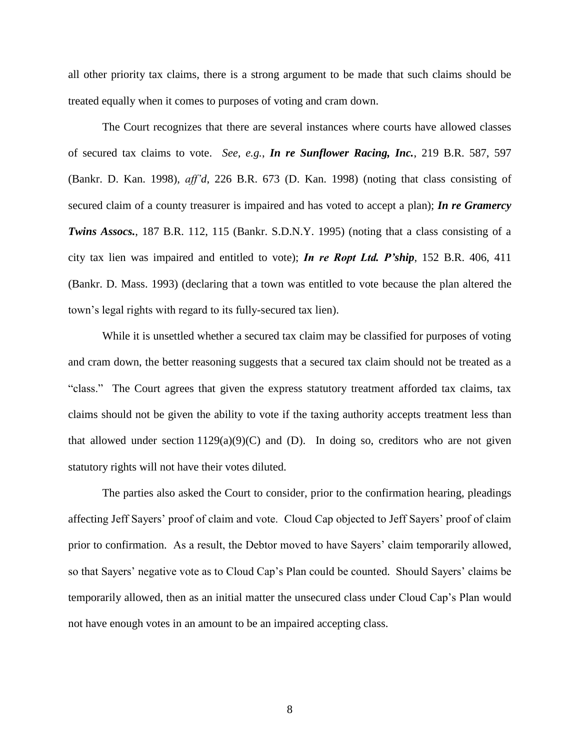all other priority tax claims, there is a strong argument to be made that such claims should be treated equally when it comes to purposes of voting and cram down.

The Court recognizes that there are several instances where courts have allowed classes of secured tax claims to vote. *See, e.g.*, ***In re Sunflower Racing, Inc.***, 219 B.R. 587, 597 (Bankr. D. Kan. 1998), *aff'd*, 226 B.R. 673 (D. Kan. 1998) (noting that class consisting of secured claim of a county treasurer is impaired and has voted to accept a plan); ***In re Gramercy Twins Assocs.***, 187 B.R. 112, 115 (Bankr. S.D.N.Y. 1995) (noting that a class consisting of a city tax lien was impaired and entitled to vote); ***In re Ropt Ltd. P'ship***, 152 B.R. 406, 411 (Bankr. D. Mass. 1993) (declaring that a town was entitled to vote because the plan altered the town's legal rights with regard to its fully-secured tax lien).

While it is unsettled whether a secured tax claim may be classified for purposes of voting and cram down, the better reasoning suggests that a secured tax claim should not be treated as a "class." The Court agrees that given the express statutory treatment afforded tax claims, tax claims should not be given the ability to vote if the taxing authority accepts treatment less than that allowed under section 1129(a)(9)(C) and (D). In doing so, creditors who are not given statutory rights will not have their votes diluted.

The parties also asked the Court to consider, prior to the confirmation hearing, pleadings affecting Jeff Sayers' proof of claim and vote. Cloud Cap objected to Jeff Sayers' proof of claim prior to confirmation. As a result, the Debtor moved to have Sayers' claim temporarily allowed, so that Sayers' negative vote as to Cloud Cap's Plan could be counted. Should Sayers' claims be temporarily allowed, then as an initial matter the unsecured class under Cloud Cap's Plan would not have enough votes in an amount to be an impaired accepting class.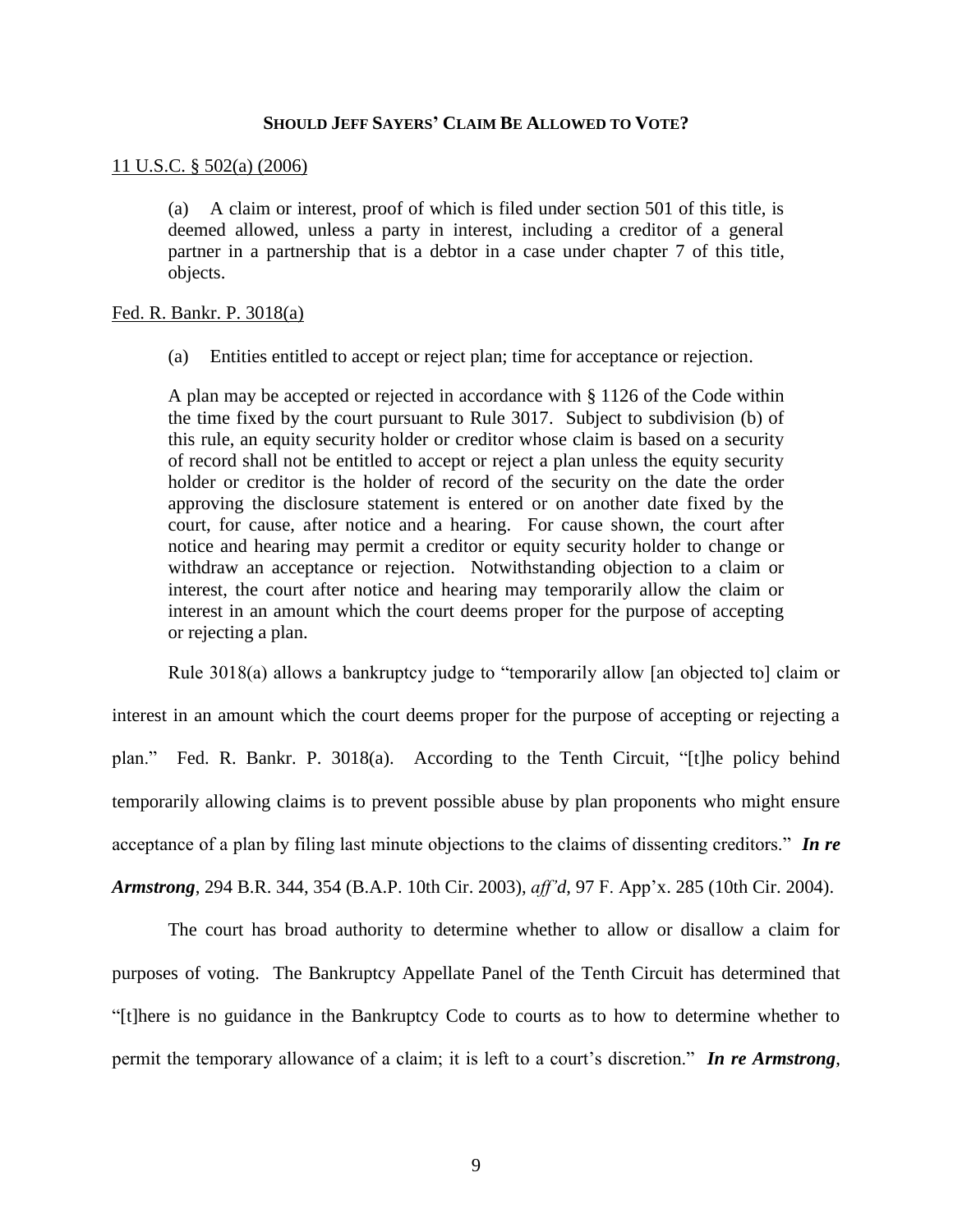**SHOULD JEFF SAYERS' CLAIM BE ALLOWED TO VOTE?**

11 U.S.C. § 502(a) (2006)

> (a) A claim or interest, proof of which is filed under section 501 of this title, is deemed allowed, unless a party in interest, including a creditor of a general partner in a partnership that is a debtor in a case under chapter 7 of this title, objects.

Fed. R. Bankr. P. 3018(a)

> (a) Entities entitled to accept or reject plan; time for acceptance or rejection.
>
> A plan may be accepted or rejected in accordance with § 1126 of the Code within the time fixed by the court pursuant to Rule 3017. Subject to subdivision (b) of this rule, an equity security holder or creditor whose claim is based on a security of record shall not be entitled to accept or reject a plan unless the equity security holder or creditor is the holder of record of the security on the date the order approving the disclosure statement is entered or on another date fixed by the court, for cause, after notice and a hearing. For cause shown, the court after notice and hearing may permit a creditor or equity security holder to change or withdraw an acceptance or rejection. Notwithstanding objection to a claim or interest, the court after notice and hearing may temporarily allow the claim or interest in an amount which the court deems proper for the purpose of accepting or rejecting a plan.

Rule 3018(a) allows a bankruptcy judge to "temporarily allow [an objected to] claim or interest in an amount which the court deems proper for the purpose of accepting or rejecting a plan." Fed. R. Bankr. P. 3018(a). According to the Tenth Circuit, "[t]he policy behind temporarily allowing claims is to prevent possible abuse by plan proponents who might ensure acceptance of a plan by filing last minute objections to the claims of dissenting creditors." ***In re Armstrong***, 294 B.R. 344, 354 (B.A.P. 10th Cir. 2003), *aff'd*, 97 F. App'x. 285 (10th Cir. 2004).

The court has broad authority to determine whether to allow or disallow a claim for purposes of voting. The Bankruptcy Appellate Panel of the Tenth Circuit has determined that "[t]here is no guidance in the Bankruptcy Code to courts as to how to determine whether to permit the temporary allowance of a claim; it is left to a court's discretion." ***In re Armstrong***,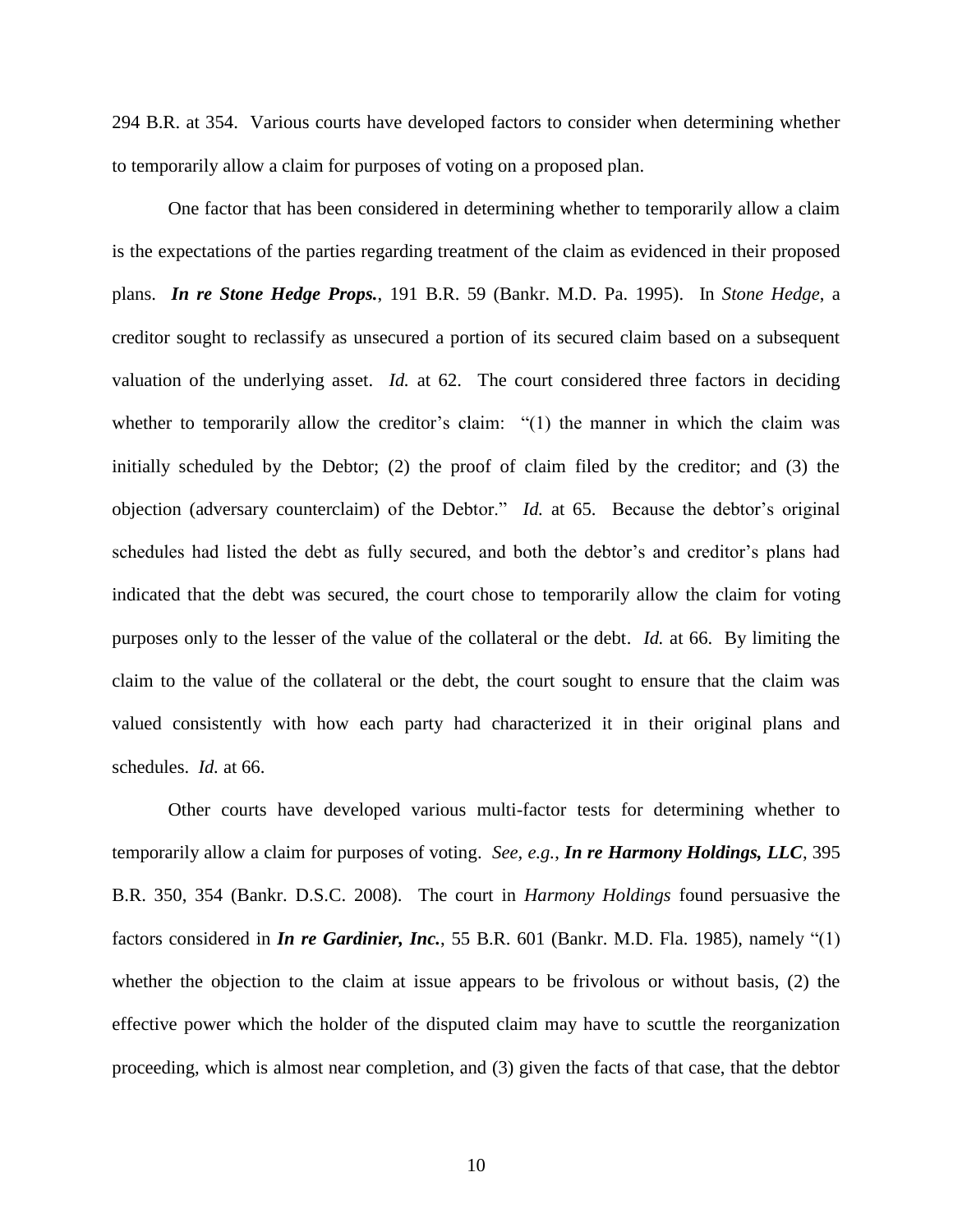294 B.R. at 354. Various courts have developed factors to consider when determining whether to temporarily allow a claim for purposes of voting on a proposed plan.

One factor that has been considered in determining whether to temporarily allow a claim is the expectations of the parties regarding treatment of the claim as evidenced in their proposed plans. ***In re Stone Hedge Props.***, 191 B.R. 59 (Bankr. M.D. Pa. 1995). In *Stone Hedge*, a creditor sought to reclassify as unsecured a portion of its secured claim based on a subsequent valuation of the underlying asset. *Id.* at 62. The court considered three factors in deciding whether to temporarily allow the creditor's claim: "(1) the manner in which the claim was initially scheduled by the Debtor; (2) the proof of claim filed by the creditor; and (3) the objection (adversary counterclaim) of the Debtor." *Id.* at 65. Because the debtor's original schedules had listed the debt as fully secured, and both the debtor's and creditor's plans had indicated that the debt was secured, the court chose to temporarily allow the claim for voting purposes only to the lesser of the value of the collateral or the debt. *Id.* at 66. By limiting the claim to the value of the collateral or the debt, the court sought to ensure that the claim was valued consistently with how each party had characterized it in their original plans and schedules. *Id.* at 66.

Other courts have developed various multi-factor tests for determining whether to temporarily allow a claim for purposes of voting. *See, e.g.*, ***In re Harmony Holdings, LLC***, 395 B.R. 350, 354 (Bankr. D.S.C. 2008). The court in *Harmony Holdings* found persuasive the factors considered in ***In re Gardinier, Inc.***, 55 B.R. 601 (Bankr. M.D. Fla. 1985), namely "(1) whether the objection to the claim at issue appears to be frivolous or without basis, (2) the effective power which the holder of the disputed claim may have to scuttle the reorganization proceeding, which is almost near completion, and (3) given the facts of that case, that the debtor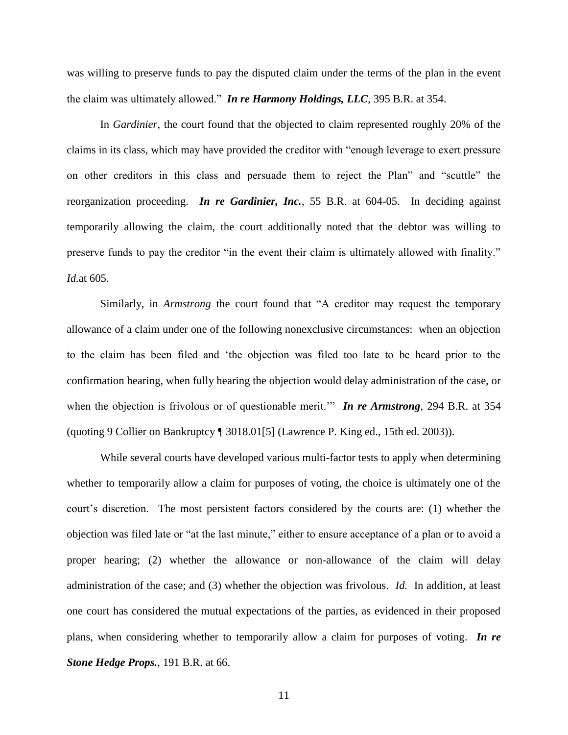was willing to preserve funds to pay the disputed claim under the terms of the plan in the event the claim was ultimately allowed." ***In re Harmony Holdings, LLC***, 395 B.R. at 354.

In *Gardinier*, the court found that the objected to claim represented roughly 20% of the claims in its class, which may have provided the creditor with "enough leverage to exert pressure on other creditors in this class and persuade them to reject the Plan" and "scuttle" the reorganization proceeding. ***In re Gardinier, Inc.***, 55 B.R. at 604-05. In deciding against temporarily allowing the claim, the court additionally noted that the debtor was willing to preserve funds to pay the creditor "in the event their claim is ultimately allowed with finality." *Id.*at 605.

Similarly, in *Armstrong* the court found that "A creditor may request the temporary allowance of a claim under one of the following nonexclusive circumstances: when an objection to the claim has been filed and 'the objection was filed too late to be heard prior to the confirmation hearing, when fully hearing the objection would delay administration of the case, or when the objection is frivolous or of questionable merit.'" ***In re Armstrong***, 294 B.R. at 354 (quoting 9 Collier on Bankruptcy ¶ 3018.01[5] (Lawrence P. King ed., 15th ed. 2003)).

While several courts have developed various multi-factor tests to apply when determining whether to temporarily allow a claim for purposes of voting, the choice is ultimately one of the court's discretion. The most persistent factors considered by the courts are: (1) whether the objection was filed late or "at the last minute," either to ensure acceptance of a plan or to avoid a proper hearing; (2) whether the allowance or non-allowance of the claim will delay administration of the case; and (3) whether the objection was frivolous. *Id.* In addition, at least one court has considered the mutual expectations of the parties, as evidenced in their proposed plans, when considering whether to temporarily allow a claim for purposes of voting. ***In re Stone Hedge Props.***, 191 B.R. at 66.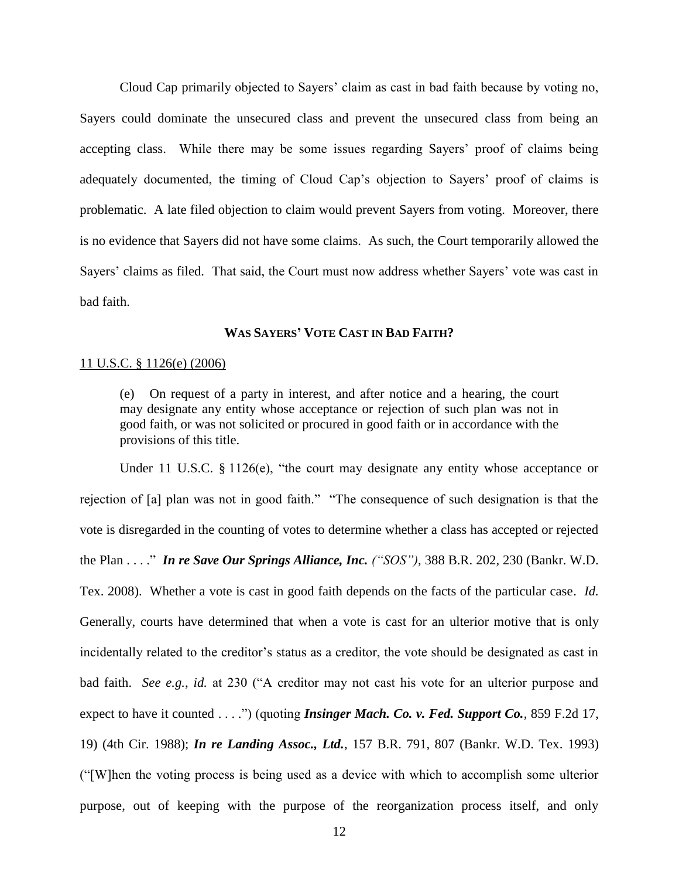Cloud Cap primarily objected to Sayers' claim as cast in bad faith because by voting no, Sayers could dominate the unsecured class and prevent the unsecured class from being an accepting class. While there may be some issues regarding Sayers' proof of claims being adequately documented, the timing of Cloud Cap's objection to Sayers' proof of claims is problematic. A late filed objection to claim would prevent Sayers from voting. Moreover, there is no evidence that Sayers did not have some claims. As such, the Court temporarily allowed the Sayers' claims as filed. That said, the Court must now address whether Sayers' vote was cast in bad faith.

## **WAS SAYERS' VOTE CAST IN BAD FAITH?**

11 U.S.C. § 1126(e) (2006)

> (e) On request of a party in interest, and after notice and a hearing, the court may designate any entity whose acceptance or rejection of such plan was not in good faith, or was not solicited or procured in good faith or in accordance with the provisions of this title.

Under 11 U.S.C. § 1126(e), "the court may designate any entity whose acceptance or rejection of [a] plan was not in good faith." "The consequence of such designation is that the vote is disregarded in the counting of votes to determine whether a class has accepted or rejected the Plan . . . ." ***In re Save Our Springs Alliance, Inc.*** *("SOS")*, 388 B.R. 202, 230 (Bankr. W.D. Tex. 2008). Whether a vote is cast in good faith depends on the facts of the particular case. *Id.* Generally, courts have determined that when a vote is cast for an ulterior motive that is only incidentally related to the creditor's status as a creditor, the vote should be designated as cast in bad faith. *See e.g.*, *id.* at 230 ("A creditor may not cast his vote for an ulterior purpose and expect to have it counted . . . .") (quoting ***Insinger Mach. Co v. Fed. Support Co.***, 859 F.2d 17, 19) (4th Cir. 1988); ***In re Landing Assoc., Ltd.***, 157 B.R. 791, 807 (Bankr. W.D. Tex. 1993) ("[W]hen the voting process is being used as a device with which to accomplish some ulterior purpose, out of keeping with the purpose of the reorganization process itself, and only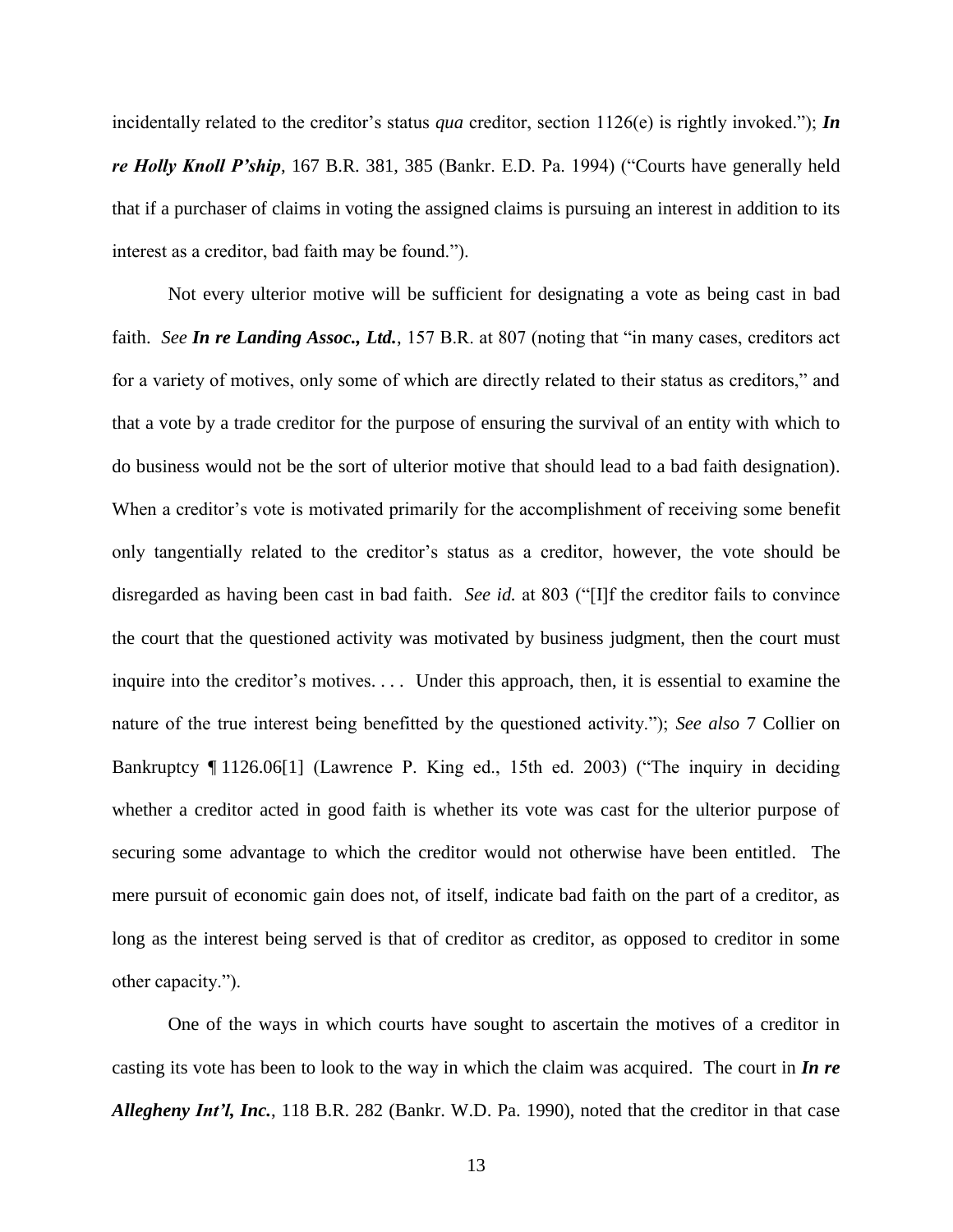incidentally related to the creditor's status *qua* creditor, section 1126(e) is rightly invoked."); ***In re Holly Knoll P'ship***, 167 B.R. 381, 385 (Bankr. E.D. Pa. 1994) ("Courts have generally held that if a purchaser of claims in voting the assigned claims is pursuing an interest in addition to its interest as a creditor, bad faith may be found.").

Not every ulterior motive will be sufficient for designating a vote as being cast in bad faith. *See* ***In re Landing Assoc., Ltd.***, 157 B.R. at 807 (noting that "in many cases, creditors act for a variety of motives, only some of which are directly related to their status as creditors," and that a vote by a trade creditor for the purpose of ensuring the survival of an entity with which to do business would not be the sort of ulterior motive that should lead to a bad faith designation). When a creditor's vote is motivated primarily for the accomplishment of receiving some benefit only tangentially related to the creditor's status as a creditor, however, the vote should be disregarded as having been cast in bad faith. *See id.* at 803 ("[I]f the creditor fails to convince the court that the questioned activity was motivated by business judgment, then the court must inquire into the creditor's motives. . . . Under this approach, then, it is essential to examine the nature of the true interest being benefitted by the questioned activity."); *See also* 7 Collier on Bankruptcy ¶ 1126.06[1] (Lawrence P. King ed., 15th ed. 2003) ("The inquiry in deciding whether a creditor acted in good faith is whether its vote was cast for the ulterior purpose of securing some advantage to which the creditor would not otherwise have been entitled. The mere pursuit of economic gain does not, of itself, indicate bad faith on the part of a creditor, as long as the interest being served is that of creditor as creditor, as opposed to creditor in some other capacity.").

One of the ways in which courts have sought to ascertain the motives of a creditor in casting its vote has been to look to the way in which the claim was acquired. The court in ***In re Allegheny Int'l, Inc.***, 118 B.R. 282 (Bankr. W.D. Pa. 1990), noted that the creditor in that case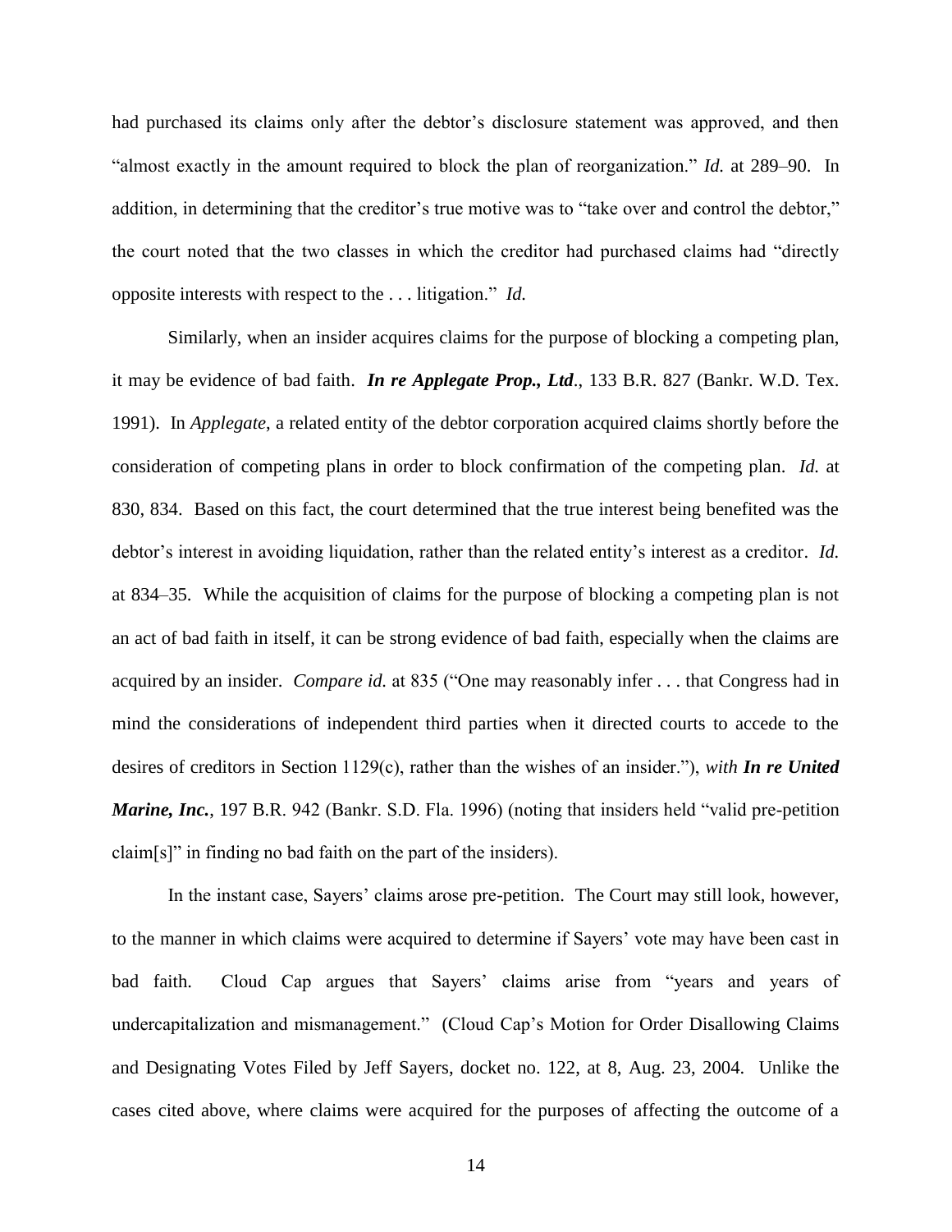had purchased its claims only after the debtor's disclosure statement was approved, and then "almost exactly in the amount required to block the plan of reorganization." *Id.* at 289–90. In addition, in determining that the creditor's true motive was to "take over and control the debtor," the court noted that the two classes in which the creditor had purchased claims had "directly opposite interests with respect to the . . . litigation." *Id.*

Similarly, when an insider acquires claims for the purpose of blocking a competing plan, it may be evidence of bad faith. ***In re Applegate Prop., Ltd***., 133 B.R. 827 (Bankr. W.D. Tex. 1991). In *Applegate*, a related entity of the debtor corporation acquired claims shortly before the consideration of competing plans in order to block confirmation of the competing plan. *Id.* at 830, 834. Based on this fact, the court determined that the true interest being benefited was the debtor's interest in avoiding liquidation, rather than the related entity's interest as a creditor. *Id.* at 834–35. While the acquisition of claims for the purpose of blocking a competing plan is not an act of bad faith in itself, it can be strong evidence of bad faith, especially when the claims are acquired by an insider. *Compare id.* at 835 ("One may reasonably infer . . . that Congress had in mind the considerations of independent third parties when it directed courts to accede to the desires of creditors in Section 1129(c), rather than the wishes of an insider."), *with* ***In re United Marine, Inc.***, 197 B.R. 942 (Bankr. S.D. Fla. 1996) (noting that insiders held "valid pre-petition claim[s]" in finding no bad faith on the part of the insiders).

In the instant case, Sayers' claims arose pre-petition. The Court may still look, however, to the manner in which claims were acquired to determine if Sayers' vote may have been cast in bad faith. Cloud Cap argues that Sayers' claims arise from "years and years of undercapitalization and mismanagement." (Cloud Cap's Motion for Order Disallowing Claims and Designating Votes Filed by Jeff Sayers, docket no. 122, at 8, Aug. 23, 2004. Unlike the cases cited above, where claims were acquired for the purposes of affecting the outcome of a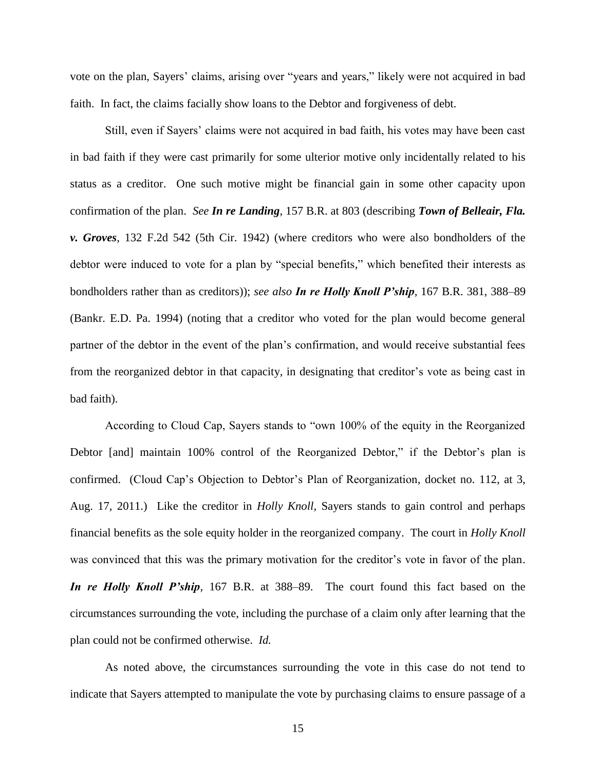vote on the plan, Sayers' claims, arising over "years and years," likely were not acquired in bad faith. In fact, the claims facially show loans to the Debtor and forgiveness of debt.

Still, even if Sayers' claims were not acquired in bad faith, his votes may have been cast in bad faith if they were cast primarily for some ulterior motive only incidentally related to his status as a creditor. One such motive might be financial gain in some other capacity upon confirmation of the plan. *See **In re Landing***, 157 B.R. at 803 (describing ***Town of Belleair, Fla. v. Groves***, 132 F.2d 542 (5th Cir. 1942) (where creditors who were also bondholders of the debtor were induced to vote for a plan by "special benefits," which benefited their interests as bondholders rather than as creditors)); *see also **In re Holly Knoll P'ship***, 167 B.R. 381, 388–89 (Bankr. E.D. Pa. 1994) (noting that a creditor who voted for the plan would become general partner of the debtor in the event of the plan's confirmation, and would receive substantial fees from the reorganized debtor in that capacity, in designating that creditor's vote as being cast in bad faith).

According to Cloud Cap, Sayers stands to "own 100% of the equity in the Reorganized Debtor [and] maintain 100% control of the Reorganized Debtor," if the Debtor's plan is confirmed. (Cloud Cap's Objection to Debtor's Plan of Reorganization, docket no. 112, at 3, Aug. 17, 2011.) Like the creditor in *Holly Knoll*, Sayers stands to gain control and perhaps financial benefits as the sole equity holder in the reorganized company. The court in *Holly Knoll* was convinced that this was the primary motivation for the creditor's vote in favor of the plan. ***In re Holly Knoll P'ship***, 167 B.R. at 388–89. The court found this fact based on the circumstances surrounding the vote, including the purchase of a claim only after learning that the plan could not be confirmed otherwise. *Id.*

As noted above, the circumstances surrounding the vote in this case do not tend to indicate that Sayers attempted to manipulate the vote by purchasing claims to ensure passage of a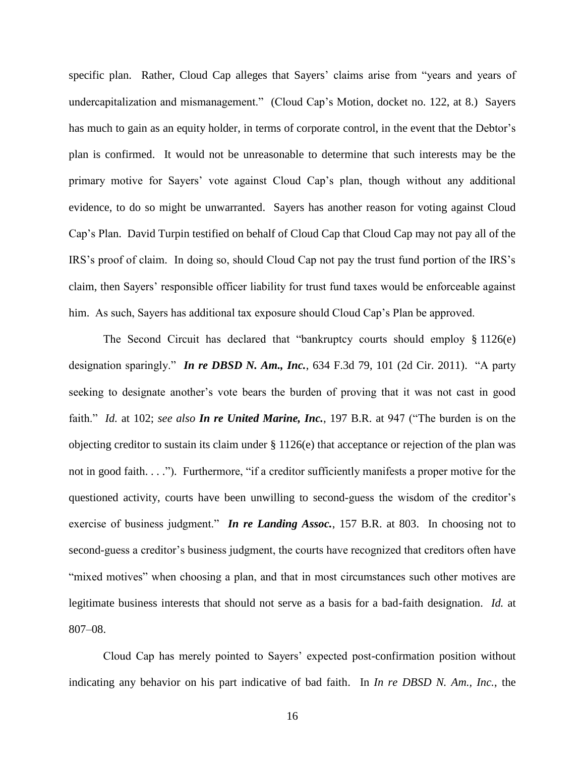specific plan. Rather, Cloud Cap alleges that Sayers' claims arise from "years and years of undercapitalization and mismanagement." (Cloud Cap's Motion, docket no. 122, at 8.) Sayers has much to gain as an equity holder, in terms of corporate control, in the event that the Debtor's plan is confirmed. It would not be unreasonable to determine that such interests may be the primary motive for Sayers' vote against Cloud Cap's plan, though without any additional evidence, to do so might be unwarranted. Sayers has another reason for voting against Cloud Cap's Plan. David Turpin testified on behalf of Cloud Cap that Cloud Cap may not pay all of the IRS's proof of claim. In doing so, should Cloud Cap not pay the trust fund portion of the IRS's claim, then Sayers' responsible officer liability for trust fund taxes would be enforceable against him. As such, Sayers has additional tax exposure should Cloud Cap's Plan be approved.

The Second Circuit has declared that "bankruptcy courts should employ § 1126(e) designation sparingly." ***In re DBSD N. Am., Inc.***, 634 F.3d 79, 101 (2d Cir. 2011). "A party seeking to designate another's vote bears the burden of proving that it was not cast in good faith." *Id.* at 102; *see also* ***In re United Marine, Inc.***, 197 B.R. at 947 ("The burden is on the objecting creditor to sustain its claim under § 1126(e) that acceptance or rejection of the plan was not in good faith. . . ."). Furthermore, "if a creditor sufficiently manifests a proper motive for the questioned activity, courts have been unwilling to second-guess the wisdom of the creditor's exercise of business judgment." ***In re Landing Assoc.***, 157 B.R. at 803. In choosing not to second-guess a creditor's business judgment, the courts have recognized that creditors often have "mixed motives" when choosing a plan, and that in most circumstances such other motives are legitimate business interests that should not serve as a basis for a bad-faith designation. *Id.* at 807–08.

Cloud Cap has merely pointed to Sayers' expected post-confirmation position without indicating any behavior on his part indicative of bad faith. In *In re DBSD N. Am., Inc.*, the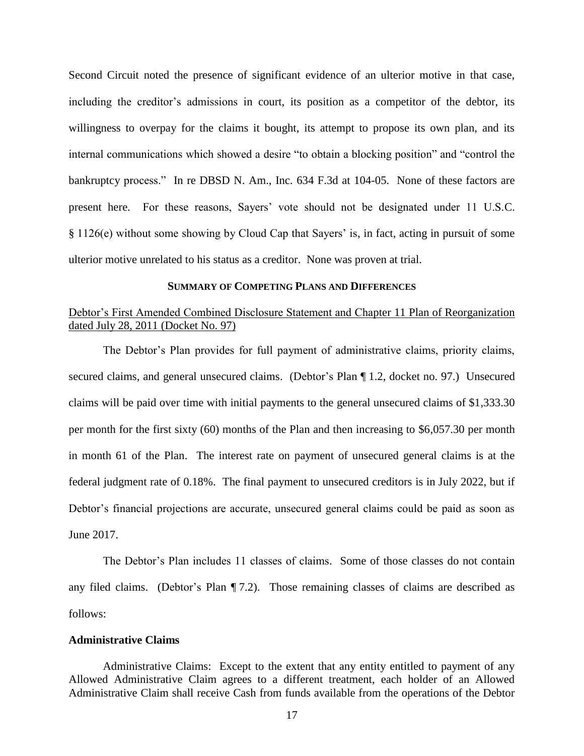Second Circuit noted the presence of significant evidence of an ulterior motive in that case, including the creditor's admissions in court, its position as a competitor of the debtor, its willingness to overpay for the claims it bought, its attempt to propose its own plan, and its internal communications which showed a desire "to obtain a blocking position" and "control the bankruptcy process." In re DBSD N. Am., Inc. 634 F.3d at 104-05. None of these factors are present here. For these reasons, Sayers' vote should not be designated under 11 U.S.C. § 1126(e) without some showing by Cloud Cap that Sayers' is, in fact, acting in pursuit of some ulterior motive unrelated to his status as a creditor. None was proven at trial.

## SUMMARY OF COMPETING PLANS AND DIFFERENCES

Debtor's First Amended Combined Disclosure Statement and Chapter 11 Plan of Reorganization dated July 28, 2011 (Docket No. 97)

The Debtor's Plan provides for full payment of administrative claims, priority claims, secured claims, and general unsecured claims. (Debtor's Plan ¶ 1.2, docket no. 97.) Unsecured claims will be paid over time with initial payments to the general unsecured claims of $1,333.30 per month for the first sixty (60) months of the Plan and then increasing to $6,057.30 per month in month 61 of the Plan. The interest rate on payment of unsecured general claims is at the federal judgment rate of 0.18%. The final payment to unsecured creditors is in July 2022, but if Debtor's financial projections are accurate, unsecured general claims could be paid as soon as June 2017.

The Debtor's Plan includes 11 classes of claims. Some of those classes do not contain any filed claims. (Debtor's Plan ¶ 7.2). Those remaining classes of claims are described as follows:

**Administrative Claims**

Administrative Claims: Except to the extent that any entity entitled to payment of any Allowed Administrative Claim agrees to a different treatment, each holder of an Allowed Administrative Claim shall receive Cash from funds available from the operations of the Debtor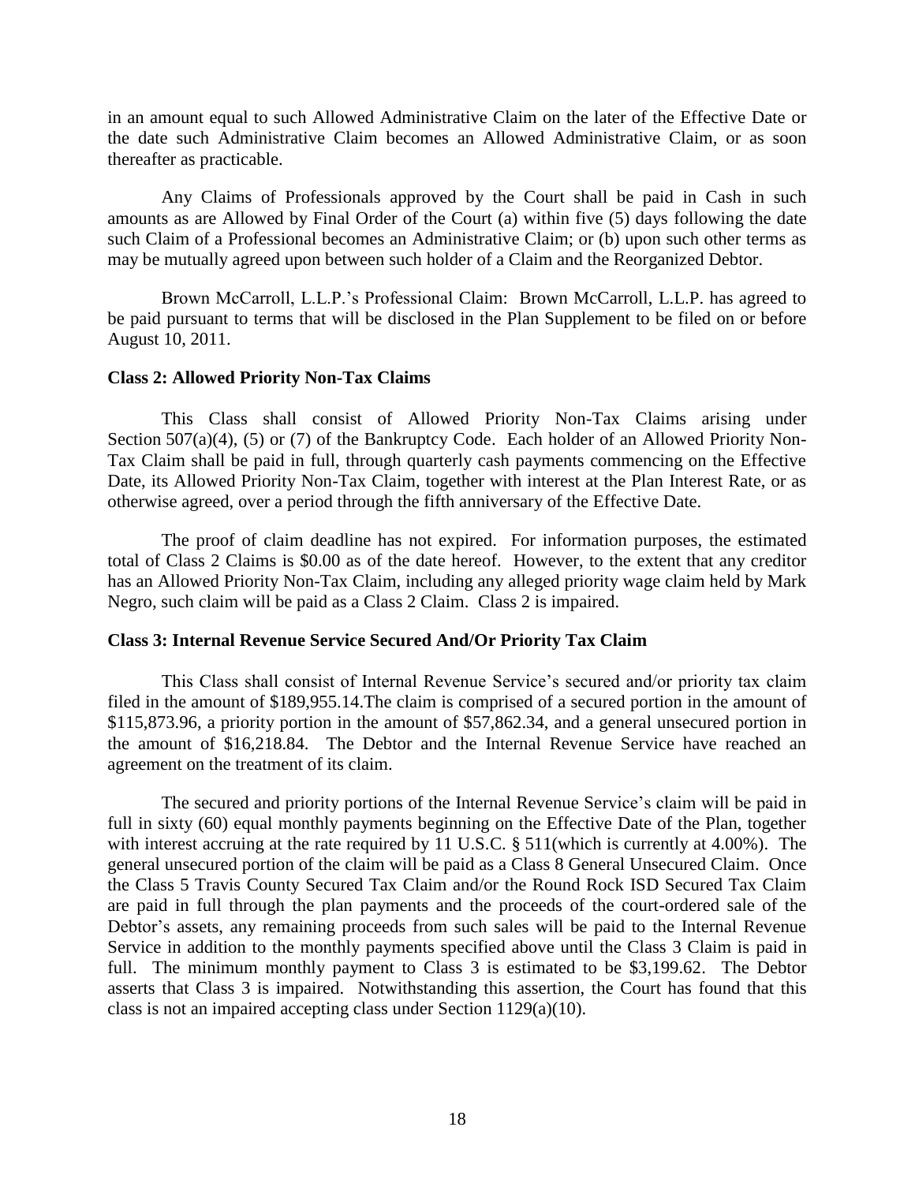in an amount equal to such Allowed Administrative Claim on the later of the Effective Date or the date such Administrative Claim becomes an Allowed Administrative Claim, or as soon thereafter as practicable.

Any Claims of Professionals approved by the Court shall be paid in Cash in such amounts as are Allowed by Final Order of the Court (a) within five (5) days following the date such Claim of a Professional becomes an Administrative Claim; or (b) upon such other terms as may be mutually agreed upon between such holder of a Claim and the Reorganized Debtor.

Brown McCarroll, L.L.P.'s Professional Claim: Brown McCarroll, L.L.P. has agreed to be paid pursuant to terms that will be disclosed in the Plan Supplement to be filed on or before August 10, 2011.

**Class 2: Allowed Priority Non-Tax Claims**

This Class shall consist of Allowed Priority Non-Tax Claims arising under Section 507(a)(4), (5) or (7) of the Bankruptcy Code. Each holder of an Allowed Priority Non-Tax Claim shall be paid in full, through quarterly cash payments commencing on the Effective Date, its Allowed Priority Non-Tax Claim, together with interest at the Plan Interest Rate, or as otherwise agreed, over a period through the fifth anniversary of the Effective Date.

The proof of claim deadline has not expired. For information purposes, the estimated total of Class 2 Claims is $0.00 as of the date hereof. However, to the extent that any creditor has an Allowed Priority Non-Tax Claim, including any alleged priority wage claim held by Mark Negro, such claim will be paid as a Class 2 Claim. Class 2 is impaired.

**Class 3: Internal Revenue Service Secured And/Or Priority Tax Claim**

This Class shall consist of Internal Revenue Service's secured and/or priority tax claim filed in the amount of $189,955.14.The claim is comprised of a secured portion in the amount of $115,873.96, a priority portion in the amount of $57,862.34, and a general unsecured portion in the amount of $16,218.84. The Debtor and the Internal Revenue Service have reached an agreement on the treatment of its claim.

The secured and priority portions of the Internal Revenue Service's claim will be paid in full in sixty (60) equal monthly payments beginning on the Effective Date of the Plan, together with interest accruing at the rate required by 11 U.S.C. § 511(which is currently at 4.00%). The general unsecured portion of the claim will be paid as a Class 8 General Unsecured Claim. Once the Class 5 Travis County Secured Tax Claim and/or the Round Rock ISD Secured Tax Claim are paid in full through the plan payments and the proceeds of the court-ordered sale of the Debtor's assets, any remaining proceeds from such sales will be paid to the Internal Revenue Service in addition to the monthly payments specified above until the Class 3 Claim is paid in full. The minimum monthly payment to Class 3 is estimated to be $3,199.62. The Debtor asserts that Class 3 is impaired. Notwithstanding this assertion, the Court has found that this class is not an impaired accepting class under Section 1129(a)(10).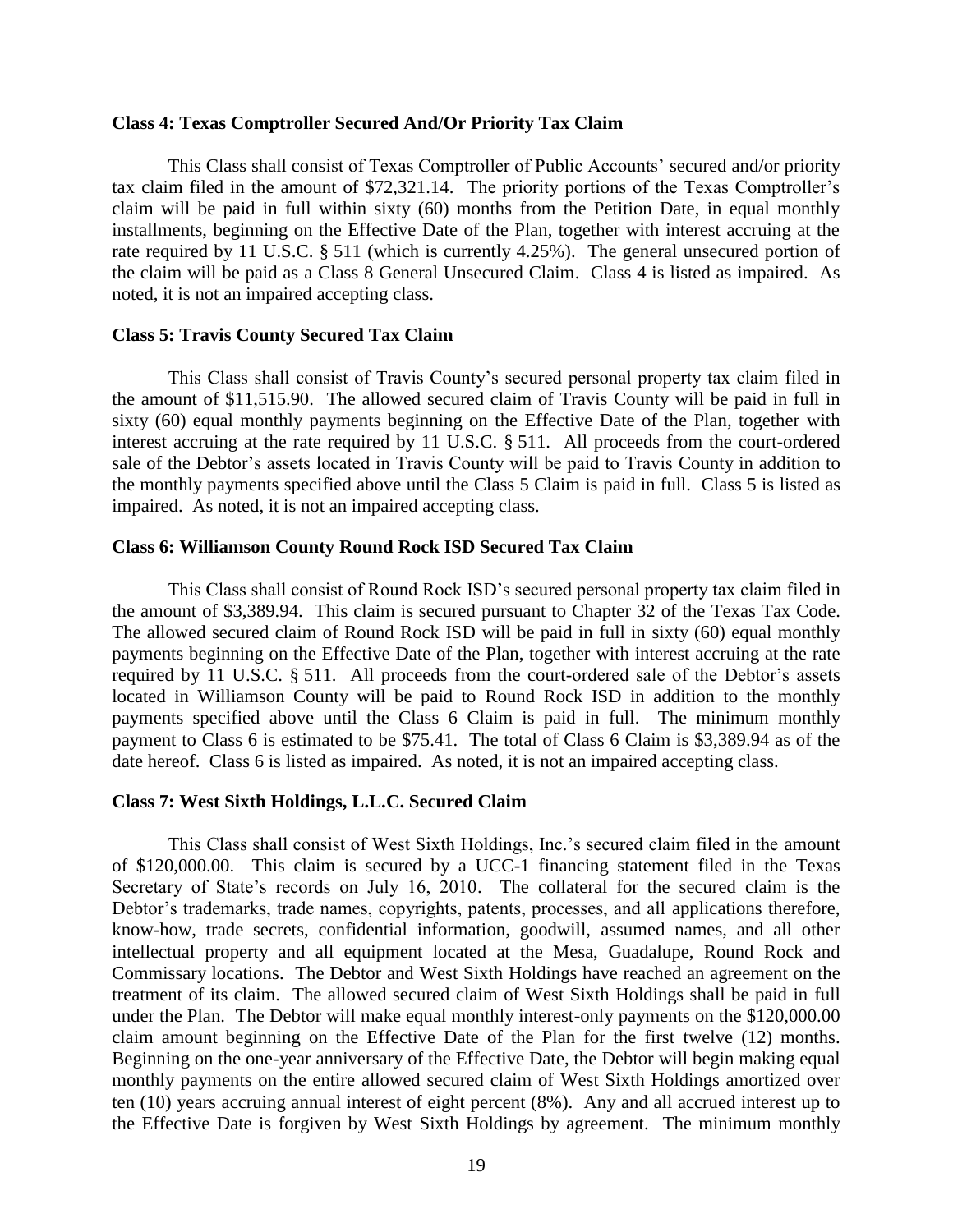**Class 4: Texas Comptroller Secured And/Or Priority Tax Claim**

This Class shall consist of Texas Comptroller of Public Accounts' secured and/or priority tax claim filed in the amount of $72,321.14. The priority portions of the Texas Comptroller's claim will be paid in full within sixty (60) months from the Petition Date, in equal monthly installments, beginning on the Effective Date of the Plan, together with interest accruing at the rate required by 11 U.S.C. § 511 (which is currently 4.25%). The general unsecured portion of the claim will be paid as a Class 8 General Unsecured Claim. Class 4 is listed as impaired. As noted, it is not an impaired accepting class.

**Class 5: Travis County Secured Tax Claim**

This Class shall consist of Travis County's secured personal property tax claim filed in the amount of $11,515.90. The allowed secured claim of Travis County will be paid in full in sixty (60) equal monthly payments beginning on the Effective Date of the Plan, together with interest accruing at the rate required by 11 U.S.C. § 511. All proceeds from the court-ordered sale of the Debtor's assets located in Travis County will be paid to Travis County in addition to the monthly payments specified above until the Class 5 Claim is paid in full. Class 5 is listed as impaired. As noted, it is not an impaired accepting class.

**Class 6: Williamson County Round Rock ISD Secured Tax Claim**

This Class shall consist of Round Rock ISD's secured personal property tax claim filed in the amount of $3,389.94. This claim is secured pursuant to Chapter 32 of the Texas Tax Code. The allowed secured claim of Round Rock ISD will be paid in full in sixty (60) equal monthly payments beginning on the Effective Date of the Plan, together with interest accruing at the rate required by 11 U.S.C. § 511. All proceeds from the court-ordered sale of the Debtor's assets located in Williamson County will be paid to Round Rock ISD in addition to the monthly payments specified above until the Class 6 Claim is paid in full. The minimum monthly payment to Class 6 is estimated to be $75.41. The total of Class 6 Claim is $3,389.94 as of the date hereof. Class 6 is listed as impaired. As noted, it is not an impaired accepting class.

**Class 7: West Sixth Holdings, L.L.C. Secured Claim**

This Class shall consist of West Sixth Holdings, Inc.'s secured claim filed in the amount of $120,000.00. This claim is secured by a UCC-1 financing statement filed in the Texas Secretary of State's records on July 16, 2010. The collateral for the secured claim is the Debtor's trademarks, trade names, copyrights, patents, processes, and all applications therefore, know-how, trade secrets, confidential information, goodwill, assumed names, and all other intellectual property and all equipment located at the Mesa, Guadalupe, Round Rock and Commissary locations. The Debtor and West Sixth Holdings have reached an agreement on the treatment of its claim. The allowed secured claim of West Sixth Holdings shall be paid in full under the Plan. The Debtor will make equal monthly interest-only payments on the $120,000.00 claim amount beginning on the Effective Date of the Plan for the first twelve (12) months. Beginning on the one-year anniversary of the Effective Date, the Debtor will begin making equal monthly payments on the entire allowed secured claim of West Sixth Holdings amortized over ten (10) years accruing annual interest of eight percent (8%). Any and all accrued interest up to the Effective Date is forgiven by West Sixth Holdings by agreement. The minimum monthly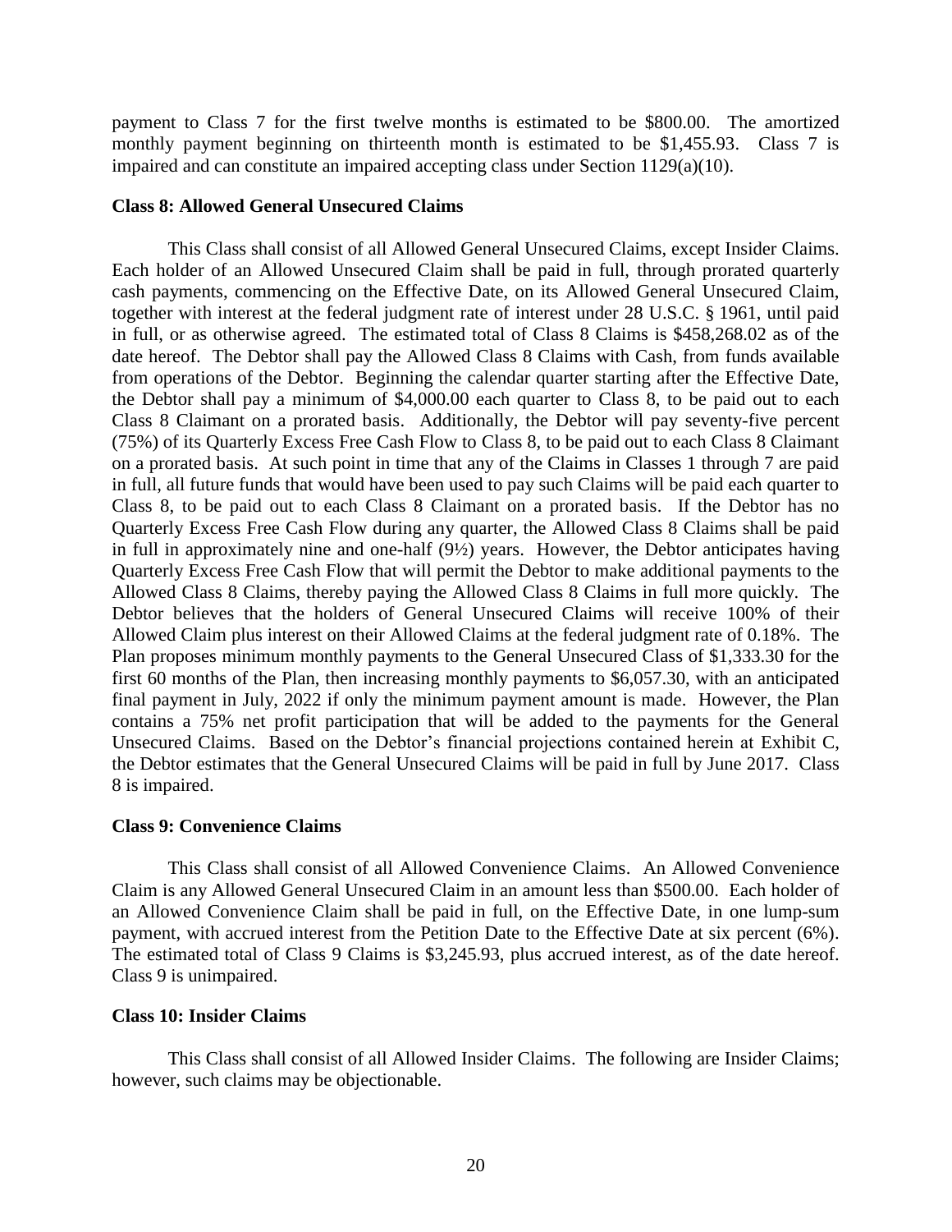payment to Class 7 for the first twelve months is estimated to be $800.00. The amortized monthly payment beginning on thirteenth month is estimated to be $1,455.93. Class 7 is impaired and can constitute an impaired accepting class under Section 1129(a)(10).

**Class 8: Allowed General Unsecured Claims**

This Class shall consist of all Allowed General Unsecured Claims, except Insider Claims. Each holder of an Allowed Unsecured Claim shall be paid in full, through prorated quarterly cash payments, commencing on the Effective Date, on its Allowed General Unsecured Claim, together with interest at the federal judgment rate of interest under 28 U.S.C. § 1961, until paid in full, or as otherwise agreed. The estimated total of Class 8 Claims is $458,268.02 as of the date hereof. The Debtor shall pay the Allowed Class 8 Claims with Cash, from funds available from operations of the Debtor. Beginning the calendar quarter starting after the Effective Date, the Debtor shall pay a minimum of $4,000.00 each quarter to Class 8, to be paid out to each Class 8 Claimant on a prorated basis. Additionally, the Debtor will pay seventy-five percent (75%) of its Quarterly Excess Free Cash Flow to Class 8, to be paid out to each Class 8 Claimant on a prorated basis. At such point in time that any of the Claims in Classes 1 through 7 are paid in full, all future funds that would have been used to pay such Claims will be paid each quarter to Class 8, to be paid out to each Class 8 Claimant on a prorated basis. If the Debtor has no Quarterly Excess Free Cash Flow during any quarter, the Allowed Class 8 Claims shall be paid in full in approximately nine and one-half (9½) years. However, the Debtor anticipates having Quarterly Excess Free Cash Flow that will permit the Debtor to make additional payments to the Allowed Class 8 Claims, thereby paying the Allowed Class 8 Claims in full more quickly. The Debtor believes that the holders of General Unsecured Claims will receive 100% of their Allowed Claim plus interest on their Allowed Claims at the federal judgment rate of 0.18%. The Plan proposes minimum monthly payments to the General Unsecured Class of $1,333.30 for the first 60 months of the Plan, then increasing monthly payments to $6,057.30, with an anticipated final payment in July, 2022 if only the minimum payment amount is made. However, the Plan contains a 75% net profit participation that will be added to the payments for the General Unsecured Claims. Based on the Debtor's financial projections contained herein at Exhibit C, the Debtor estimates that the General Unsecured Claims will be paid in full by June 2017. Class 8 is impaired.

**Class 9: Convenience Claims**

This Class shall consist of all Allowed Convenience Claims. An Allowed Convenience Claim is any Allowed General Unsecured Claim in an amount less than $500.00. Each holder of an Allowed Convenience Claim shall be paid in full, on the Effective Date, in one lump-sum payment, with accrued interest from the Petition Date to the Effective Date at six percent (6%). The estimated total of Class 9 Claims is $3,245.93, plus accrued interest, as of the date hereof. Class 9 is unimpaired.

**Class 10: Insider Claims**

This Class shall consist of all Allowed Insider Claims. The following are Insider Claims; however, such claims may be objectionable.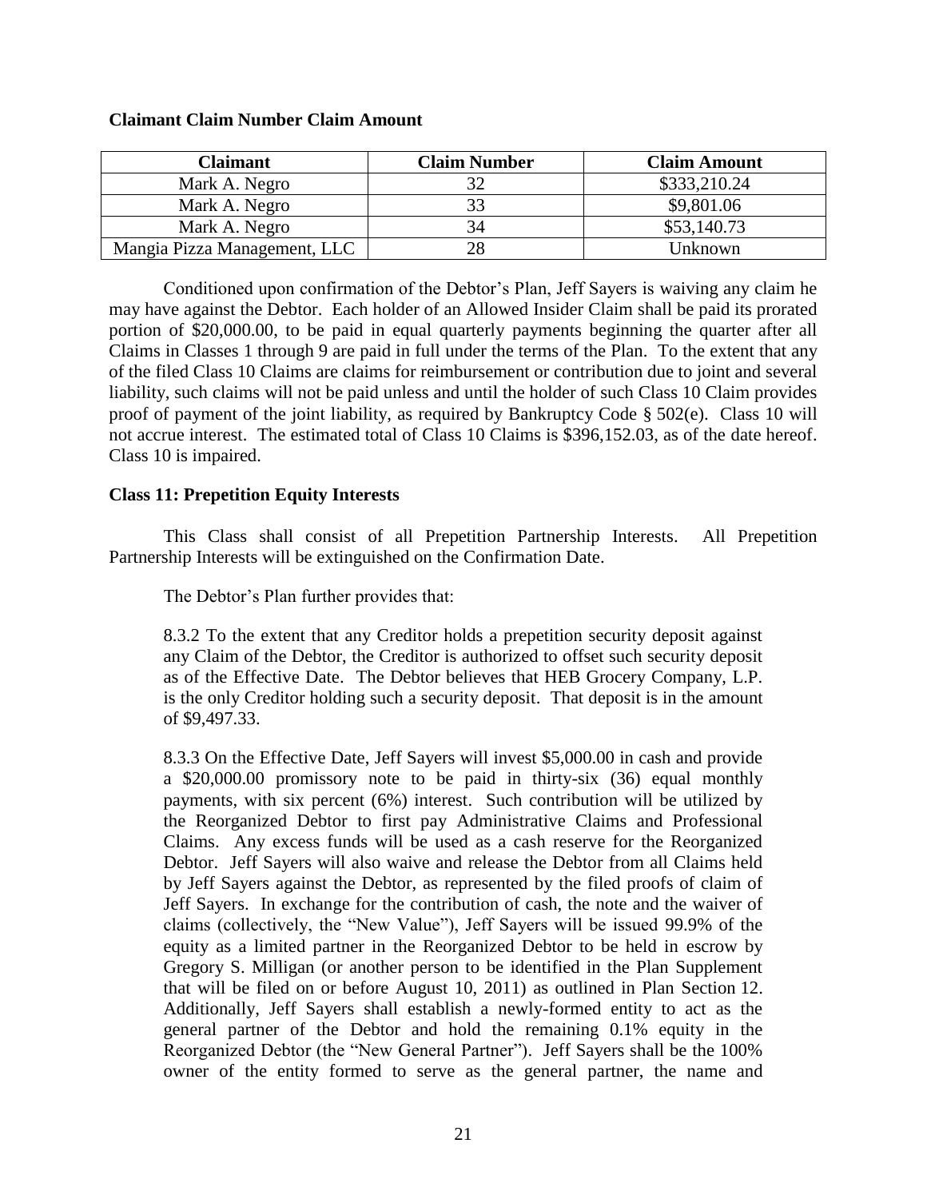**Claimant Claim Number Claim Amount**

| Claimant | Claim Number | Claim Amount |
|---|---|---|
| Mark A. Negro | 32 | $333,210.24 |
| Mark A. Negro | 33 | $9,801.06 |
| Mark A. Negro | 34 | $53,140.73 |
| Mangia Pizza Management, LLC | 28 | Unknown |

Conditioned upon confirmation of the Debtor's Plan, Jeff Sayers is waiving any claim he may have against the Debtor. Each holder of an Allowed Insider Claim shall be paid its prorated portion of $20,000.00, to be paid in equal quarterly payments beginning the quarter after all Claims in Classes 1 through 9 are paid in full under the terms of the Plan. To the extent that any of the filed Class 10 Claims are claims for reimbursement or contribution due to joint and several liability, such claims will not be paid unless and until the holder of such Class 10 Claim provides proof of payment of the joint liability, as required by Bankruptcy Code § 502(e). Class 10 will not accrue interest. The estimated total of Class 10 Claims is $396,152.03, as of the date hereof. Class 10 is impaired.

**Class 11: Prepetition Equity Interests**

This Class shall consist of all Prepetition Partnership Interests. All Prepetition Partnership Interests will be extinguished on the Confirmation Date.

The Debtor's Plan further provides that:

> 8.3.2 To the extent that any Creditor holds a prepetition security deposit against any Claim of the Debtor, the Creditor is authorized to offset such security deposit as of the Effective Date. The Debtor believes that HEB Grocery Company, L.P. is the only Creditor holding such a security deposit. That deposit is in the amount of $9,497.33.
>
> 8.3.3 On the Effective Date, Jeff Sayers will invest $5,000.00 in cash and provide a $20,000.00 promissory note to be paid in thirty-six (36) equal monthly payments, with six percent (6%) interest. Such contribution will be utilized by the Reorganized Debtor to first pay Administrative Claims and Professional Claims. Any excess funds will be used as a cash reserve for the Reorganized Debtor. Jeff Sayers will also waive and release the Debtor from all Claims held by Jeff Sayers against the Debtor, as represented by the filed proofs of claim of Jeff Sayers. In exchange for the contribution of cash, the note and the waiver of claims (collectively, the "New Value"), Jeff Sayers will be issued 99.9% of the equity as a limited partner in the Reorganized Debtor to be held in escrow by Gregory S. Milligan (or another person to be identified in the Plan Supplement that will be filed on or before August 10, 2011) as outlined in Plan Section 12. Additionally, Jeff Sayers shall establish a newly-formed entity to act as the general partner of the Debtor and hold the remaining 0.1% equity in the Reorganized Debtor (the "New General Partner"). Jeff Sayers shall be the 100% owner of the entity formed to serve as the general partner, the name and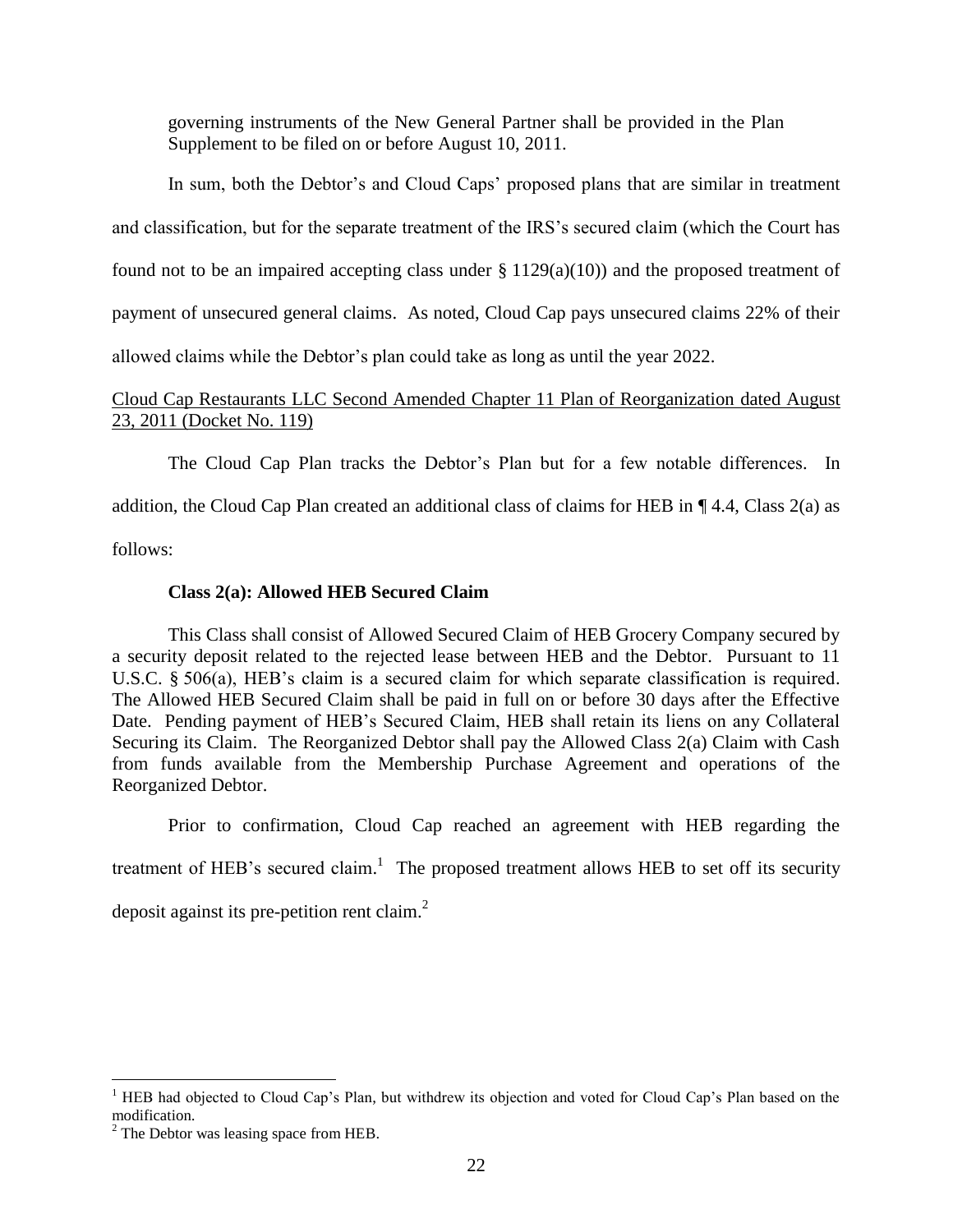governing instruments of the New General Partner shall be provided in the Plan Supplement to be filed on or before August 10, 2011.

In sum, both the Debtor's and Cloud Caps' proposed plans that are similar in treatment and classification, but for the separate treatment of the IRS's secured claim (which the Court has found not to be an impaired accepting class under § 1129(a)(10)) and the proposed treatment of payment of unsecured general claims. As noted, Cloud Cap pays unsecured claims 22% of their allowed claims while the Debtor's plan could take as long as until the year 2022.

Cloud Cap Restaurants LLC Second Amended Chapter 11 Plan of Reorganization dated August 23, 2011 (Docket No. 119)

The Cloud Cap Plan tracks the Debtor's Plan but for a few notable differences. In addition, the Cloud Cap Plan created an additional class of claims for HEB in ¶ 4.4, Class 2(a) as follows:

**Class 2(a): Allowed HEB Secured Claim**

This Class shall consist of Allowed Secured Claim of HEB Grocery Company secured by a security deposit related to the rejected lease between HEB and the Debtor. Pursuant to 11 U.S.C. § 506(a), HEB's claim is a secured claim for which separate classification is required. The Allowed HEB Secured Claim shall be paid in full on or before 30 days after the Effective Date. Pending payment of HEB's Secured Claim, HEB shall retain its liens on any Collateral Securing its Claim. The Reorganized Debtor shall pay the Allowed Class 2(a) Claim with Cash from funds available from the Membership Purchase Agreement and operations of the Reorganized Debtor.

Prior to confirmation, Cloud Cap reached an agreement with HEB regarding the treatment of HEB's secured claim.[1] The proposed treatment allows HEB to set off its security deposit against its pre-petition rent claim.[2]

---

[1] HEB had objected to Cloud Cap's Plan, but withdrew its objection and voted for Cloud Cap's Plan based on the modification.

[2] The Debtor was leasing space from HEB.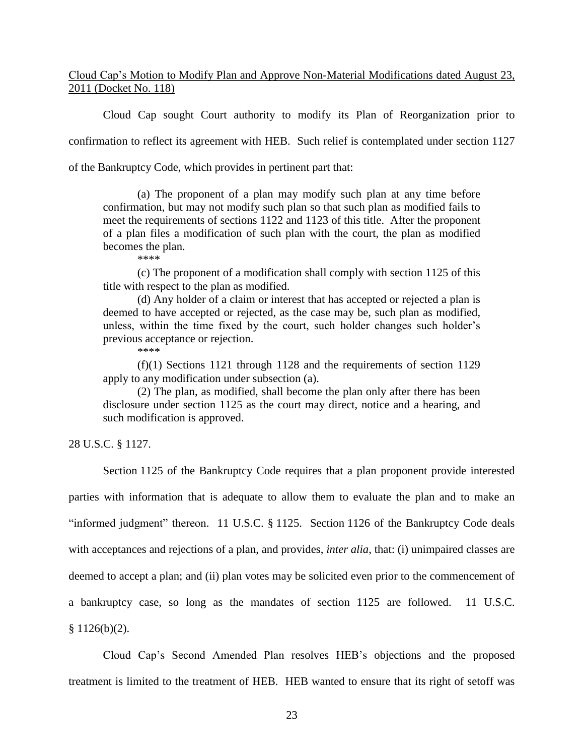<u>Cloud Cap's Motion to Modify Plan and Approve Non-Material Modifications dated August 23, 2011 (Docket No. 118)</u>

Cloud Cap sought Court authority to modify its Plan of Reorganization prior to confirmation to reflect its agreement with HEB. Such relief is contemplated under section 1127 of the Bankruptcy Code, which provides in pertinent part that:

> (a) The proponent of a plan may modify such plan at any time before confirmation, but may not modify such plan so that such plan as modified fails to meet the requirements of sections 1122 and 1123 of this title. After the proponent of a plan files a modification of such plan with the court, the plan as modified becomes the plan.
>
> \*\*\*\*
>
> (c) The proponent of a modification shall comply with section 1125 of this title with respect to the plan as modified.
>
> (d) Any holder of a claim or interest that has accepted or rejected a plan is deemed to have accepted or rejected, as the case may be, such plan as modified, unless, within the time fixed by the court, such holder changes such holder's previous acceptance or rejection.
>
> \*\*\*\*
>
> (f)(1) Sections 1121 through 1128 and the requirements of section 1129 apply to any modification under subsection (a).
>
> (2) The plan, as modified, shall become the plan only after there has been disclosure under section 1125 as the court may direct, notice and a hearing, and such modification is approved.

28 U.S.C. § 1127.

Section 1125 of the Bankruptcy Code requires that a plan proponent provide interested parties with information that is adequate to allow them to evaluate the plan and to make an "informed judgment" thereon. 11 U.S.C. § 1125. Section 1126 of the Bankruptcy Code deals with acceptances and rejections of a plan, and provides, *inter alia*, that: (i) unimpaired classes are deemed to accept a plan; and (ii) plan votes may be solicited even prior to the commencement of a bankruptcy case, so long as the mandates of section 1125 are followed. 11 U.S.C. § 1126(b)(2).

Cloud Cap's Second Amended Plan resolves HEB's objections and the proposed treatment is limited to the treatment of HEB. HEB wanted to ensure that its right of setoff was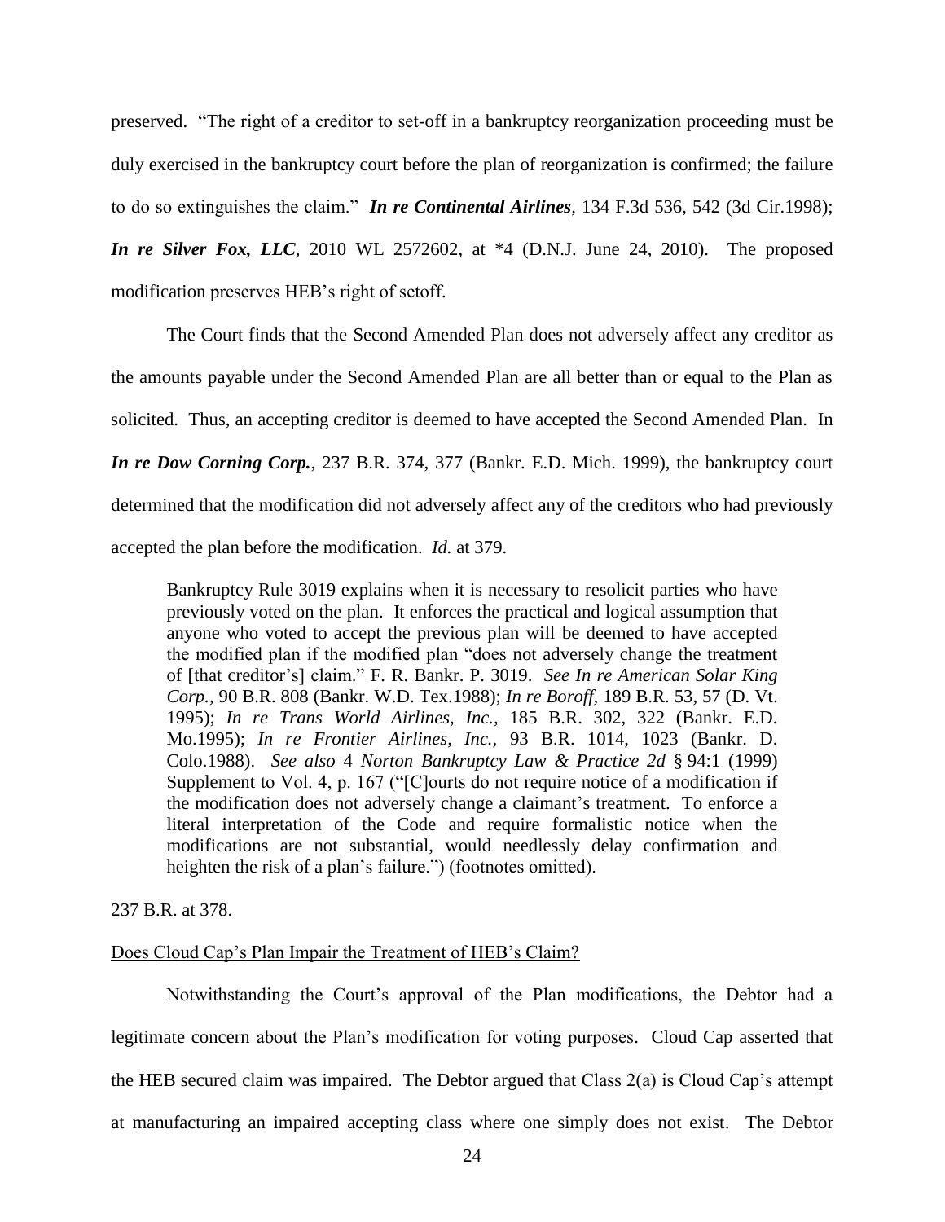preserved. "The right of a creditor to set-off in a bankruptcy reorganization proceeding must be duly exercised in the bankruptcy court before the plan of reorganization is confirmed; the failure to do so extinguishes the claim." ***In re Continental Airlines***, 134 F.3d 536, 542 (3d Cir.1998); ***In re Silver Fox, LLC***, 2010 WL 2572602, at *4 (D.N.J. June 24, 2010). The proposed modification preserves HEB's right of setoff.

The Court finds that the Second Amended Plan does not adversely affect any creditor as the amounts payable under the Second Amended Plan are all better than or equal to the Plan as solicited. Thus, an accepting creditor is deemed to have accepted the Second Amended Plan. In ***In re Dow Corning Corp.***, 237 B.R. 374, 377 (Bankr. E.D. Mich. 1999), the bankruptcy court determined that the modification did not adversely affect any of the creditors who had previously accepted the plan before the modification. *Id.* at 379.

> Bankruptcy Rule 3019 explains when it is necessary to resolicit parties who have previously voted on the plan. It enforces the practical and logical assumption that anyone who voted to accept the previous plan will be deemed to have accepted the modified plan if the modified plan "does not adversely change the treatment of [that creditor's] claim." F. R. Bankr. P. 3019. *See In re American Solar King Corp.,* 90 B.R. 808 (Bankr. W.D. Tex.1988); *In re Boroff*, 189 B.R. 53, 57 (D. Vt. 1995); *In re Trans World Airlines, Inc.,* 185 B.R. 302, 322 (Bankr. E.D. Mo.1995); *In re Frontier Airlines, Inc.,* 93 B.R. 1014, 1023 (Bankr. D. Colo.1988). *See also* 4 *Norton Bankruptcy Law & Practice 2d* § 94:1 (1999) Supplement to Vol. 4, p. 167 ("[C]ourts do not require notice of a modification if the modification does not adversely change a claimant's treatment. To enforce a literal interpretation of the Code and require formalistic notice when the modifications are not substantial, would needlessly delay confirmation and heighten the risk of a plan's failure.") (footnotes omitted).

237 B.R. at 378.

Does Cloud Cap's Plan Impair the Treatment of HEB's Claim?

Notwithstanding the Court's approval of the Plan modifications, the Debtor had a legitimate concern about the Plan's modification for voting purposes. Cloud Cap asserted that the HEB secured claim was impaired. The Debtor argued that Class 2(a) is Cloud Cap's attempt at manufacturing an impaired accepting class where one simply does not exist. The Debtor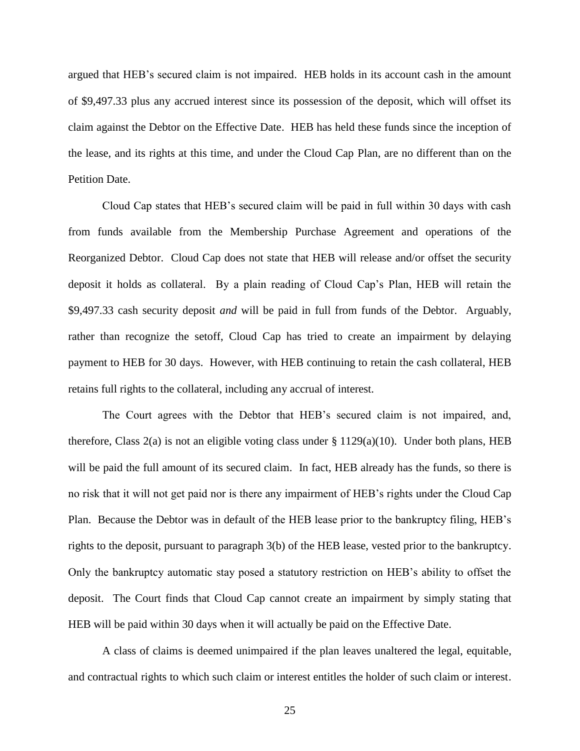argued that HEB's secured claim is not impaired. HEB holds in its account cash in the amount of $9,497.33 plus any accrued interest since its possession of the deposit, which will offset its claim against the Debtor on the Effective Date. HEB has held these funds since the inception of the lease, and its rights at this time, and under the Cloud Cap Plan, are no different than on the Petition Date.

Cloud Cap states that HEB's secured claim will be paid in full within 30 days with cash from funds available from the Membership Purchase Agreement and operations of the Reorganized Debtor. Cloud Cap does not state that HEB will release and/or offset the security deposit it holds as collateral. By a plain reading of Cloud Cap's Plan, HEB will retain the $9,497.33 cash security deposit *and* will be paid in full from funds of the Debtor. Arguably, rather than recognize the setoff, Cloud Cap has tried to create an impairment by delaying payment to HEB for 30 days. However, with HEB continuing to retain the cash collateral, HEB retains full rights to the collateral, including any accrual of interest.

The Court agrees with the Debtor that HEB's secured claim is not impaired, and, therefore, Class 2(a) is not an eligible voting class under § 1129(a)(10). Under both plans, HEB will be paid the full amount of its secured claim. In fact, HEB already has the funds, so there is no risk that it will not get paid nor is there any impairment of HEB's rights under the Cloud Cap Plan. Because the Debtor was in default of the HEB lease prior to the bankruptcy filing, HEB's rights to the deposit, pursuant to paragraph 3(b) of the HEB lease, vested prior to the bankruptcy. Only the bankruptcy automatic stay posed a statutory restriction on HEB's ability to offset the deposit. The Court finds that Cloud Cap cannot create an impairment by simply stating that HEB will be paid within 30 days when it will actually be paid on the Effective Date.

A class of claims is deemed unimpaired if the plan leaves unaltered the legal, equitable, and contractual rights to which such claim or interest entitles the holder of such claim or interest.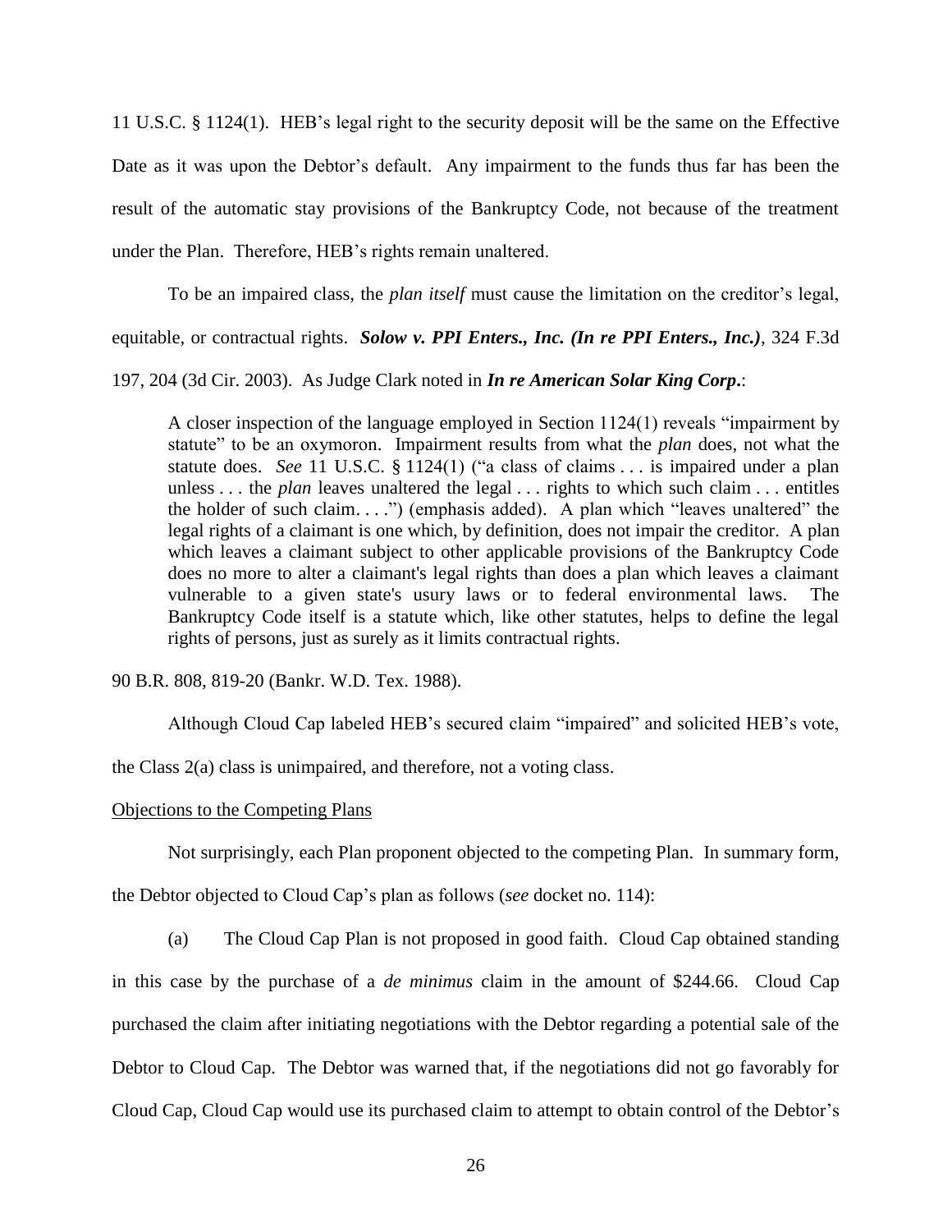11 U.S.C. § 1124(1). HEB's legal right to the security deposit will be the same on the Effective Date as it was upon the Debtor's default. Any impairment to the funds thus far has been the result of the automatic stay provisions of the Bankruptcy Code, not because of the treatment under the Plan. Therefore, HEB's rights remain unaltered.

To be an impaired class, the *plan itself* must cause the limitation on the creditor's legal, equitable, or contractual rights. ***Solow v. PPI Enters., Inc. (In re PPI Enters., Inc.)***, 324 F.3d 197, 204 (3d Cir. 2003). As Judge Clark noted in ***In re American Solar King Corp.***:

> A closer inspection of the language employed in Section 1124(1) reveals "impairment by statute" to be an oxymoron. Impairment results from what the *plan* does, not what the statute does. *See* 11 U.S.C. § 1124(1) ("a class of claims . . . is impaired under a plan unless . . . the *plan* leaves unaltered the legal . . . rights to which such claim . . . entitles the holder of such claim. . . .") (emphasis added). A plan which "leaves unaltered" the legal rights of a claimant is one which, by definition, does not impair the creditor. A plan which leaves a claimant subject to other applicable provisions of the Bankruptcy Code does no more to alter a claimant's legal rights than does a plan which leaves a claimant vulnerable to a given state's usury laws or to federal environmental laws. The Bankruptcy Code itself is a statute which, like other statutes, helps to define the legal rights of persons, just as surely as it limits contractual rights.

90 B.R. 808, 819-20 (Bankr. W.D. Tex. 1988).

Although Cloud Cap labeled HEB's secured claim "impaired" and solicited HEB's vote, the Class 2(a) class is unimpaired, and therefore, not a voting class.

<u>Objections to the Competing Plans</u>

Not surprisingly, each Plan proponent objected to the competing Plan. In summary form, the Debtor objected to Cloud Cap's plan as follows (*see* docket no. 114):

(a) The Cloud Cap Plan is not proposed in good faith. Cloud Cap obtained standing in this case by the purchase of a *de minimus* claim in the amount of $244.66. Cloud Cap purchased the claim after initiating negotiations with the Debtor regarding a potential sale of the Debtor to Cloud Cap. The Debtor was warned that, if the negotiations did not go favorably for Cloud Cap, Cloud Cap would use its purchased claim to attempt to obtain control of the Debtor's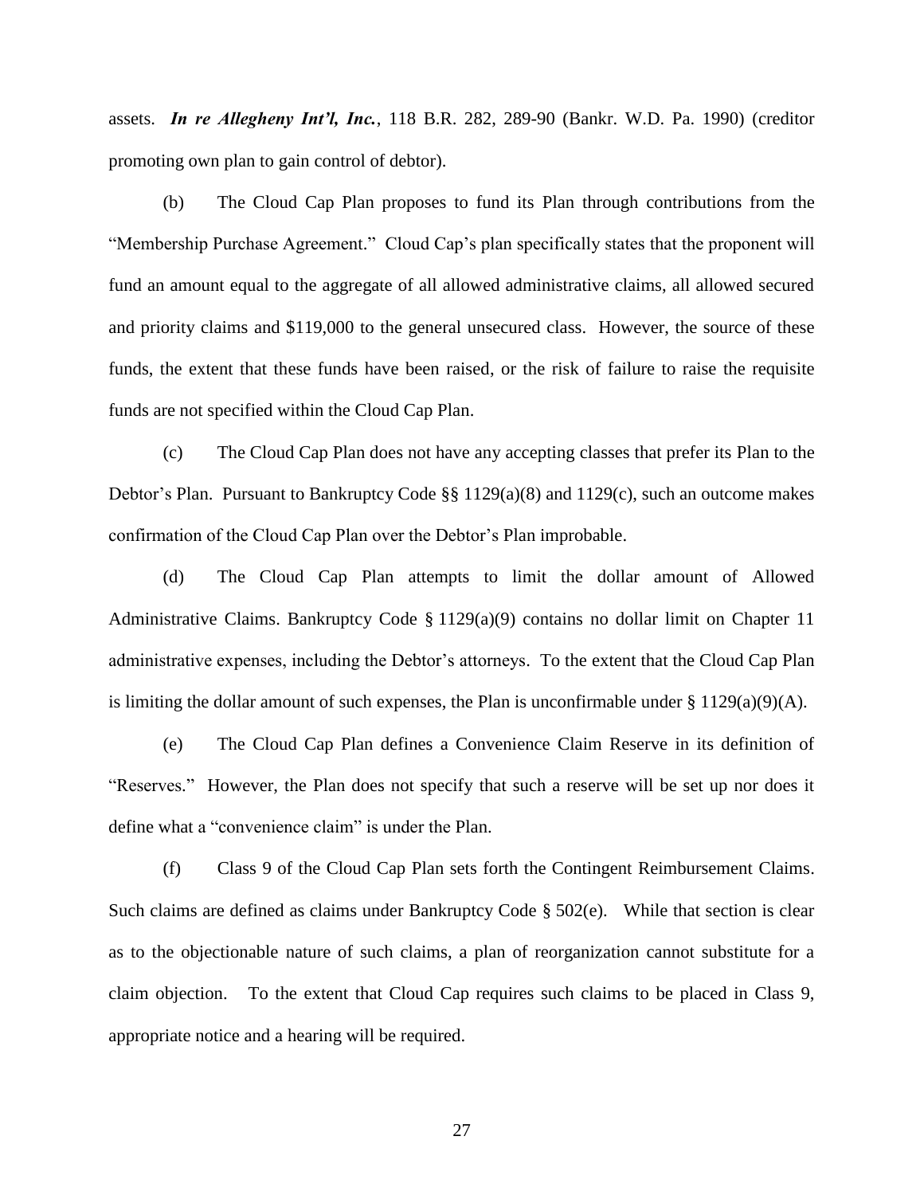assets. ***In re Allegheny Int'l, Inc.***, 118 B.R. 282, 289-90 (Bankr. W.D. Pa. 1990) (creditor promoting own plan to gain control of debtor).

(b) The Cloud Cap Plan proposes to fund its Plan through contributions from the "Membership Purchase Agreement." Cloud Cap's plan specifically states that the proponent will fund an amount equal to the aggregate of all allowed administrative claims, all allowed secured and priority claims and $119,000 to the general unsecured class. However, the source of these funds, the extent that these funds have been raised, or the risk of failure to raise the requisite funds are not specified within the Cloud Cap Plan.

(c) The Cloud Cap Plan does not have any accepting classes that prefer its Plan to the Debtor's Plan. Pursuant to Bankruptcy Code §§ 1129(a)(8) and 1129(c), such an outcome makes confirmation of the Cloud Cap Plan over the Debtor's Plan improbable.

(d) The Cloud Cap Plan attempts to limit the dollar amount of Allowed Administrative Claims. Bankruptcy Code § 1129(a)(9) contains no dollar limit on Chapter 11 administrative expenses, including the Debtor's attorneys. To the extent that the Cloud Cap Plan is limiting the dollar amount of such expenses, the Plan is unconfirmable under § 1129(a)(9)(A).

(e) The Cloud Cap Plan defines a Convenience Claim Reserve in its definition of "Reserves." However, the Plan does not specify that such a reserve will be set up nor does it define what a "convenience claim" is under the Plan.

(f) Class 9 of the Cloud Cap Plan sets forth the Contingent Reimbursement Claims. Such claims are defined as claims under Bankruptcy Code § 502(e). While that section is clear as to the objectionable nature of such claims, a plan of reorganization cannot substitute for a claim objection. To the extent that Cloud Cap requires such claims to be placed in Class 9, appropriate notice and a hearing will be required.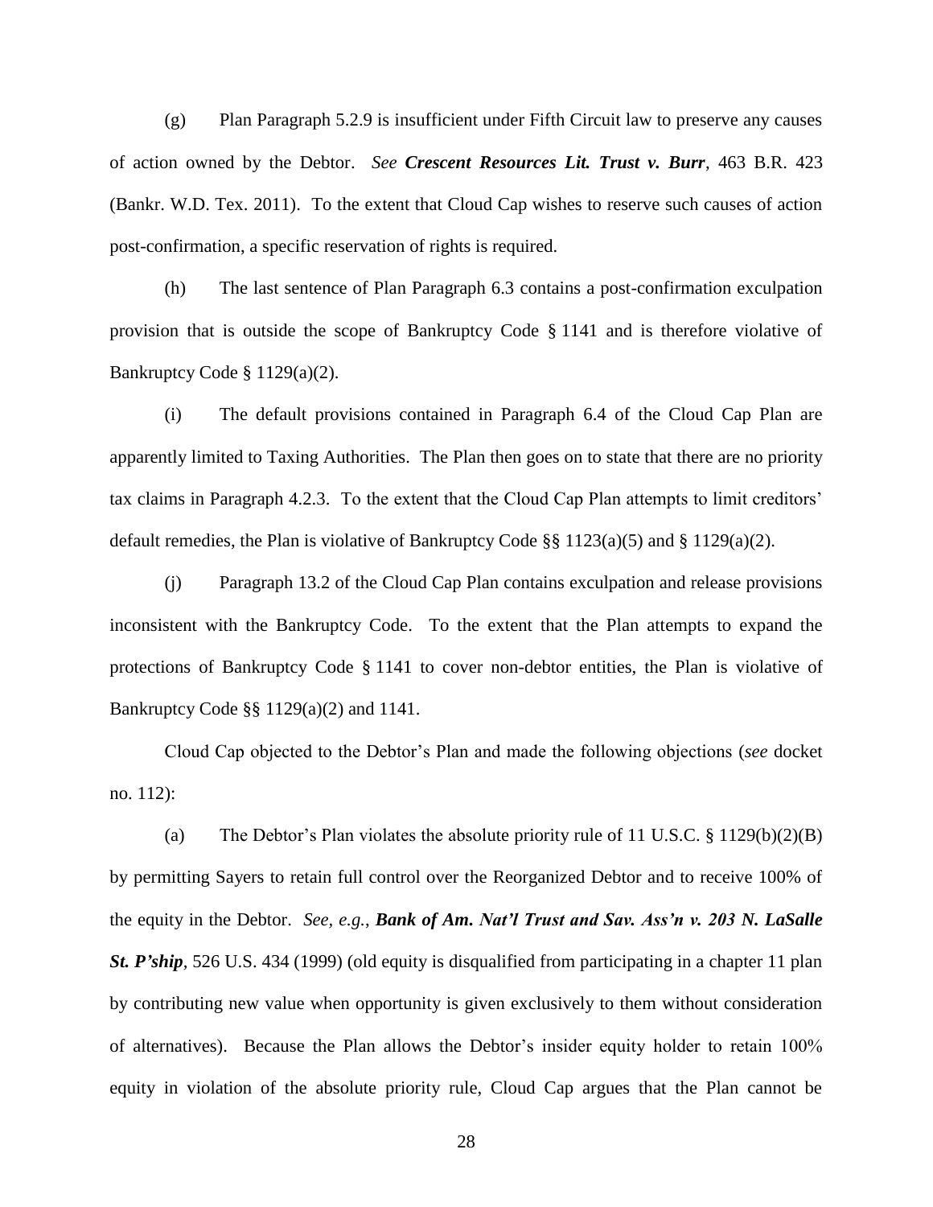(g) Plan Paragraph 5.2.9 is insufficient under Fifth Circuit law to preserve any causes of action owned by the Debtor. *See* ***Crescent Resources Lit. Trust v. Burr***, 463 B.R. 423 (Bankr. W.D. Tex. 2011). To the extent that Cloud Cap wishes to reserve such causes of action post-confirmation, a specific reservation of rights is required.

(h) The last sentence of Plan Paragraph 6.3 contains a post-confirmation exculpation provision that is outside the scope of Bankruptcy Code § 1141 and is therefore violative of Bankruptcy Code § 1129(a)(2).

(i) The default provisions contained in Paragraph 6.4 of the Cloud Cap Plan are apparently limited to Taxing Authorities. The Plan then goes on to state that there are no priority tax claims in Paragraph 4.2.3. To the extent that the Cloud Cap Plan attempts to limit creditors' default remedies, the Plan is violative of Bankruptcy Code §§ 1123(a)(5) and § 1129(a)(2).

(j) Paragraph 13.2 of the Cloud Cap Plan contains exculpation and release provisions inconsistent with the Bankruptcy Code. To the extent that the Plan attempts to expand the protections of Bankruptcy Code § 1141 to cover non-debtor entities, the Plan is violative of Bankruptcy Code §§ 1129(a)(2) and 1141.

Cloud Cap objected to the Debtor's Plan and made the following objections (*see* docket no. 112):

(a) The Debtor's Plan violates the absolute priority rule of 11 U.S.C. § 1129(b)(2)(B) by permitting Sayers to retain full control over the Reorganized Debtor and to receive 100% of the equity in the Debtor. *See, e.g.*, ***Bank of Am. Nat'l Trust and Sav. Ass'n v. 203 N. LaSalle St. P'ship***, 526 U.S. 434 (1999) (old equity is disqualified from participating in a chapter 11 plan by contributing new value when opportunity is given exclusively to them without consideration of alternatives). Because the Plan allows the Debtor's insider equity holder to retain 100% equity in violation of the absolute priority rule, Cloud Cap argues that the Plan cannot be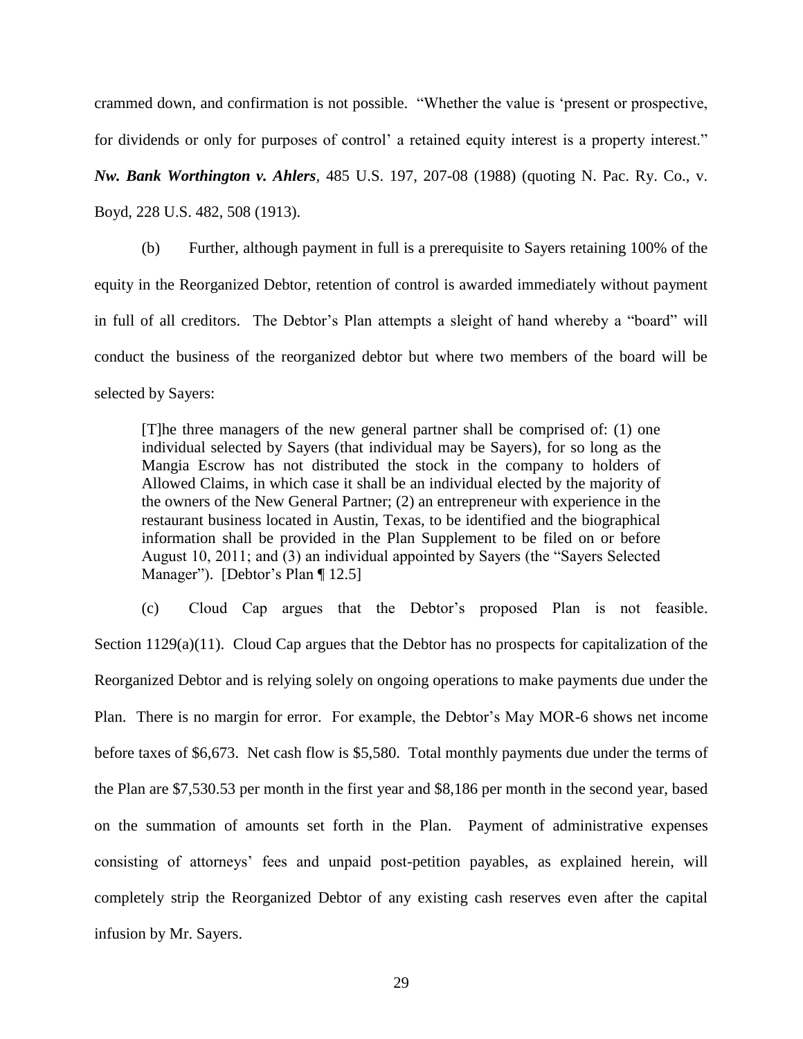crammed down, and confirmation is not possible. "Whether the value is 'present or prospective, for dividends or only for purposes of control' a retained equity interest is a property interest." ***Nw. Bank Worthington v. Ahlers***, 485 U.S. 197, 207-08 (1988) (quoting N. Pac. Ry. Co., v. Boyd, 228 U.S. 482, 508 (1913).

(b) Further, although payment in full is a prerequisite to Sayers retaining 100% of the equity in the Reorganized Debtor, retention of control is awarded immediately without payment in full of all creditors. The Debtor's Plan attempts a sleight of hand whereby a "board" will conduct the business of the reorganized debtor but where two members of the board will be selected by Sayers:

> [T]he three managers of the new general partner shall be comprised of: (1) one individual selected by Sayers (that individual may be Sayers), for so long as the Mangia Escrow has not distributed the stock in the company to holders of Allowed Claims, in which case it shall be an individual elected by the majority of the owners of the New General Partner; (2) an entrepreneur with experience in the restaurant business located in Austin, Texas, to be identified and the biographical information shall be provided in the Plan Supplement to be filed on or before August 10, 2011; and (3) an individual appointed by Sayers (the "Sayers Selected Manager"). [Debtor's Plan ¶ 12.5]

(c) Cloud Cap argues that the Debtor's proposed Plan is not feasible. Section 1129(a)(11). Cloud Cap argues that the Debtor has no prospects for capitalization of the Reorganized Debtor and is relying solely on ongoing operations to make payments due under the Plan. There is no margin for error. For example, the Debtor's May MOR-6 shows net income before taxes of $6,673. Net cash flow is $5,580. Total monthly payments due under the terms of the Plan are $7,530.53 per month in the first year and $8,186 per month in the second year, based on the summation of amounts set forth in the Plan. Payment of administrative expenses consisting of attorneys' fees and unpaid post-petition payables, as explained herein, will completely strip the Reorganized Debtor of any existing cash reserves even after the capital infusion by Mr. Sayers.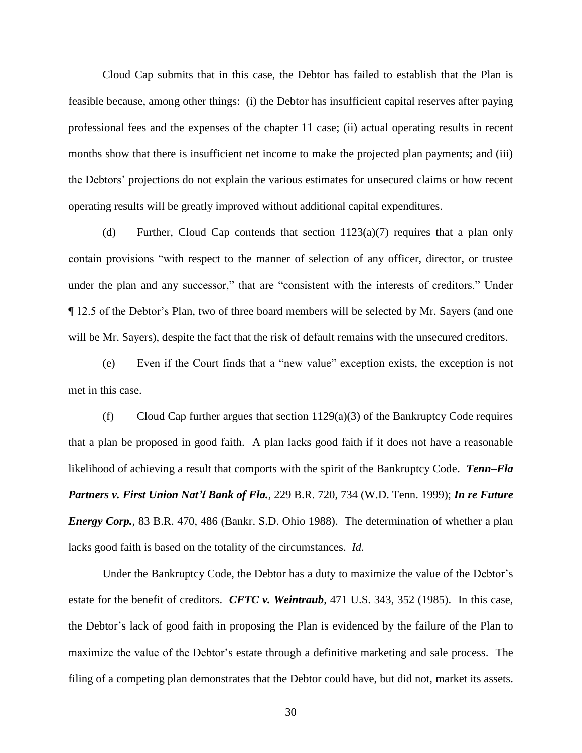Cloud Cap submits that in this case, the Debtor has failed to establish that the Plan is feasible because, among other things: (i) the Debtor has insufficient capital reserves after paying professional fees and the expenses of the chapter 11 case; (ii) actual operating results in recent months show that there is insufficient net income to make the projected plan payments; and (iii) the Debtors' projections do not explain the various estimates for unsecured claims or how recent operating results will be greatly improved without additional capital expenditures.

(d) Further, Cloud Cap contends that section 1123(a)(7) requires that a plan only contain provisions "with respect to the manner of selection of any officer, director, or trustee under the plan and any successor," that are "consistent with the interests of creditors." Under ¶ 12.5 of the Debtor's Plan, two of three board members will be selected by Mr. Sayers (and one will be Mr. Sayers), despite the fact that the risk of default remains with the unsecured creditors.

(e) Even if the Court finds that a "new value" exception exists, the exception is not met in this case.

(f) Cloud Cap further argues that section 1129(a)(3) of the Bankruptcy Code requires that a plan be proposed in good faith. A plan lacks good faith if it does not have a reasonable likelihood of achieving a result that comports with the spirit of the Bankruptcy Code. ***Tenn–Fla Partners v. First Union Nat'l Bank of Fla.***, 229 B.R. 720, 734 (W.D. Tenn. 1999); ***In re Future Energy Corp.***, 83 B.R. 470, 486 (Bankr. S.D. Ohio 1988). The determination of whether a plan lacks good faith is based on the totality of the circumstances. *Id.*

Under the Bankruptcy Code, the Debtor has a duty to maximize the value of the Debtor's estate for the benefit of creditors. ***CFTC v. Weintraub***, 471 U.S. 343, 352 (1985). In this case, the Debtor's lack of good faith in proposing the Plan is evidenced by the failure of the Plan to maximize the value of the Debtor's estate through a definitive marketing and sale process. The filing of a competing plan demonstrates that the Debtor could have, but did not, market its assets.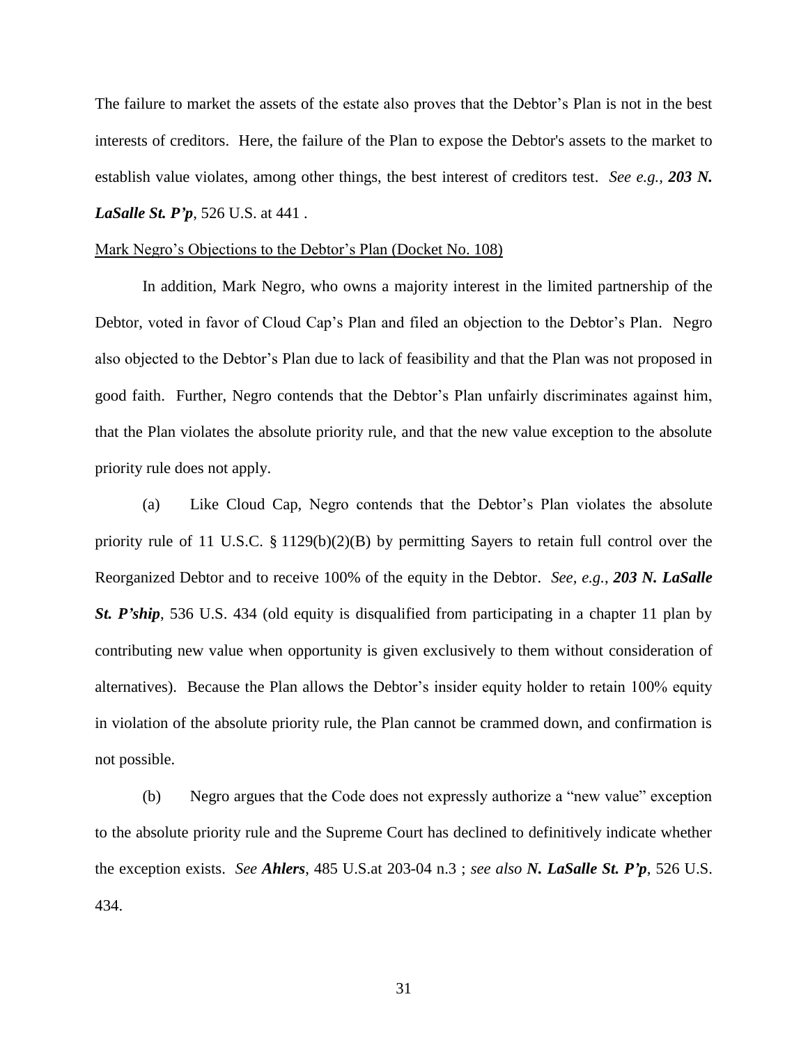The failure to market the assets of the estate also proves that the Debtor's Plan is not in the best interests of creditors. Here, the failure of the Plan to expose the Debtor's assets to the market to establish value violates, among other things, the best interest of creditors test. *See e.g.*, ***203 N. LaSalle St. P'p***, 526 U.S. at 441 .

Mark Negro's Objections to the Debtor's Plan (Docket No. 108)

In addition, Mark Negro, who owns a majority interest in the limited partnership of the Debtor, voted in favor of Cloud Cap's Plan and filed an objection to the Debtor's Plan. Negro also objected to the Debtor's Plan due to lack of feasibility and that the Plan was not proposed in good faith. Further, Negro contends that the Debtor's Plan unfairly discriminates against him, that the Plan violates the absolute priority rule, and that the new value exception to the absolute priority rule does not apply.

(a) Like Cloud Cap, Negro contends that the Debtor's Plan violates the absolute priority rule of 11 U.S.C. § 1129(b)(2)(B) by permitting Sayers to retain full control over the Reorganized Debtor and to receive 100% of the equity in the Debtor. *See, e.g.*, ***203 N. LaSalle St. P'ship***, 536 U.S. 434 (old equity is disqualified from participating in a chapter 11 plan by contributing new value when opportunity is given exclusively to them without consideration of alternatives). Because the Plan allows the Debtor's insider equity holder to retain 100% equity in violation of the absolute priority rule, the Plan cannot be crammed down, and confirmation is not possible.

(b) Negro argues that the Code does not expressly authorize a "new value" exception to the absolute priority rule and the Supreme Court has declined to definitively indicate whether the exception exists. *See* ***Ahlers***, 485 U.S.at 203-04 n.3 ; *see also* ***N. LaSalle St. P'p***, 526 U.S. 434.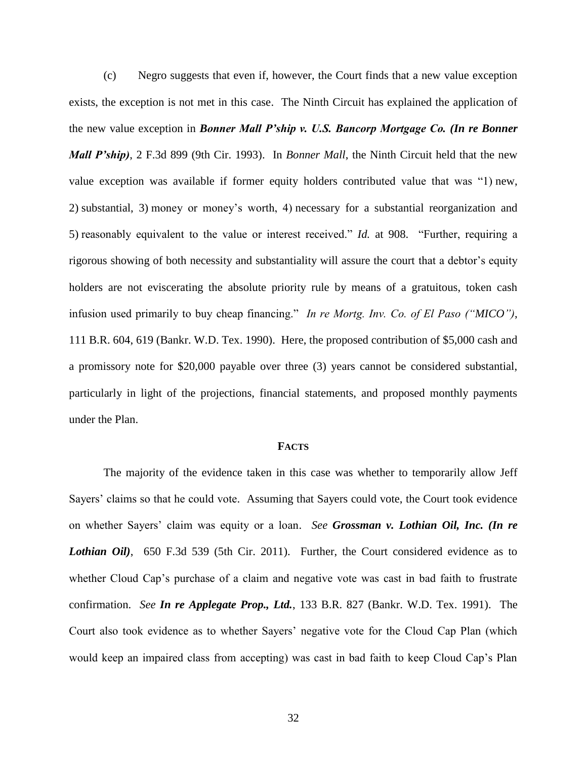(c) Negro suggests that even if, however, the Court finds that a new value exception exists, the exception is not met in this case. The Ninth Circuit has explained the application of the new value exception in ***Bonner Mall P'ship v. U.S. Bancorp Mortgage Co. (In re Bonner Mall P'ship)***, 2 F.3d 899 (9th Cir. 1993). In *Bonner Mall*, the Ninth Circuit held that the new value exception was available if former equity holders contributed value that was "1) new, 2) substantial, 3) money or money's worth, 4) necessary for a substantial reorganization and 5) reasonably equivalent to the value or interest received." *Id.* at 908. "Further, requiring a rigorous showing of both necessity and substantiality will assure the court that a debtor's equity holders are not eviscerating the absolute priority rule by means of a gratuitous, token cash infusion used primarily to buy cheap financing." *In re Mortg. Inv. Co. of El Paso ("MICO")*, 111 B.R. 604, 619 (Bankr. W.D. Tex. 1990). Here, the proposed contribution of $5,000 cash and a promissory note for $20,000 payable over three (3) years cannot be considered substantial, particularly in light of the projections, financial statements, and proposed monthly payments under the Plan.

## FACTS

The majority of the evidence taken in this case was whether to temporarily allow Jeff Sayers' claims so that he could vote. Assuming that Sayers could vote, the Court took evidence on whether Sayers' claim was equity or a loan. *See* ***Grossman v. Lothian Oil, Inc. (In re Lothian Oil)***, 650 F.3d 539 (5th Cir. 2011). Further, the Court considered evidence as to whether Cloud Cap's purchase of a claim and negative vote was cast in bad faith to frustrate confirmation. *See* ***In re Applegate Prop., Ltd.***, 133 B.R. 827 (Bankr. W.D. Tex. 1991). The Court also took evidence as to whether Sayers' negative vote for the Cloud Cap Plan (which would keep an impaired class from accepting) was cast in bad faith to keep Cloud Cap's Plan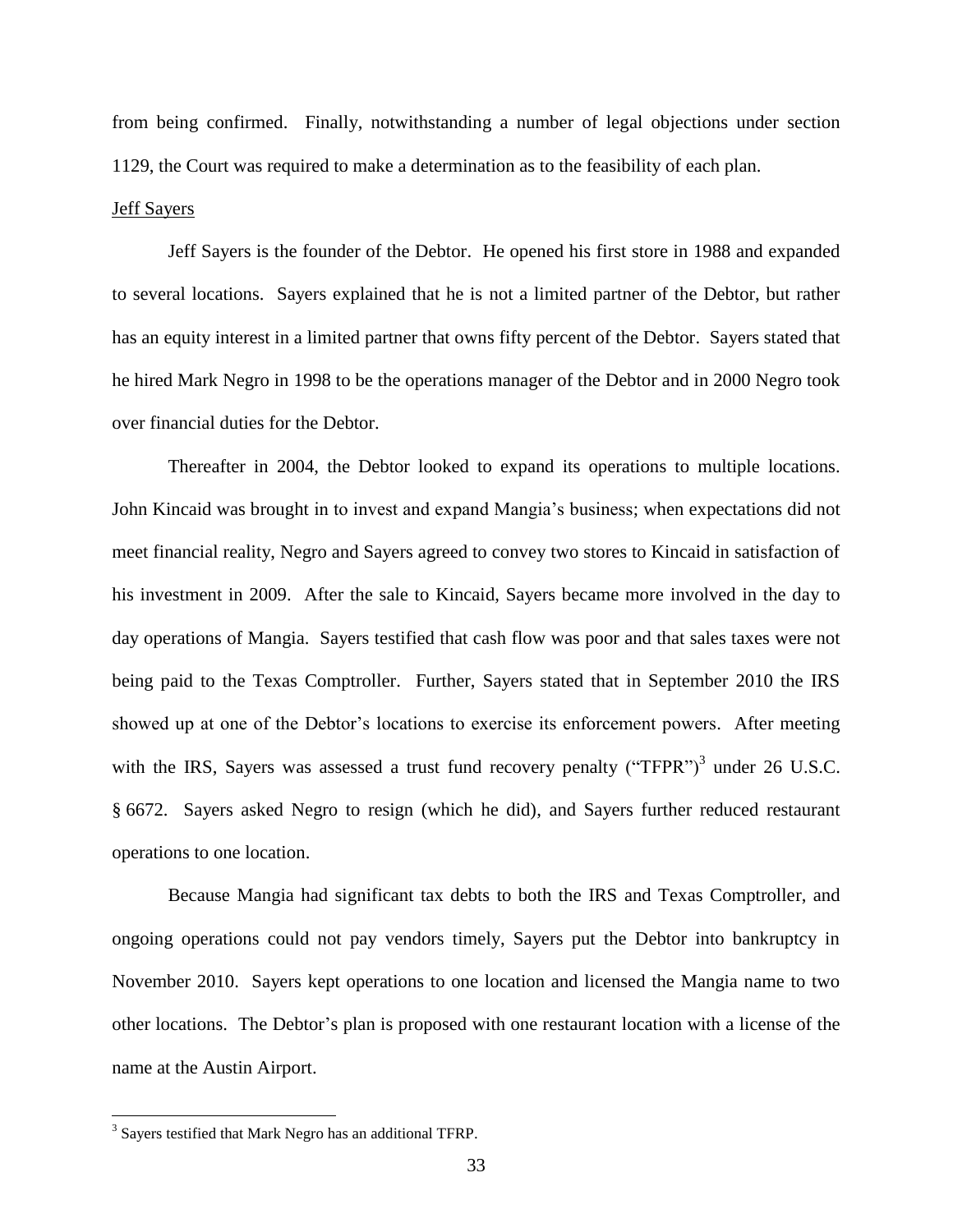from being confirmed. Finally, notwithstanding a number of legal objections under section 1129, the Court was required to make a determination as to the feasibility of each plan.

Jeff Sayers

Jeff Sayers is the founder of the Debtor. He opened his first store in 1988 and expanded to several locations. Sayers explained that he is not a limited partner of the Debtor, but rather has an equity interest in a limited partner that owns fifty percent of the Debtor. Sayers stated that he hired Mark Negro in 1998 to be the operations manager of the Debtor and in 2000 Negro took over financial duties for the Debtor.

Thereafter in 2004, the Debtor looked to expand its operations to multiple locations. John Kincaid was brought in to invest and expand Mangia's business; when expectations did not meet financial reality, Negro and Sayers agreed to convey two stores to Kincaid in satisfaction of his investment in 2009. After the sale to Kincaid, Sayers became more involved in the day to day operations of Mangia. Sayers testified that cash flow was poor and that sales taxes were not being paid to the Texas Comptroller. Further, Sayers stated that in September 2010 the IRS showed up at one of the Debtor's locations to exercise its enforcement powers. After meeting with the IRS, Sayers was assessed a trust fund recovery penalty ("TFPR")[3] under 26 U.S.C. § 6672. Sayers asked Negro to resign (which he did), and Sayers further reduced restaurant operations to one location.

Because Mangia had significant tax debts to both the IRS and Texas Comptroller, and ongoing operations could not pay vendors timely, Sayers put the Debtor into bankruptcy in November 2010. Sayers kept operations to one location and licensed the Mangia name to two other locations. The Debtor's plan is proposed with one restaurant location with a license of the name at the Austin Airport.

[3] Sayers testified that Mark Negro has an additional TFRP.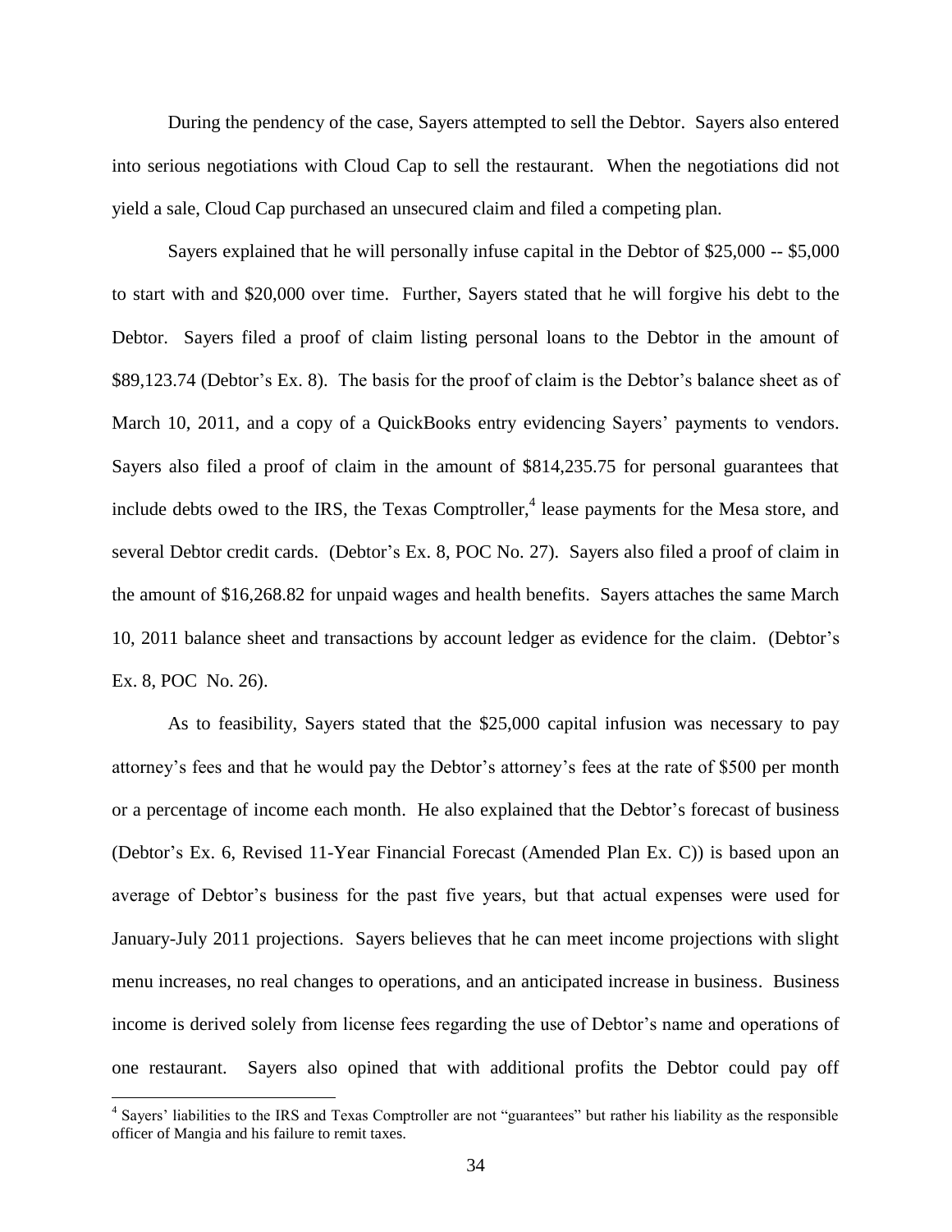During the pendency of the case, Sayers attempted to sell the Debtor. Sayers also entered into serious negotiations with Cloud Cap to sell the restaurant. When the negotiations did not yield a sale, Cloud Cap purchased an unsecured claim and filed a competing plan.

Sayers explained that he will personally infuse capital in the Debtor of $25,000 -- $5,000 to start with and $20,000 over time. Further, Sayers stated that he will forgive his debt to the Debtor. Sayers filed a proof of claim listing personal loans to the Debtor in the amount of $89,123.74 (Debtor's Ex. 8). The basis for the proof of claim is the Debtor's balance sheet as of March 10, 2011, and a copy of a QuickBooks entry evidencing Sayers' payments to vendors. Sayers also filed a proof of claim in the amount of $814,235.75 for personal guarantees that include debts owed to the IRS, the Texas Comptroller,[4] lease payments for the Mesa store, and several Debtor credit cards. (Debtor's Ex. 8, POC No. 27). Sayers also filed a proof of claim in the amount of $16,268.82 for unpaid wages and health benefits. Sayers attaches the same March 10, 2011 balance sheet and transactions by account ledger as evidence for the claim. (Debtor's Ex. 8, POC No. 26).

As to feasibility, Sayers stated that the $25,000 capital infusion was necessary to pay attorney's fees and that he would pay the Debtor's attorney's fees at the rate of $500 per month or a percentage of income each month. He also explained that the Debtor's forecast of business (Debtor's Ex. 6, Revised 11-Year Financial Forecast (Amended Plan Ex. C)) is based upon an average of Debtor's business for the past five years, but that actual expenses were used for January-July 2011 projections. Sayers believes that he can meet income projections with slight menu increases, no real changes to operations, and an anticipated increase in business. Business income is derived solely from license fees regarding the use of Debtor's name and operations of one restaurant. Sayers also opined that with additional profits the Debtor could pay off

[4] Sayers' liabilities to the IRS and Texas Comptroller are not "guarantees" but rather his liability as the responsible officer of Mangia and his failure to remit taxes.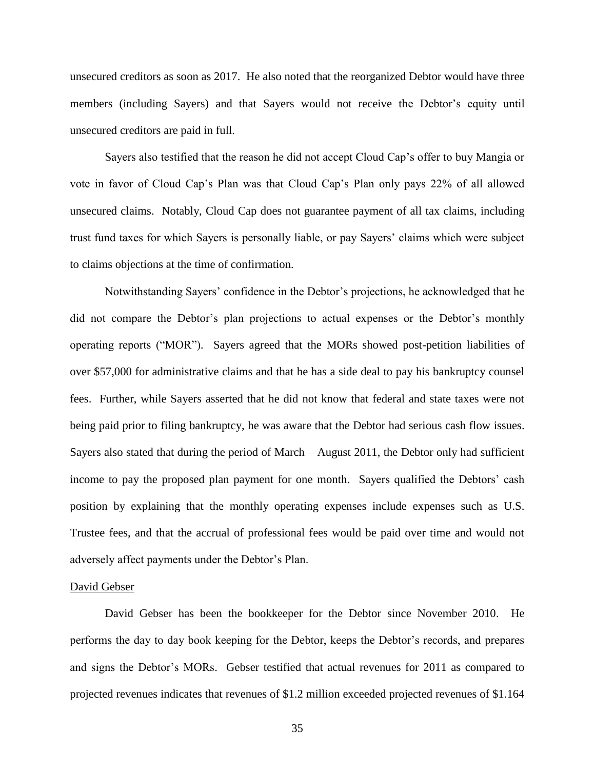unsecured creditors as soon as 2017. He also noted that the reorganized Debtor would have three members (including Sayers) and that Sayers would not receive the Debtor's equity until unsecured creditors are paid in full.

Sayers also testified that the reason he did not accept Cloud Cap's offer to buy Mangia or vote in favor of Cloud Cap's Plan was that Cloud Cap's Plan only pays 22% of all allowed unsecured claims. Notably, Cloud Cap does not guarantee payment of all tax claims, including trust fund taxes for which Sayers is personally liable, or pay Sayers' claims which were subject to claims objections at the time of confirmation.

Notwithstanding Sayers' confidence in the Debtor's projections, he acknowledged that he did not compare the Debtor's plan projections to actual expenses or the Debtor's monthly operating reports ("MOR"). Sayers agreed that the MORs showed post-petition liabilities of over $57,000 for administrative claims and that he has a side deal to pay his bankruptcy counsel fees. Further, while Sayers asserted that he did not know that federal and state taxes were not being paid prior to filing bankruptcy, he was aware that the Debtor had serious cash flow issues. Sayers also stated that during the period of March – August 2011, the Debtor only had sufficient income to pay the proposed plan payment for one month. Sayers qualified the Debtors' cash position by explaining that the monthly operating expenses include expenses such as U.S. Trustee fees, and that the accrual of professional fees would be paid over time and would not adversely affect payments under the Debtor's Plan.

<u>David Gebser</u>

David Gebser has been the bookkeeper for the Debtor since November 2010. He performs the day to day book keeping for the Debtor, keeps the Debtor's records, and prepares and signs the Debtor's MORs. Gebser testified that actual revenues for 2011 as compared to projected revenues indicates that revenues of $1.2 million exceeded projected revenues of $1.164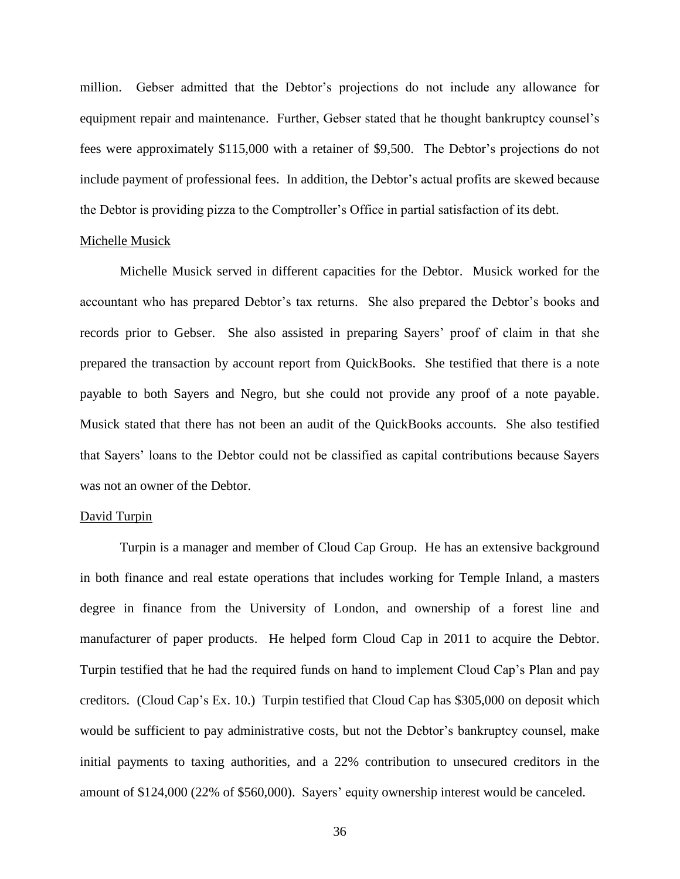million. Gebser admitted that the Debtor's projections do not include any allowance for equipment repair and maintenance. Further, Gebser stated that he thought bankruptcy counsel's fees were approximately $115,000 with a retainer of $9,500. The Debtor's projections do not include payment of professional fees. In addition, the Debtor's actual profits are skewed because the Debtor is providing pizza to the Comptroller's Office in partial satisfaction of its debt.

Michelle Musick

Michelle Musick served in different capacities for the Debtor. Musick worked for the accountant who has prepared Debtor's tax returns. She also prepared the Debtor's books and records prior to Gebser. She also assisted in preparing Sayers' proof of claim in that she prepared the transaction by account report from QuickBooks. She testified that there is a note payable to both Sayers and Negro, but she could not provide any proof of a note payable. Musick stated that there has not been an audit of the QuickBooks accounts. She also testified that Sayers' loans to the Debtor could not be classified as capital contributions because Sayers was not an owner of the Debtor.

David Turpin

Turpin is a manager and member of Cloud Cap Group. He has an extensive background in both finance and real estate operations that includes working for Temple Inland, a masters degree in finance from the University of London, and ownership of a forest line and manufacturer of paper products. He helped form Cloud Cap in 2011 to acquire the Debtor. Turpin testified that he had the required funds on hand to implement Cloud Cap's Plan and pay creditors. (Cloud Cap's Ex. 10.) Turpin testified that Cloud Cap has $305,000 on deposit which would be sufficient to pay administrative costs, but not the Debtor's bankruptcy counsel, make initial payments to taxing authorities, and a 22% contribution to unsecured creditors in the amount of $124,000 (22% of $560,000). Sayers' equity ownership interest would be canceled.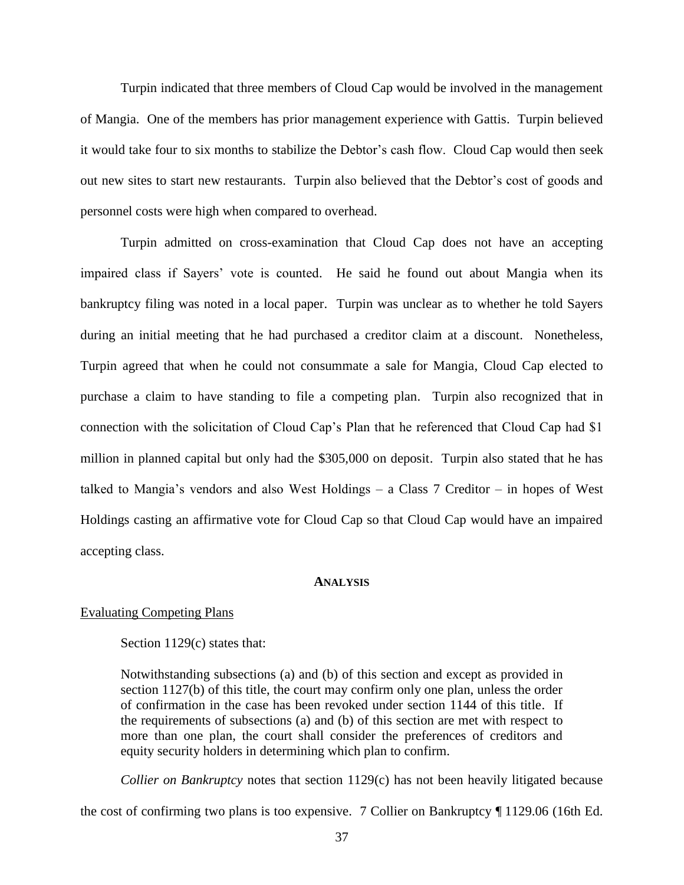Turpin indicated that three members of Cloud Cap would be involved in the management of Mangia. One of the members has prior management experience with Gattis. Turpin believed it would take four to six months to stabilize the Debtor's cash flow. Cloud Cap would then seek out new sites to start new restaurants. Turpin also believed that the Debtor's cost of goods and personnel costs were high when compared to overhead.

Turpin admitted on cross-examination that Cloud Cap does not have an accepting impaired class if Sayers' vote is counted. He said he found out about Mangia when its bankruptcy filing was noted in a local paper. Turpin was unclear as to whether he told Sayers during an initial meeting that he had purchased a creditor claim at a discount. Nonetheless, Turpin agreed that when he could not consummate a sale for Mangia, Cloud Cap elected to purchase a claim to have standing to file a competing plan. Turpin also recognized that in connection with the solicitation of Cloud Cap's Plan that he referenced that Cloud Cap had $1 million in planned capital but only had the $305,000 on deposit. Turpin also stated that he has talked to Mangia's vendors and also West Holdings – a Class 7 Creditor – in hopes of West Holdings casting an affirmative vote for Cloud Cap so that Cloud Cap would have an impaired accepting class.

## ANALYSIS

Evaluating Competing Plans

Section 1129(c) states that:

> Notwithstanding subsections (a) and (b) of this section and except as provided in section 1127(b) of this title, the court may confirm only one plan, unless the order of confirmation in the case has been revoked under section 1144 of this title. If the requirements of subsections (a) and (b) of this section are met with respect to more than one plan, the court shall consider the preferences of creditors and equity security holders in determining which plan to confirm.

*Collier on Bankruptcy* notes that section 1129(c) has not been heavily litigated because the cost of confirming two plans is too expensive. 7 Collier on Bankruptcy ¶ 1129.06 (16th Ed.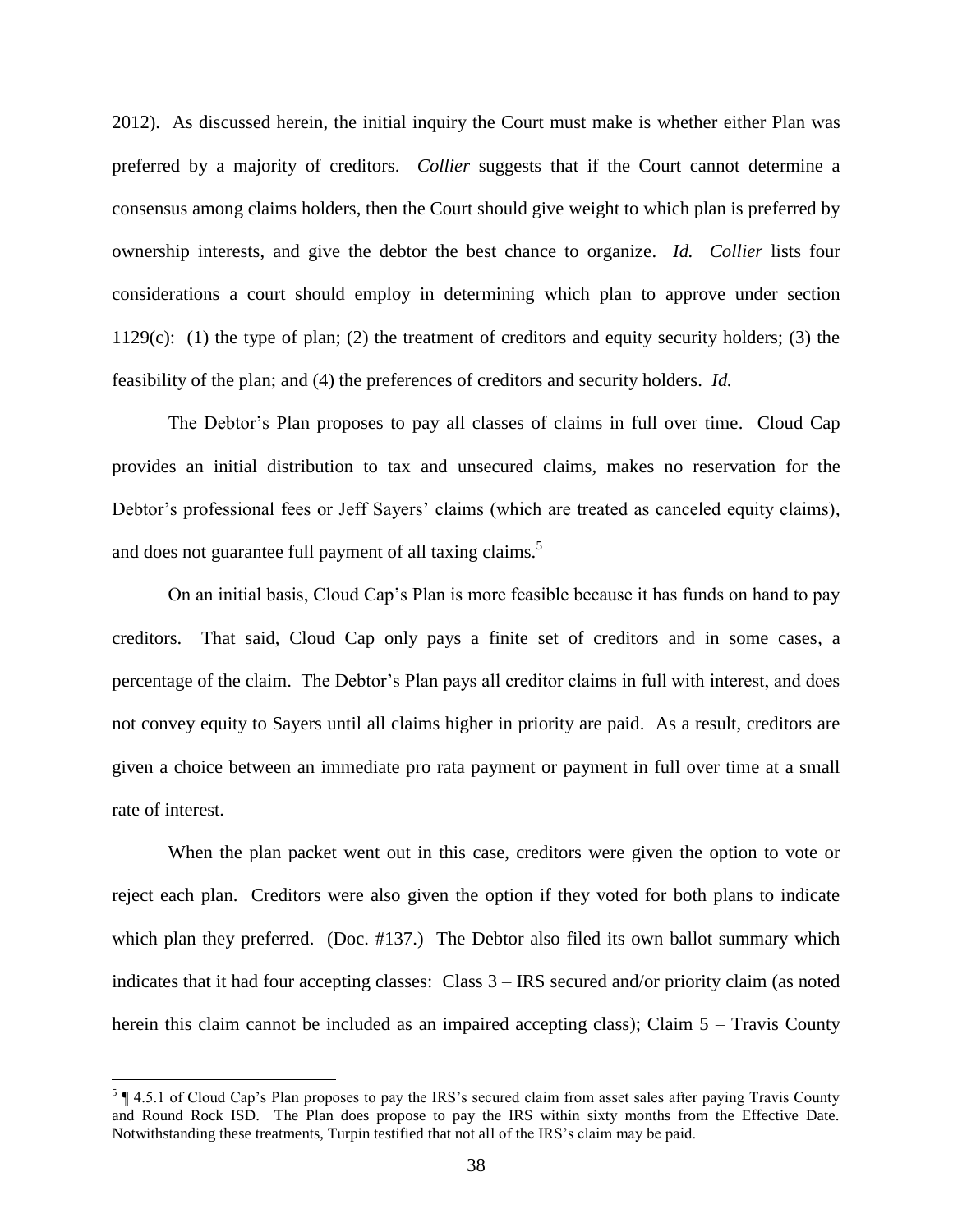2012). As discussed herein, the initial inquiry the Court must make is whether either Plan was preferred by a majority of creditors. *Collier* suggests that if the Court cannot determine a consensus among claims holders, then the Court should give weight to which plan is preferred by ownership interests, and give the debtor the best chance to organize. *Id.* *Collier* lists four considerations a court should employ in determining which plan to approve under section 1129(c): (1) the type of plan; (2) the treatment of creditors and equity security holders; (3) the feasibility of the plan; and (4) the preferences of creditors and security holders. *Id.*

The Debtor's Plan proposes to pay all classes of claims in full over time. Cloud Cap provides an initial distribution to tax and unsecured claims, makes no reservation for the Debtor's professional fees or Jeff Sayers' claims (which are treated as canceled equity claims), and does not guarantee full payment of all taxing claims.[5]

On an initial basis, Cloud Cap's Plan is more feasible because it has funds on hand to pay creditors. That said, Cloud Cap only pays a finite set of creditors and in some cases, a percentage of the claim. The Debtor's Plan pays all creditor claims in full with interest, and does not convey equity to Sayers until all claims higher in priority are paid. As a result, creditors are given a choice between an immediate pro rata payment or payment in full over time at a small rate of interest.

When the plan packet went out in this case, creditors were given the option to vote or reject each plan. Creditors were also given the option if they voted for both plans to indicate which plan they preferred. (Doc. #137.) The Debtor also filed its own ballot summary which indicates that it had four accepting classes: Class 3 – IRS secured and/or priority claim (as noted herein this claim cannot be included as an impaired accepting class); Claim 5 – Travis County

[5] ¶ 4.5.1 of Cloud Cap's Plan proposes to pay the IRS's secured claim from asset sales after paying Travis County and Round Rock ISD. The Plan does propose to pay the IRS within sixty months from the Effective Date. Notwithstanding these treatments, Turpin testified that not all of the IRS's claim may be paid.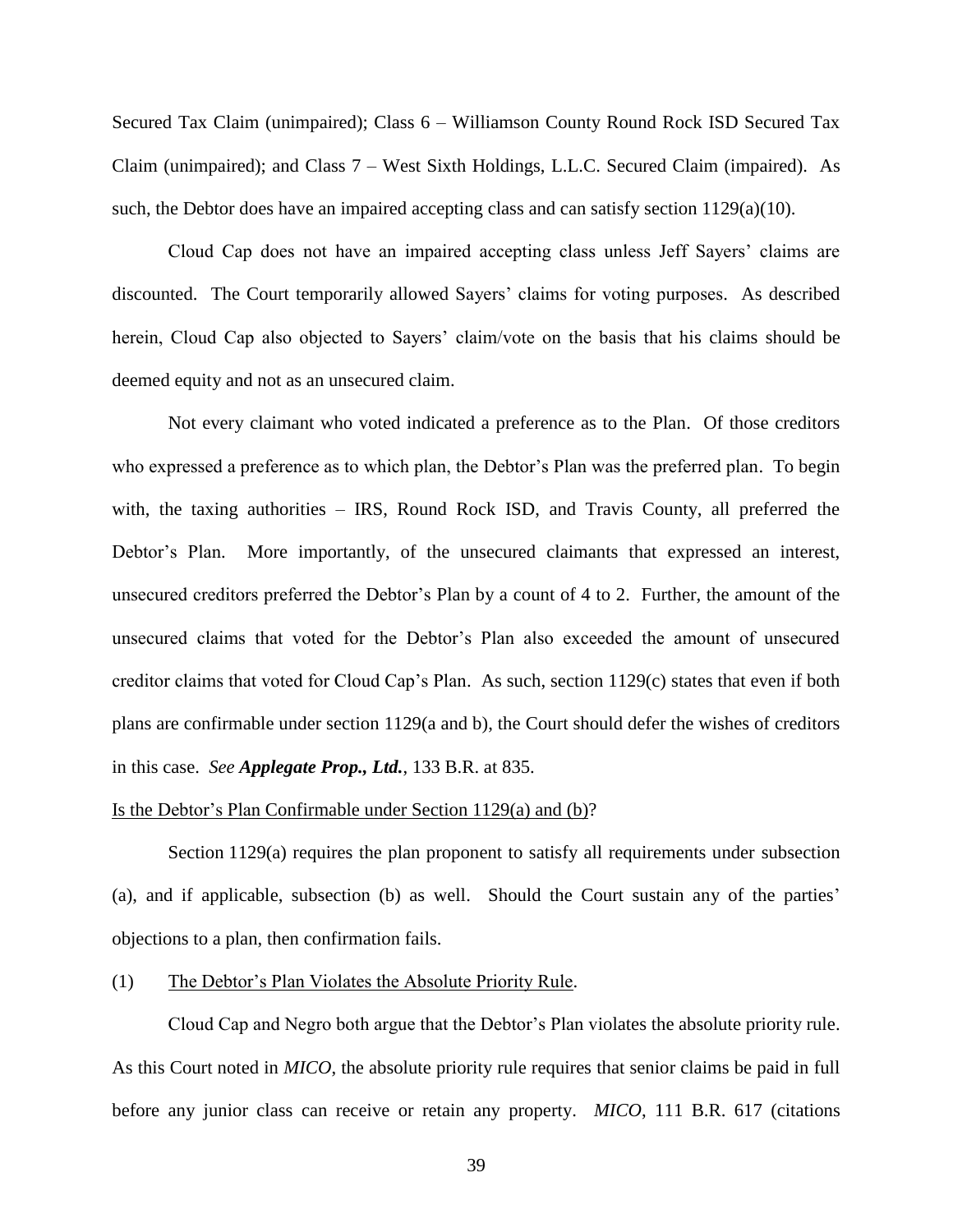Secured Tax Claim (unimpaired); Class 6 – Williamson County Round Rock ISD Secured Tax Claim (unimpaired); and Class 7 – West Sixth Holdings, L.L.C. Secured Claim (impaired). As such, the Debtor does have an impaired accepting class and can satisfy section 1129(a)(10).

Cloud Cap does not have an impaired accepting class unless Jeff Sayers' claims are discounted. The Court temporarily allowed Sayers' claims for voting purposes. As described herein, Cloud Cap also objected to Sayers' claim/vote on the basis that his claims should be deemed equity and not as an unsecured claim.

Not every claimant who voted indicated a preference as to the Plan. Of those creditors who expressed a preference as to which plan, the Debtor's Plan was the preferred plan. To begin with, the taxing authorities – IRS, Round Rock ISD, and Travis County, all preferred the Debtor's Plan. More importantly, of the unsecured claimants that expressed an interest, unsecured creditors preferred the Debtor's Plan by a count of 4 to 2. Further, the amount of the unsecured claims that voted for the Debtor's Plan also exceeded the amount of unsecured creditor claims that voted for Cloud Cap's Plan. As such, section 1129(c) states that even if both plans are confirmable under section 1129(a and b), the Court should defer the wishes of creditors in this case. *See* ***Applegate Prop., Ltd.***, 133 B.R. at 835.

Is the Debtor's Plan Confirmable under Section 1129(a) and (b)?

Section 1129(a) requires the plan proponent to satisfy all requirements under subsection (a), and if applicable, subsection (b) as well. Should the Court sustain any of the parties' objections to a plan, then confirmation fails.

(1) The Debtor's Plan Violates the Absolute Priority Rule.

Cloud Cap and Negro both argue that the Debtor's Plan violates the absolute priority rule. As this Court noted in *MICO*, the absolute priority rule requires that senior claims be paid in full before any junior class can receive or retain any property. *MICO*, 111 B.R. 617 (citations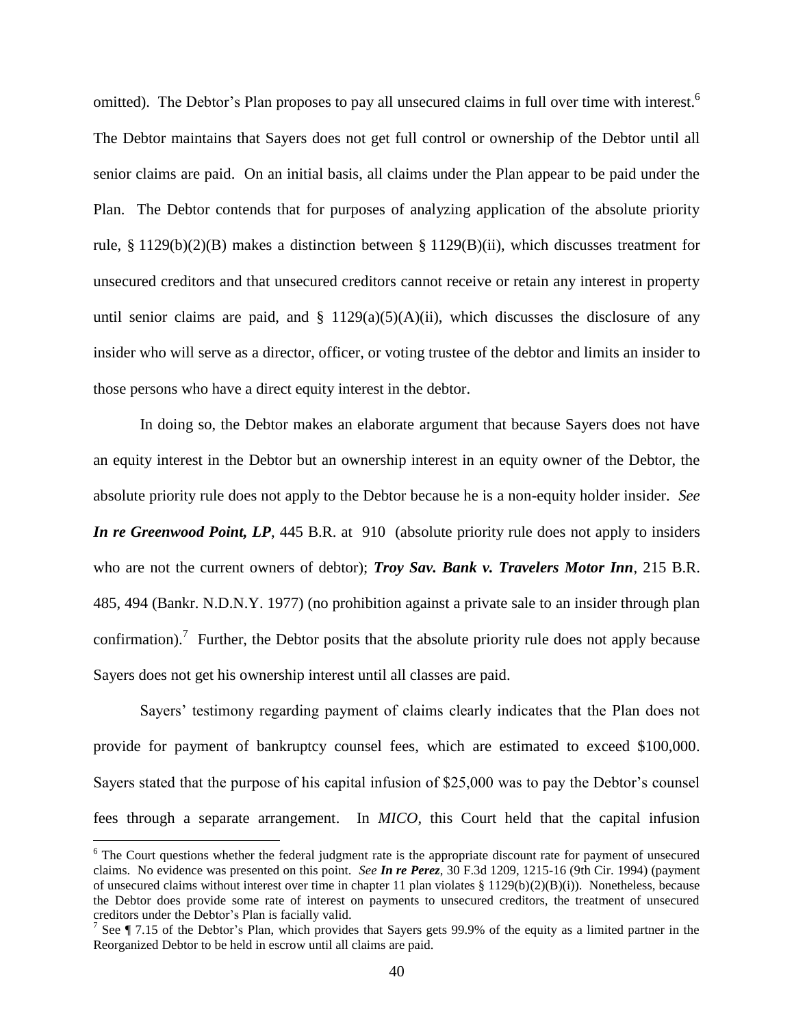omitted). The Debtor's Plan proposes to pay all unsecured claims in full over time with interest.[6] The Debtor maintains that Sayers does not get full control or ownership of the Debtor until all senior claims are paid. On an initial basis, all claims under the Plan appear to be paid under the Plan. The Debtor contends that for purposes of analyzing application of the absolute priority rule, § 1129(b)(2)(B) makes a distinction between § 1129(B)(ii), which discusses treatment for unsecured creditors and that unsecured creditors cannot receive or retain any interest in property until senior claims are paid, and § 1129(a)(5)(A)(ii), which discusses the disclosure of any insider who will serve as a director, officer, or voting trustee of the debtor and limits an insider to those persons who have a direct equity interest in the debtor.

In doing so, the Debtor makes an elaborate argument that because Sayers does not have an equity interest in the Debtor but an ownership interest in an equity owner of the Debtor, the absolute priority rule does not apply to the Debtor because he is a non-equity holder insider. *See* ***In re Greenwood Point, LP***, 445 B.R. at 910 (absolute priority rule does not apply to insiders who are not the current owners of debtor); ***Troy Sav. Bank v. Travelers Motor Inn***, 215 B.R. 485, 494 (Bankr. N.D.N.Y. 1977) (no prohibition against a private sale to an insider through plan confirmation).[7] Further, the Debtor posits that the absolute priority rule does not apply because Sayers does not get his ownership interest until all classes are paid.

Sayers' testimony regarding payment of claims clearly indicates that the Plan does not provide for payment of bankruptcy counsel fees, which are estimated to exceed $100,000. Sayers stated that the purpose of his capital infusion of $25,000 was to pay the Debtor's counsel fees through a separate arrangement. In *MICO*, this Court held that the capital infusion

---

[6] The Court questions whether the federal judgment rate is the appropriate discount rate for payment of unsecured claims. No evidence was presented on this point. *See* ***In re Perez***, 30 F.3d 1209, 1215-16 (9th Cir. 1994) (payment of unsecured claims without interest over time in chapter 11 plan violates § 1129(b)(2)(B)(i)). Nonetheless, because the Debtor does provide some rate of interest on payments to unsecured creditors, the treatment of unsecured creditors under the Debtor's Plan is facially valid.

[7] See ¶ 7.15 of the Debtor's Plan, which provides that Sayers gets 99.9% of the equity as a limited partner in the Reorganized Debtor to be held in escrow until all claims are paid.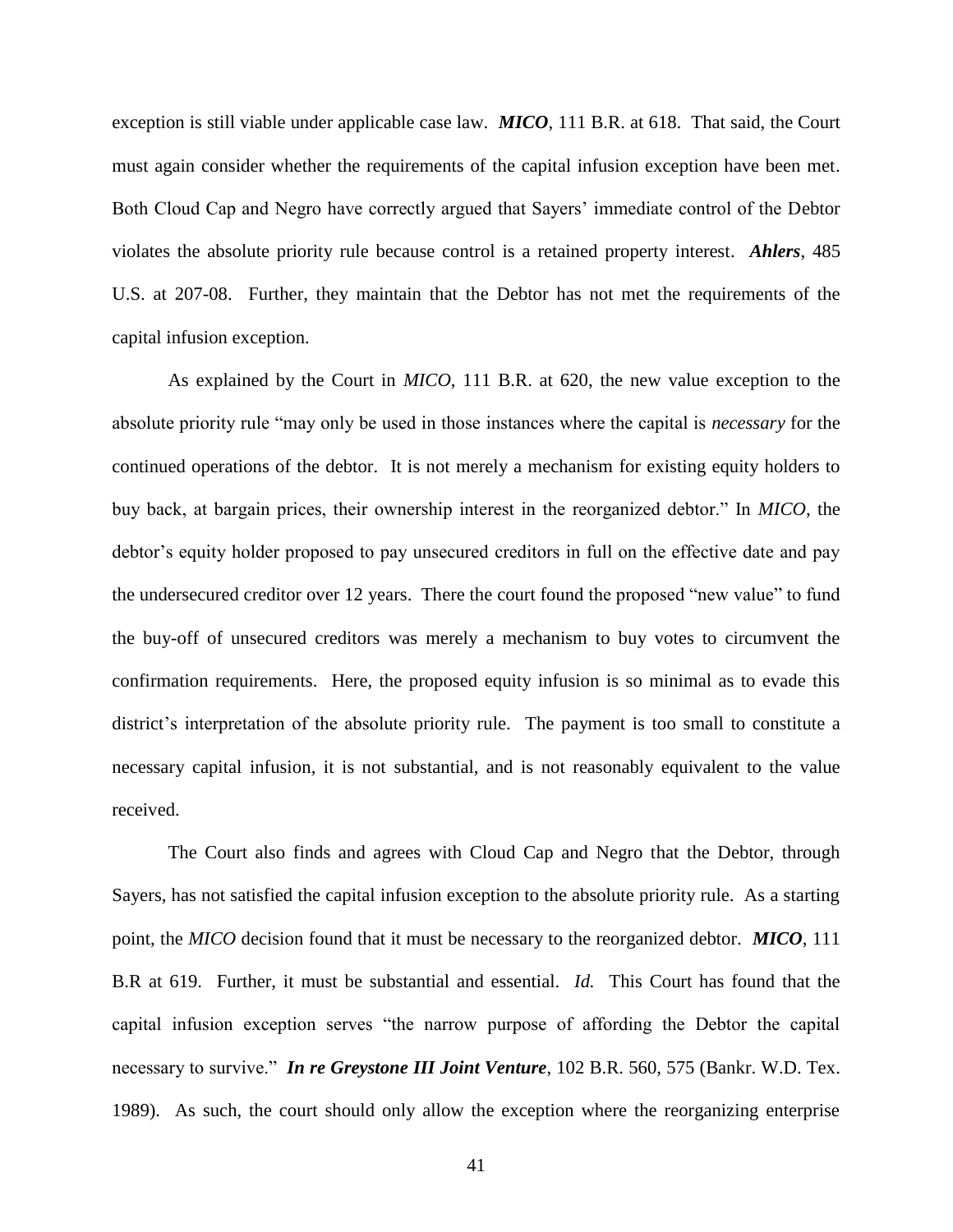exception is still viable under applicable case law. ***MICO***, 111 B.R. at 618. That said, the Court must again consider whether the requirements of the capital infusion exception have been met. Both Cloud Cap and Negro have correctly argued that Sayers' immediate control of the Debtor violates the absolute priority rule because control is a retained property interest. ***Ahlers***, 485 U.S. at 207-08. Further, they maintain that the Debtor has not met the requirements of the capital infusion exception.

As explained by the Court in *MICO*, 111 B.R. at 620, the new value exception to the absolute priority rule "may only be used in those instances where the capital is *necessary* for the continued operations of the debtor. It is not merely a mechanism for existing equity holders to buy back, at bargain prices, their ownership interest in the reorganized debtor." In *MICO*, the debtor's equity holder proposed to pay unsecured creditors in full on the effective date and pay the undersecured creditor over 12 years. There the court found the proposed "new value" to fund the buy-off of unsecured creditors was merely a mechanism to buy votes to circumvent the confirmation requirements. Here, the proposed equity infusion is so minimal as to evade this district's interpretation of the absolute priority rule. The payment is too small to constitute a necessary capital infusion, it is not substantial, and is not reasonably equivalent to the value received.

The Court also finds and agrees with Cloud Cap and Negro that the Debtor, through Sayers, has not satisfied the capital infusion exception to the absolute priority rule. As a starting point, the *MICO* decision found that it must be necessary to the reorganized debtor. ***MICO***, 111 B.R at 619. Further, it must be substantial and essential. *Id.* This Court has found that the capital infusion exception serves "the narrow purpose of affording the Debtor the capital necessary to survive." ***In re Greystone III Joint Venture***, 102 B.R. 560, 575 (Bankr. W.D. Tex. 1989). As such, the court should only allow the exception where the reorganizing enterprise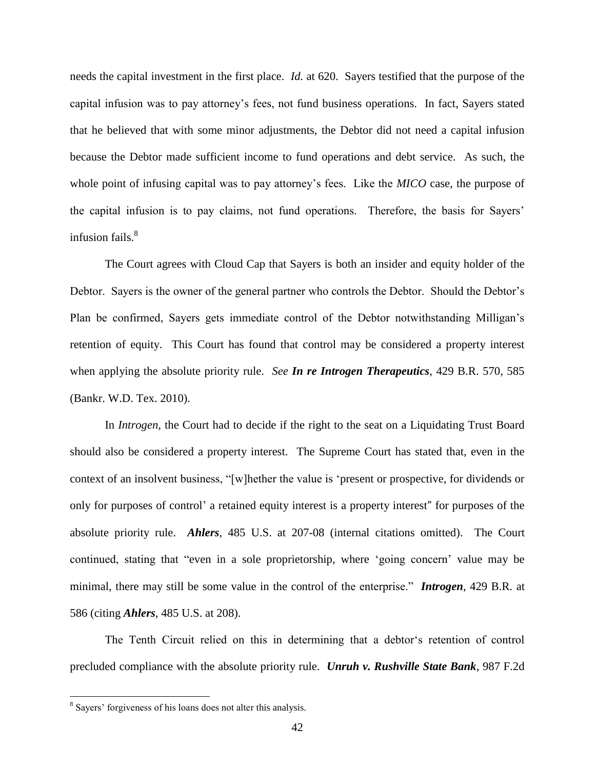needs the capital investment in the first place. *Id.* at 620. Sayers testified that the purpose of the capital infusion was to pay attorney's fees, not fund business operations. In fact, Sayers stated that he believed that with some minor adjustments, the Debtor did not need a capital infusion because the Debtor made sufficient income to fund operations and debt service. As such, the whole point of infusing capital was to pay attorney's fees. Like the *MICO* case, the purpose of the capital infusion is to pay claims, not fund operations. Therefore, the basis for Sayers' infusion fails.[8]

The Court agrees with Cloud Cap that Sayers is both an insider and equity holder of the Debtor. Sayers is the owner of the general partner who controls the Debtor. Should the Debtor's Plan be confirmed, Sayers gets immediate control of the Debtor notwithstanding Milligan's retention of equity. This Court has found that control may be considered a property interest when applying the absolute priority rule. *See* ***In re Introgen Therapeutics***, 429 B.R. 570, 585 (Bankr. W.D. Tex. 2010).

In *Introgen*, the Court had to decide if the right to the seat on a Liquidating Trust Board should also be considered a property interest. The Supreme Court has stated that, even in the context of an insolvent business, "[w]hether the value is 'present or prospective, for dividends or only for purposes of control' a retained equity interest is a property interest" for purposes of the absolute priority rule. ***Ahlers***, 485 U.S. at 207-08 (internal citations omitted). The Court continued, stating that "even in a sole proprietorship, where 'going concern' value may be minimal, there may still be some value in the control of the enterprise." ***Introgen***, 429 B.R. at 586 (citing ***Ahlers***, 485 U.S. at 208).

The Tenth Circuit relied on this in determining that a debtor's retention of control precluded compliance with the absolute priority rule. ***Unruh v. Rushville State Bank***, 987 F.2d

---

[8] Sayers' forgiveness of his loans does not alter this analysis.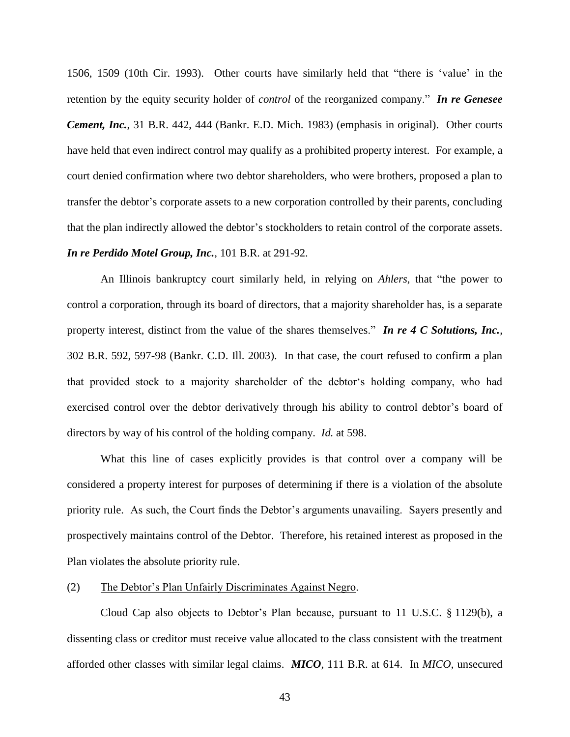1506, 1509 (10th Cir. 1993). Other courts have similarly held that "there is 'value' in the retention by the equity security holder of *control* of the reorganized company." ***In re Genesee Cement, Inc.***, 31 B.R. 442, 444 (Bankr. E.D. Mich. 1983) (emphasis in original). Other courts have held that even indirect control may qualify as a prohibited property interest. For example, a court denied confirmation where two debtor shareholders, who were brothers, proposed a plan to transfer the debtor's corporate assets to a new corporation controlled by their parents, concluding that the plan indirectly allowed the debtor's stockholders to retain control of the corporate assets. ***In re Perdido Motel Group, Inc.***, 101 B.R. at 291-92.

An Illinois bankruptcy court similarly held, in relying on *Ahlers*, that "the power to control a corporation, through its board of directors, that a majority shareholder has, is a separate property interest, distinct from the value of the shares themselves." ***In re 4 C Solutions, Inc.***, 302 B.R. 592, 597-98 (Bankr. C.D. Ill. 2003). In that case, the court refused to confirm a plan that provided stock to a majority shareholder of the debtor's holding company, who had exercised control over the debtor derivatively through his ability to control debtor's board of directors by way of his control of the holding company. *Id.* at 598.

What this line of cases explicitly provides is that control over a company will be considered a property interest for purposes of determining if there is a violation of the absolute priority rule. As such, the Court finds the Debtor's arguments unavailing. Sayers presently and prospectively maintains control of the Debtor. Therefore, his retained interest as proposed in the Plan violates the absolute priority rule.

(2) The Debtor's Plan Unfairly Discriminates Against Negro.

Cloud Cap also objects to Debtor's Plan because, pursuant to 11 U.S.C. § 1129(b), a dissenting class or creditor must receive value allocated to the class consistent with the treatment afforded other classes with similar legal claims. ***MICO***, 111 B.R. at 614. In *MICO*, unsecured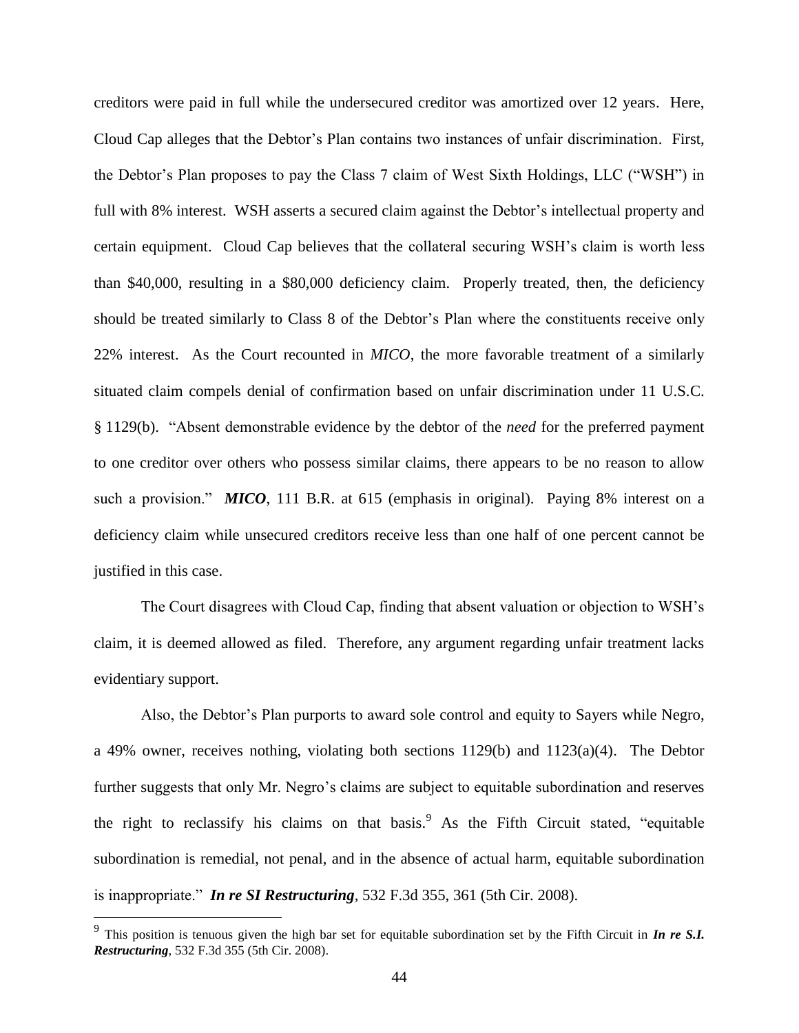creditors were paid in full while the undersecured creditor was amortized over 12 years. Here, Cloud Cap alleges that the Debtor's Plan contains two instances of unfair discrimination. First, the Debtor's Plan proposes to pay the Class 7 claim of West Sixth Holdings, LLC ("WSH") in full with 8% interest. WSH asserts a secured claim against the Debtor's intellectual property and certain equipment. Cloud Cap believes that the collateral securing WSH's claim is worth less than \$40,000, resulting in a \$80,000 deficiency claim. Properly treated, then, the deficiency should be treated similarly to Class 8 of the Debtor's Plan where the constituents receive only 22% interest. As the Court recounted in *MICO*, the more favorable treatment of a similarly situated claim compels denial of confirmation based on unfair discrimination under 11 U.S.C. § 1129(b). "Absent demonstrable evidence by the debtor of the *need* for the preferred payment to one creditor over others who possess similar claims, there appears to be no reason to allow such a provision." ***MICO***, 111 B.R. at 615 (emphasis in original). Paying 8% interest on a deficiency claim while unsecured creditors receive less than one half of one percent cannot be justified in this case.

The Court disagrees with Cloud Cap, finding that absent valuation or objection to WSH's claim, it is deemed allowed as filed. Therefore, any argument regarding unfair treatment lacks evidentiary support.

Also, the Debtor's Plan purports to award sole control and equity to Sayers while Negro, a 49% owner, receives nothing, violating both sections 1129(b) and 1123(a)(4). The Debtor further suggests that only Mr. Negro's claims are subject to equitable subordination and reserves the right to reclassify his claims on that basis.[9] As the Fifth Circuit stated, "equitable subordination is remedial, not penal, and in the absence of actual harm, equitable subordination is inappropriate." ***In re SI Restructuring***, 532 F.3d 355, 361 (5th Cir. 2008).

[9] This position is tenuous given the high bar set for equitable subordination set by the Fifth Circuit in ***In re S.I. Restructuring***, 532 F.3d 355 (5th Cir. 2008).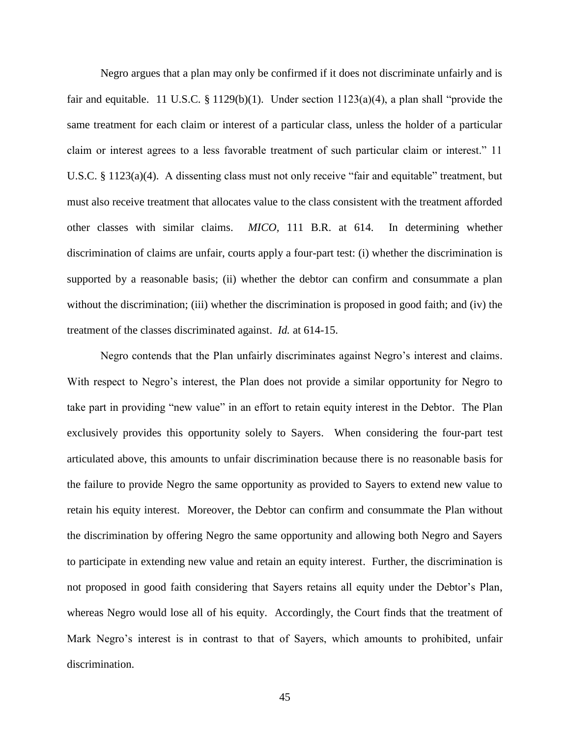Negro argues that a plan may only be confirmed if it does not discriminate unfairly and is fair and equitable. 11 U.S.C. § 1129(b)(1). Under section 1123(a)(4), a plan shall "provide the same treatment for each claim or interest of a particular class, unless the holder of a particular claim or interest agrees to a less favorable treatment of such particular claim or interest." 11 U.S.C. § 1123(a)(4). A dissenting class must not only receive "fair and equitable" treatment, but must also receive treatment that allocates value to the class consistent with the treatment afforded other classes with similar claims. *MICO*, 111 B.R. at 614. In determining whether discrimination of claims are unfair, courts apply a four-part test: (i) whether the discrimination is supported by a reasonable basis; (ii) whether the debtor can confirm and consummate a plan without the discrimination; (iii) whether the discrimination is proposed in good faith; and (iv) the treatment of the classes discriminated against. *Id.* at 614-15.

Negro contends that the Plan unfairly discriminates against Negro's interest and claims. With respect to Negro's interest, the Plan does not provide a similar opportunity for Negro to take part in providing "new value" in an effort to retain equity interest in the Debtor. The Plan exclusively provides this opportunity solely to Sayers. When considering the four-part test articulated above, this amounts to unfair discrimination because there is no reasonable basis for the failure to provide Negro the same opportunity as provided to Sayers to extend new value to retain his equity interest. Moreover, the Debtor can confirm and consummate the Plan without the discrimination by offering Negro the same opportunity and allowing both Negro and Sayers to participate in extending new value and retain an equity interest. Further, the discrimination is not proposed in good faith considering that Sayers retains all equity under the Debtor's Plan, whereas Negro would lose all of his equity. Accordingly, the Court finds that the treatment of Mark Negro's interest is in contrast to that of Sayers, which amounts to prohibited, unfair discrimination.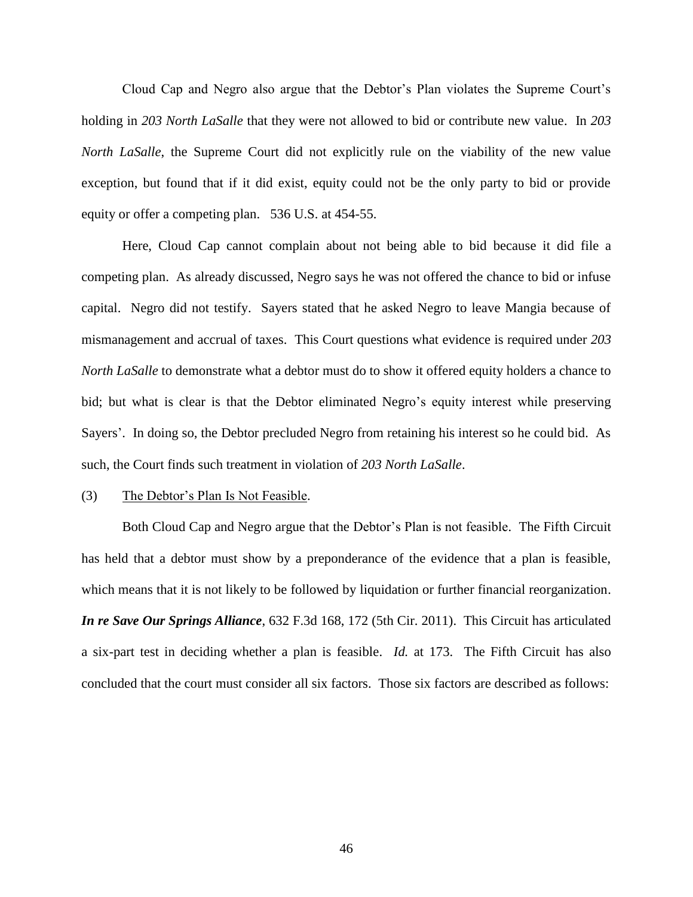Cloud Cap and Negro also argue that the Debtor's Plan violates the Supreme Court's holding in *203 North LaSalle* that they were not allowed to bid or contribute new value. In *203 North LaSalle*, the Supreme Court did not explicitly rule on the viability of the new value exception, but found that if it did exist, equity could not be the only party to bid or provide equity or offer a competing plan. 536 U.S. at 454-55.

Here, Cloud Cap cannot complain about not being able to bid because it did file a competing plan. As already discussed, Negro says he was not offered the chance to bid or infuse capital. Negro did not testify. Sayers stated that he asked Negro to leave Mangia because of mismanagement and accrual of taxes. This Court questions what evidence is required under *203 North LaSalle* to demonstrate what a debtor must do to show it offered equity holders a chance to bid; but what is clear is that the Debtor eliminated Negro's equity interest while preserving Sayers'. In doing so, the Debtor precluded Negro from retaining his interest so he could bid. As such, the Court finds such treatment in violation of *203 North LaSalle*.

(3) <u>The Debtor's Plan Is Not Feasible</u>.

Both Cloud Cap and Negro argue that the Debtor's Plan is not feasible. The Fifth Circuit has held that a debtor must show by a preponderance of the evidence that a plan is feasible, which means that it is not likely to be followed by liquidation or further financial reorganization. ***In re Save Our Springs Alliance***, 632 F.3d 168, 172 (5th Cir. 2011). This Circuit has articulated a six-part test in deciding whether a plan is feasible. *Id.* at 173. The Fifth Circuit has also concluded that the court must consider all six factors. Those six factors are described as follows: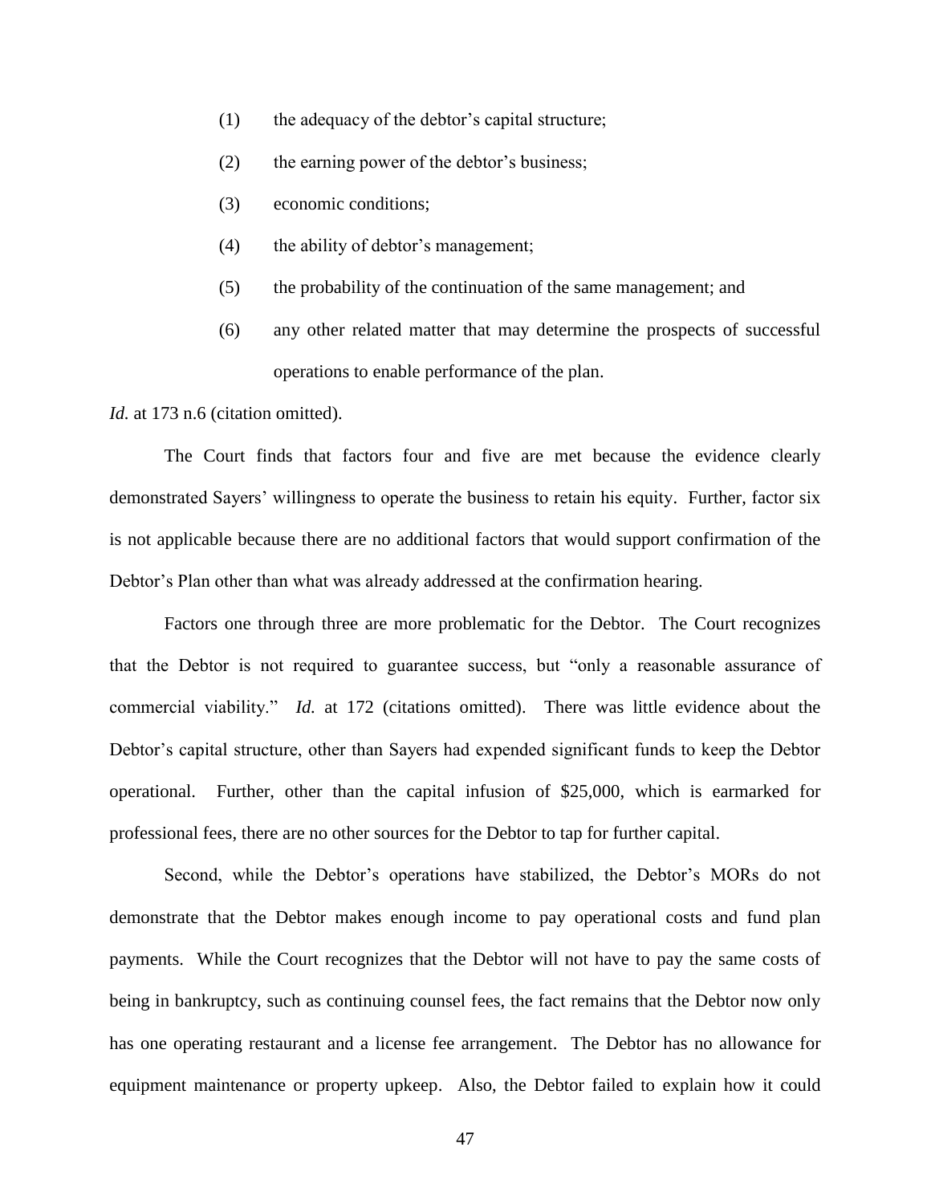(1) the adequacy of the debtor's capital structure;

(2) the earning power of the debtor's business;

(3) economic conditions;

(4) the ability of debtor's management;

(5) the probability of the continuation of the same management; and

(6) any other related matter that may determine the prospects of successful operations to enable performance of the plan.

*Id.* at 173 n.6 (citation omitted).

The Court finds that factors four and five are met because the evidence clearly demonstrated Sayers' willingness to operate the business to retain his equity. Further, factor six is not applicable because there are no additional factors that would support confirmation of the Debtor's Plan other than what was already addressed at the confirmation hearing.

Factors one through three are more problematic for the Debtor. The Court recognizes that the Debtor is not required to guarantee success, but "only a reasonable assurance of commercial viability." *Id.* at 172 (citations omitted). There was little evidence about the Debtor's capital structure, other than Sayers had expended significant funds to keep the Debtor operational. Further, other than the capital infusion of $25,000, which is earmarked for professional fees, there are no other sources for the Debtor to tap for further capital.

Second, while the Debtor's operations have stabilized, the Debtor's MORs do not demonstrate that the Debtor makes enough income to pay operational costs and fund plan payments. While the Court recognizes that the Debtor will not have to pay the same costs of being in bankruptcy, such as continuing counsel fees, the fact remains that the Debtor now only has one operating restaurant and a license fee arrangement. The Debtor has no allowance for equipment maintenance or property upkeep. Also, the Debtor failed to explain how it could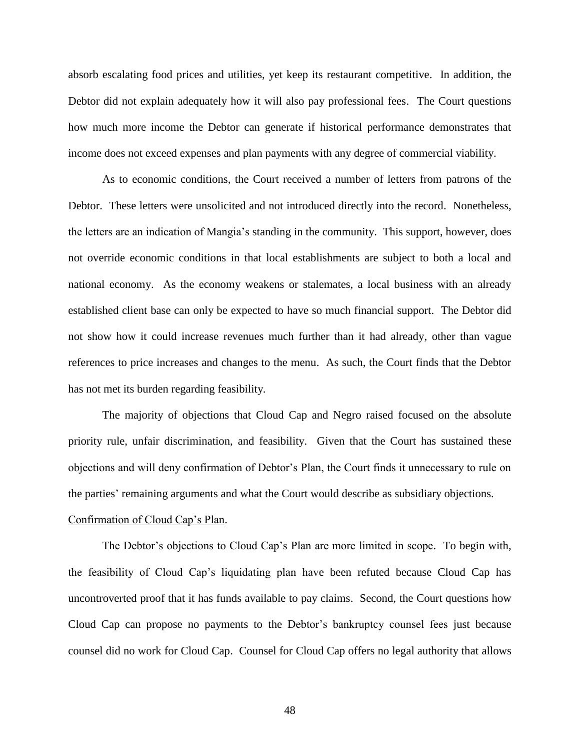absorb escalating food prices and utilities, yet keep its restaurant competitive. In addition, the Debtor did not explain adequately how it will also pay professional fees. The Court questions how much more income the Debtor can generate if historical performance demonstrates that income does not exceed expenses and plan payments with any degree of commercial viability.

As to economic conditions, the Court received a number of letters from patrons of the Debtor. These letters were unsolicited and not introduced directly into the record. Nonetheless, the letters are an indication of Mangia's standing in the community. This support, however, does not override economic conditions in that local establishments are subject to both a local and national economy. As the economy weakens or stalemates, a local business with an already established client base can only be expected to have so much financial support. The Debtor did not show how it could increase revenues much further than it had already, other than vague references to price increases and changes to the menu. As such, the Court finds that the Debtor has not met its burden regarding feasibility.

The majority of objections that Cloud Cap and Negro raised focused on the absolute priority rule, unfair discrimination, and feasibility. Given that the Court has sustained these objections and will deny confirmation of Debtor's Plan, the Court finds it unnecessary to rule on the parties' remaining arguments and what the Court would describe as subsidiary objections.

Confirmation of Cloud Cap's Plan.

The Debtor's objections to Cloud Cap's Plan are more limited in scope. To begin with, the feasibility of Cloud Cap's liquidating plan have been refuted because Cloud Cap has uncontroverted proof that it has funds available to pay claims. Second, the Court questions how Cloud Cap can propose no payments to the Debtor's bankruptcy counsel fees just because counsel did no work for Cloud Cap. Counsel for Cloud Cap offers no legal authority that allows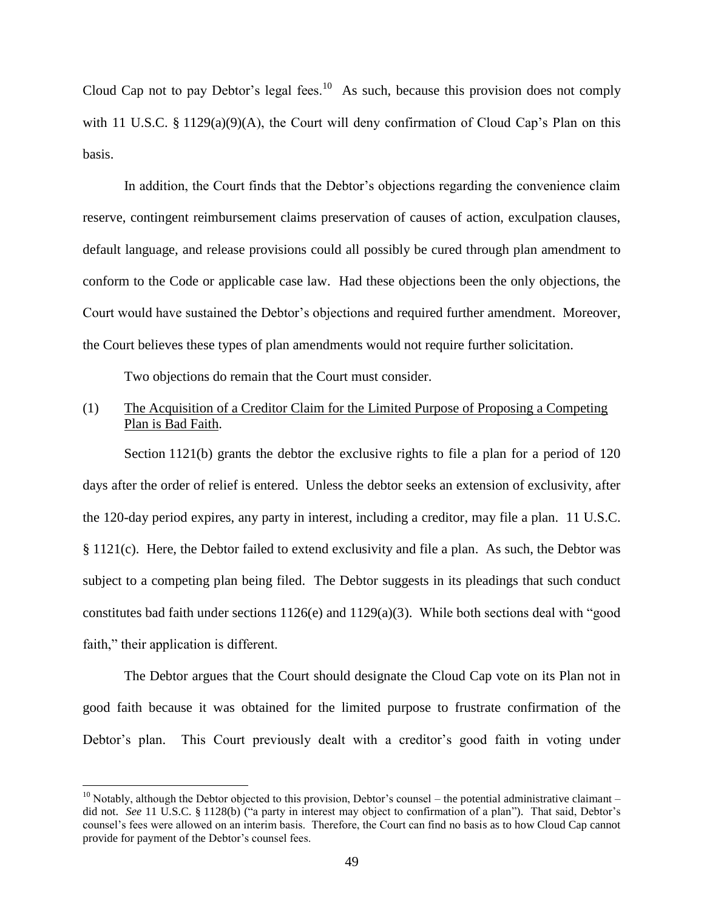Cloud Cap not to pay Debtor's legal fees.[10] As such, because this provision does not comply with 11 U.S.C. § 1129(a)(9)(A), the Court will deny confirmation of Cloud Cap's Plan on this basis.

In addition, the Court finds that the Debtor's objections regarding the convenience claim reserve, contingent reimbursement claims preservation of causes of action, exculpation clauses, default language, and release provisions could all possibly be cured through plan amendment to conform to the Code or applicable case law. Had these objections been the only objections, the Court would have sustained the Debtor's objections and required further amendment. Moreover, the Court believes these types of plan amendments would not require further solicitation.

Two objections do remain that the Court must consider.

(1) <u>The Acquisition of a Creditor Claim for the Limited Purpose of Proposing a Competing Plan is Bad Faith</u>.

Section 1121(b) grants the debtor the exclusive rights to file a plan for a period of 120 days after the order of relief is entered. Unless the debtor seeks an extension of exclusivity, after the 120-day period expires, any party in interest, including a creditor, may file a plan. 11 U.S.C. § 1121(c). Here, the Debtor failed to extend exclusivity and file a plan. As such, the Debtor was subject to a competing plan being filed. The Debtor suggests in its pleadings that such conduct constitutes bad faith under sections 1126(e) and 1129(a)(3). While both sections deal with "good faith," their application is different.

The Debtor argues that the Court should designate the Cloud Cap vote on its Plan not in good faith because it was obtained for the limited purpose to frustrate confirmation of the Debtor's plan. This Court previously dealt with a creditor's good faith in voting under

---

[10] Notably, although the Debtor objected to this provision, Debtor's counsel – the potential administrative claimant – did not. *See* 11 U.S.C. § 1128(b) ("a party in interest may object to confirmation of a plan"). That said, Debtor's counsel's fees were allowed on an interim basis. Therefore, the Court can find no basis as to how Cloud Cap cannot provide for payment of the Debtor's counsel fees.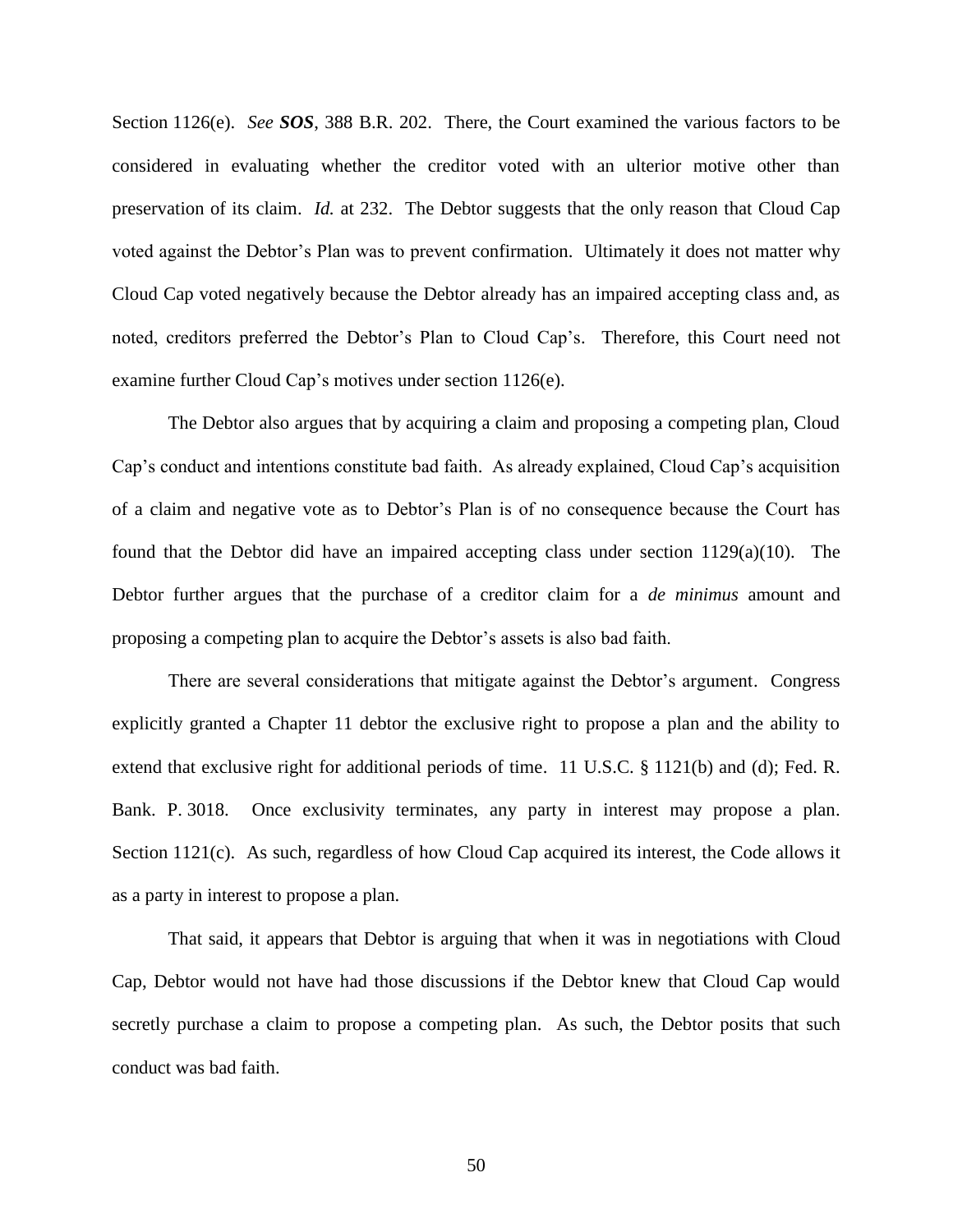Section 1126(e). *See* ***SOS***, 388 B.R. 202. There, the Court examined the various factors to be considered in evaluating whether the creditor voted with an ulterior motive other than preservation of its claim. *Id.* at 232. The Debtor suggests that the only reason that Cloud Cap voted against the Debtor's Plan was to prevent confirmation. Ultimately it does not matter why Cloud Cap voted negatively because the Debtor already has an impaired accepting class and, as noted, creditors preferred the Debtor's Plan to Cloud Cap's. Therefore, this Court need not examine further Cloud Cap's motives under section 1126(e).

The Debtor also argues that by acquiring a claim and proposing a competing plan, Cloud Cap's conduct and intentions constitute bad faith. As already explained, Cloud Cap's acquisition of a claim and negative vote as to Debtor's Plan is of no consequence because the Court has found that the Debtor did have an impaired accepting class under section 1129(a)(10). The Debtor further argues that the purchase of a creditor claim for a *de minimus* amount and proposing a competing plan to acquire the Debtor's assets is also bad faith.

There are several considerations that mitigate against the Debtor's argument. Congress explicitly granted a Chapter 11 debtor the exclusive right to propose a plan and the ability to extend that exclusive right for additional periods of time. 11 U.S.C. § 1121(b) and (d); Fed. R. Bank. P. 3018. Once exclusivity terminates, any party in interest may propose a plan. Section 1121(c). As such, regardless of how Cloud Cap acquired its interest, the Code allows it as a party in interest to propose a plan.

That said, it appears that Debtor is arguing that when it was in negotiations with Cloud Cap, Debtor would not have had those discussions if the Debtor knew that Cloud Cap would secretly purchase a claim to propose a competing plan. As such, the Debtor posits that such conduct was bad faith.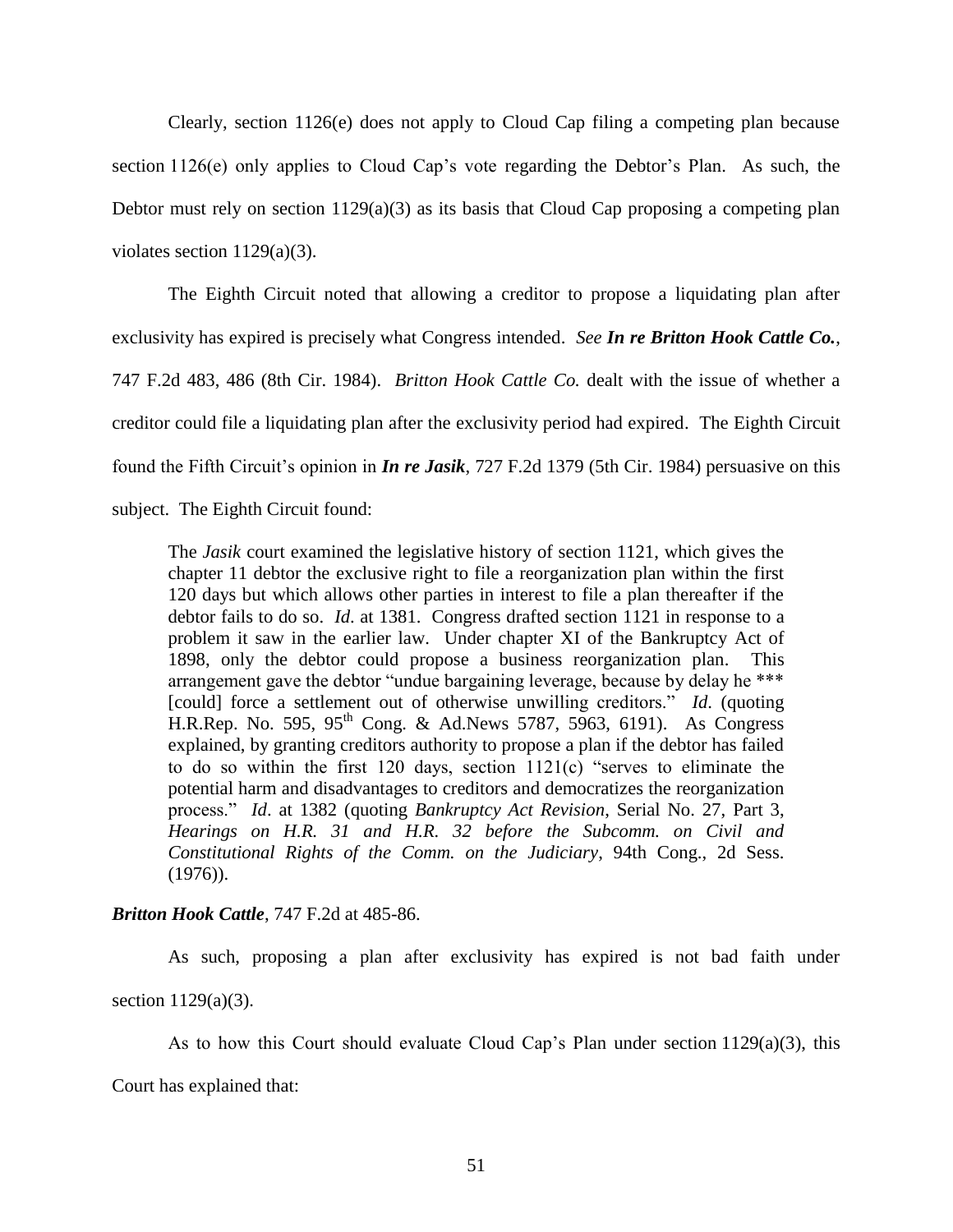Clearly, section 1126(e) does not apply to Cloud Cap filing a competing plan because section 1126(e) only applies to Cloud Cap's vote regarding the Debtor's Plan. As such, the Debtor must rely on section 1129(a)(3) as its basis that Cloud Cap proposing a competing plan violates section 1129(a)(3).

The Eighth Circuit noted that allowing a creditor to propose a liquidating plan after exclusivity has expired is precisely what Congress intended. *See* ***In re Britton Hook Cattle Co.***, 747 F.2d 483, 486 (8th Cir. 1984). *Britton Hook Cattle Co.* dealt with the issue of whether a creditor could file a liquidating plan after the exclusivity period had expired. The Eighth Circuit found the Fifth Circuit's opinion in ***In re Jasik***, 727 F.2d 1379 (5th Cir. 1984) persuasive on this subject. The Eighth Circuit found:

> The *Jasik* court examined the legislative history of section 1121, which gives the chapter 11 debtor the exclusive right to file a reorganization plan within the first 120 days but which allows other parties in interest to file a plan thereafter if the debtor fails to do so. *Id*. at 1381. Congress drafted section 1121 in response to a problem it saw in the earlier law. Under chapter XI of the Bankruptcy Act of 1898, only the debtor could propose a business reorganization plan. This arrangement gave the debtor "undue bargaining leverage, because by delay he *** [could] force a settlement out of otherwise unwilling creditors." *Id.* (quoting H.R.Rep. No. 595, 95th Cong. & Ad.News 5787, 5963, 6191). As Congress explained, by granting creditors authority to propose a plan if the debtor has failed to do so within the first 120 days, section 1121(c) "serves to eliminate the potential harm and disadvantages to creditors and democratizes the reorganization process." *Id*. at 1382 (quoting *Bankruptcy Act Revision*, Serial No. 27, Part 3, *Hearings on H.R. 31 and H.R. 32 before the Subcomm. on Civil and Constitutional Rights of the Comm. on the Judiciary*, 94th Cong., 2d Sess. (1976)).

***Britton Hook Cattle***, 747 F.2d at 485-86.

As such, proposing a plan after exclusivity has expired is not bad faith under section 1129(a)(3).

As to how this Court should evaluate Cloud Cap's Plan under section 1129(a)(3), this Court has explained that: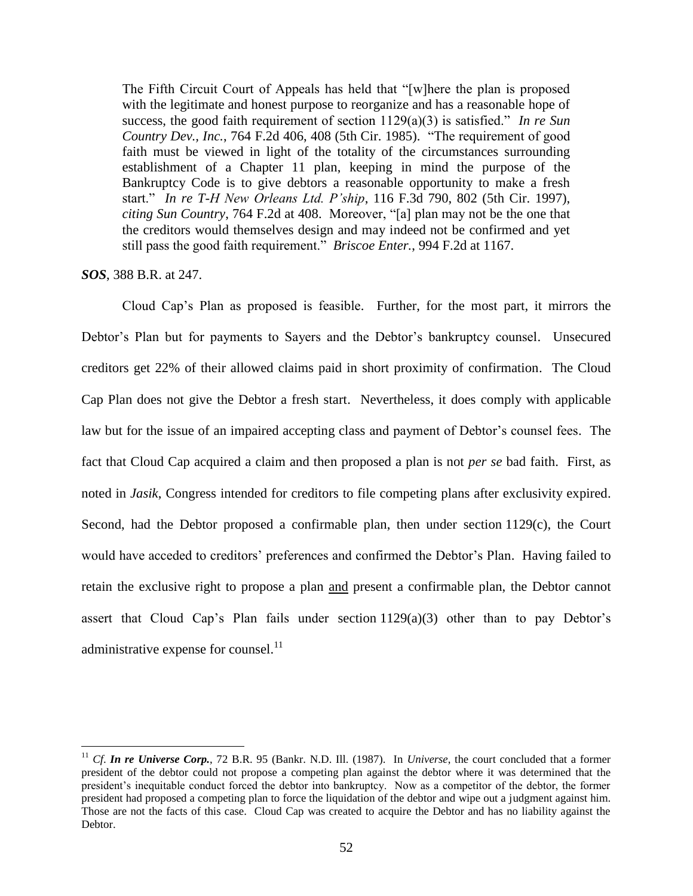> The Fifth Circuit Court of Appeals has held that "[w]here the plan is proposed with the legitimate and honest purpose to reorganize and has a reasonable hope of success, the good faith requirement of section 1129(a)(3) is satisfied." *In re Sun Country Dev., Inc.*, 764 F.2d 406, 408 (5th Cir. 1985). "The requirement of good faith must be viewed in light of the totality of the circumstances surrounding establishment of a Chapter 11 plan, keeping in mind the purpose of the Bankruptcy Code is to give debtors a reasonable opportunity to make a fresh start." *In re T-H New Orleans Ltd. P'ship*, 116 F.3d 790, 802 (5th Cir. 1997), *citing Sun Country*, 764 F.2d at 408. Moreover, "[a] plan may not be the one that the creditors would themselves design and may indeed not be confirmed and yet still pass the good faith requirement." *Briscoe Enter.*, 994 F.2d at 1167.

***SOS***, 388 B.R. at 247.

Cloud Cap's Plan as proposed is feasible. Further, for the most part, it mirrors the Debtor's Plan but for payments to Sayers and the Debtor's bankruptcy counsel. Unsecured creditors get 22% of their allowed claims paid in short proximity of confirmation. The Cloud Cap Plan does not give the Debtor a fresh start. Nevertheless, it does comply with applicable law but for the issue of an impaired accepting class and payment of Debtor's counsel fees. The fact that Cloud Cap acquired a claim and then proposed a plan is not *per se* bad faith. First, as noted in *Jasik*, Congress intended for creditors to file competing plans after exclusivity expired. Second, had the Debtor proposed a confirmable plan, then under section 1129(c), the Court would have acceded to creditors' preferences and confirmed the Debtor's Plan. Having failed to retain the exclusive right to propose a plan <u>and</u> present a confirmable plan, the Debtor cannot assert that Cloud Cap's Plan fails under section 1129(a)(3) other than to pay Debtor's administrative expense for counsel.[11]

---

[11] *Cf. **In re Universe Corp.***, 72 B.R. 95 (Bankr. N.D. Ill. (1987). In *Universe*, the court concluded that a former president of the debtor could not propose a competing plan against the debtor where it was determined that the president's inequitable conduct forced the debtor into bankruptcy. Now as a competitor of the debtor, the former president had proposed a competing plan to force the liquidation of the debtor and wipe out a judgment against him. Those are not the facts of this case. Cloud Cap was created to acquire the Debtor and has no liability against the Debtor.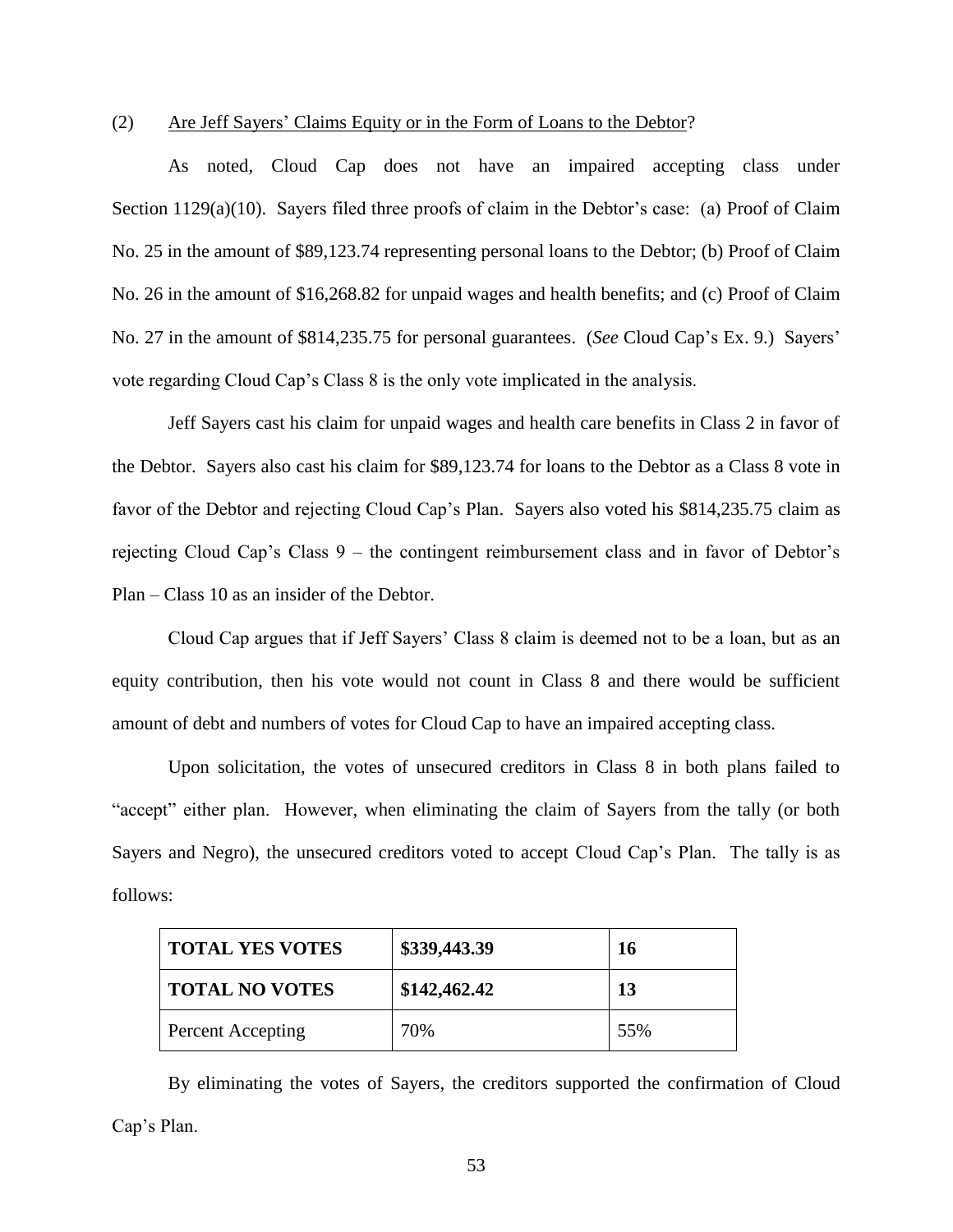(2) Are Jeff Sayers' Claims Equity or in the Form of Loans to the Debtor?

As noted, Cloud Cap does not have an impaired accepting class under Section 1129(a)(10). Sayers filed three proofs of claim in the Debtor's case: (a) Proof of Claim No. 25 in the amount of $89,123.74 representing personal loans to the Debtor; (b) Proof of Claim No. 26 in the amount of $16,268.82 for unpaid wages and health benefits; and (c) Proof of Claim No. 27 in the amount of $814,235.75 for personal guarantees. (*See* Cloud Cap's Ex. 9.) Sayers' vote regarding Cloud Cap's Class 8 is the only vote implicated in the analysis.

Jeff Sayers cast his claim for unpaid wages and health care benefits in Class 2 in favor of the Debtor. Sayers also cast his claim for $89,123.74 for loans to the Debtor as a Class 8 vote in favor of the Debtor and rejecting Cloud Cap's Plan. Sayers also voted his $814,235.75 claim as rejecting Cloud Cap's Class 9 – the contingent reimbursement class and in favor of Debtor's Plan – Class 10 as an insider of the Debtor.

Cloud Cap argues that if Jeff Sayers' Class 8 claim is deemed not to be a loan, but as an equity contribution, then his vote would not count in Class 8 and there would be sufficient amount of debt and numbers of votes for Cloud Cap to have an impaired accepting class.

Upon solicitation, the votes of unsecured creditors in Class 8 in both plans failed to "accept" either plan. However, when eliminating the claim of Sayers from the tally (or both Sayers and Negro), the unsecured creditors voted to accept Cloud Cap's Plan. The tally is as follows:

| **TOTAL YES VOTES** | **$339,443.39** | **16** |
|---|---|---|
| **TOTAL NO VOTES** | **$142,462.42** | **13** |
| Percent Accepting | 70% | 55% |

By eliminating the votes of Sayers, the creditors supported the confirmation of Cloud Cap's Plan.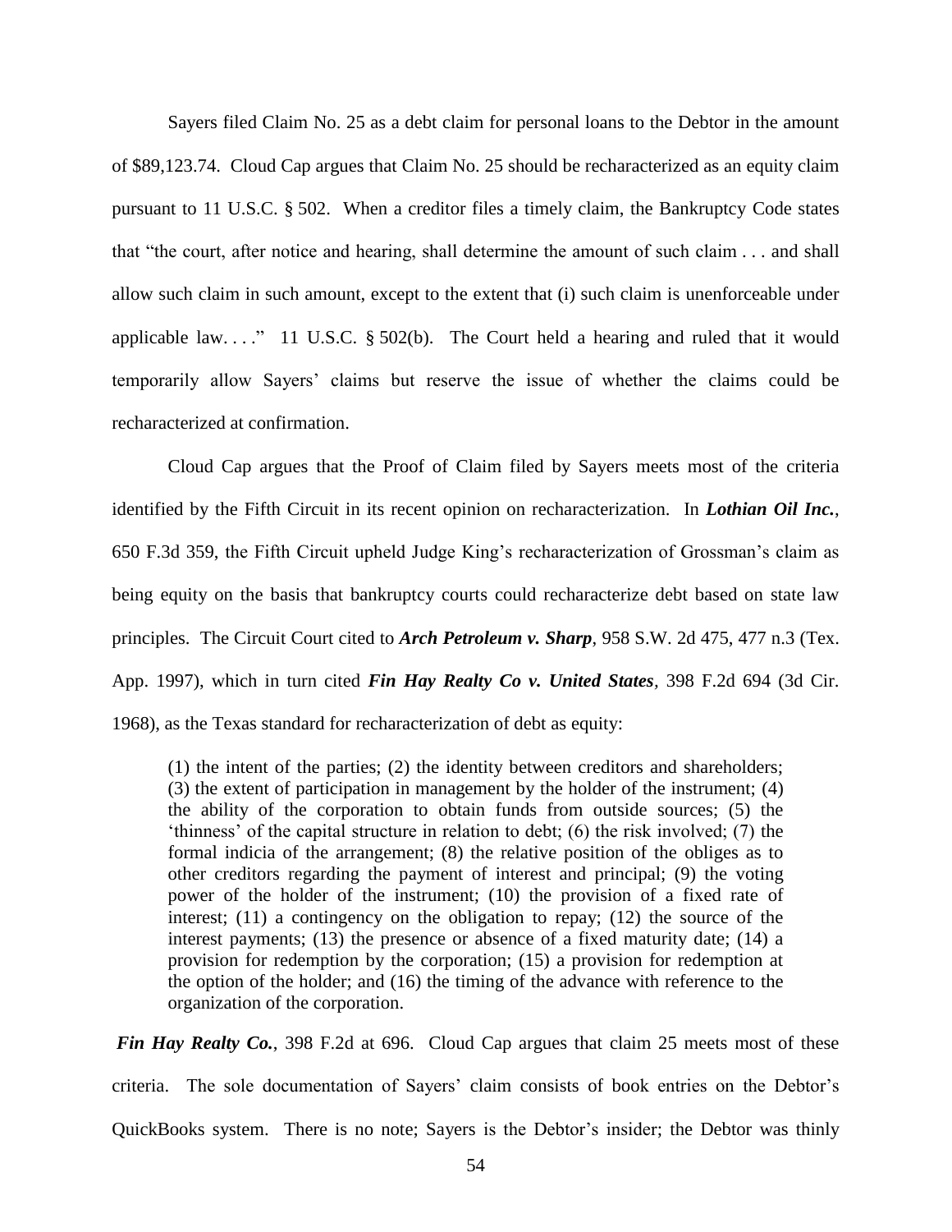Sayers filed Claim No. 25 as a debt claim for personal loans to the Debtor in the amount of $89,123.74. Cloud Cap argues that Claim No. 25 should be recharacterized as an equity claim pursuant to 11 U.S.C. § 502. When a creditor files a timely claim, the Bankruptcy Code states that "the court, after notice and hearing, shall determine the amount of such claim . . . and shall allow such claim in such amount, except to the extent that (i) such claim is unenforceable under applicable law. . . ." 11 U.S.C. § 502(b). The Court held a hearing and ruled that it would temporarily allow Sayers' claims but reserve the issue of whether the claims could be recharacterized at confirmation.

Cloud Cap argues that the Proof of Claim filed by Sayers meets most of the criteria identified by the Fifth Circuit in its recent opinion on recharacterization. In ***Lothian Oil Inc.***, 650 F.3d 359, the Fifth Circuit upheld Judge King's recharacterization of Grossman's claim as being equity on the basis that bankruptcy courts could recharacterize debt based on state law principles. The Circuit Court cited to ***Arch Petroleum v. Sharp***, 958 S.W. 2d 475, 477 n.3 (Tex. App. 1997), which in turn cited ***Fin Hay Realty Co v. United States***, 398 F.2d 694 (3d Cir. 1968), as the Texas standard for recharacterization of debt as equity:

> (1) the intent of the parties; (2) the identity between creditors and shareholders; (3) the extent of participation in management by the holder of the instrument; (4) the ability of the corporation to obtain funds from outside sources; (5) the 'thinness' of the capital structure in relation to debt; (6) the risk involved; (7) the formal indicia of the arrangement; (8) the relative position of the obliges as to other creditors regarding the payment of interest and principal; (9) the voting power of the holder of the instrument; (10) the provision of a fixed rate of interest; (11) a contingency on the obligation to repay; (12) the source of the interest payments; (13) the presence or absence of a fixed maturity date; (14) a provision for redemption by the corporation; (15) a provision for redemption at the option of the holder; and (16) the timing of the advance with reference to the organization of the corporation.

***Fin Hay Realty Co.***, 398 F.2d at 696. Cloud Cap argues that claim 25 meets most of these criteria. The sole documentation of Sayers' claim consists of book entries on the Debtor's QuickBooks system. There is no note; Sayers is the Debtor's insider; the Debtor was thinly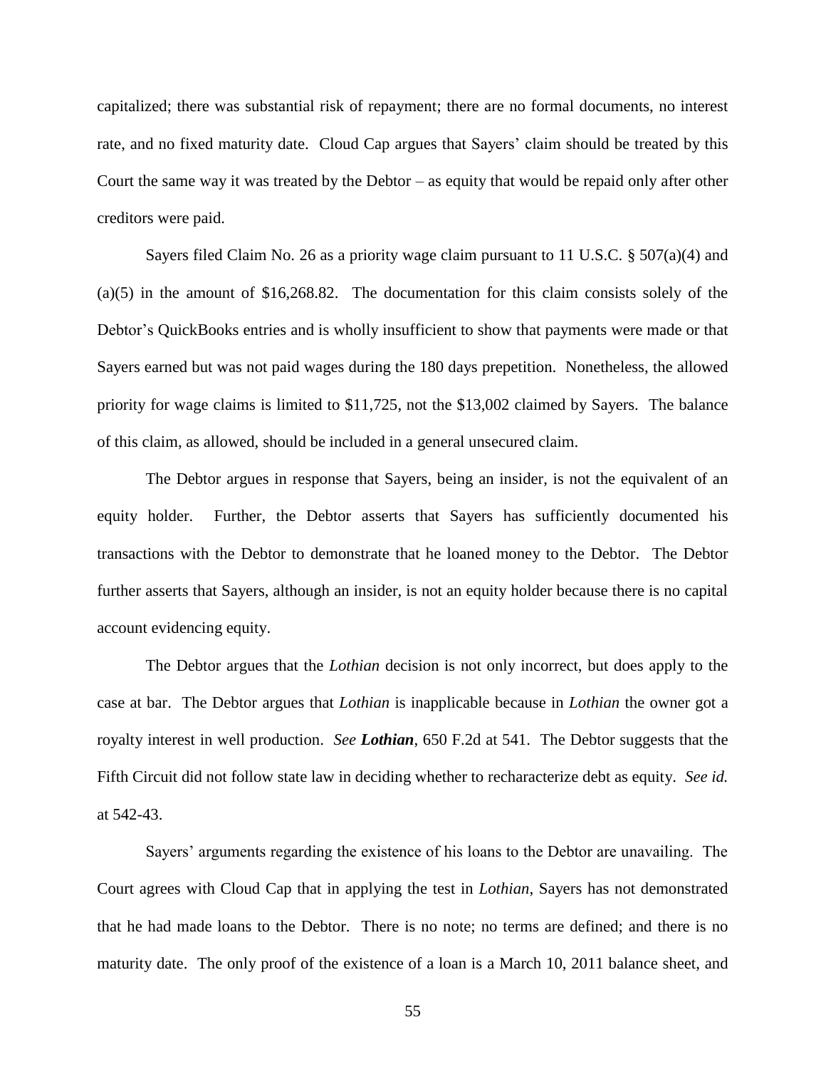capitalized; there was substantial risk of repayment; there are no formal documents, no interest rate, and no fixed maturity date. Cloud Cap argues that Sayers' claim should be treated by this Court the same way it was treated by the Debtor – as equity that would be repaid only after other creditors were paid.

Sayers filed Claim No. 26 as a priority wage claim pursuant to 11 U.S.C. § 507(a)(4) and (a)(5) in the amount of $16,268.82. The documentation for this claim consists solely of the Debtor's QuickBooks entries and is wholly insufficient to show that payments were made or that Sayers earned but was not paid wages during the 180 days prepetition. Nonetheless, the allowed priority for wage claims is limited to $11,725, not the $13,002 claimed by Sayers. The balance of this claim, as allowed, should be included in a general unsecured claim.

The Debtor argues in response that Sayers, being an insider, is not the equivalent of an equity holder. Further, the Debtor asserts that Sayers has sufficiently documented his transactions with the Debtor to demonstrate that he loaned money to the Debtor. The Debtor further asserts that Sayers, although an insider, is not an equity holder because there is no capital account evidencing equity.

The Debtor argues that the *Lothian* decision is not only incorrect, but does apply to the case at bar. The Debtor argues that *Lothian* is inapplicable because in *Lothian* the owner got a royalty interest in well production. *See* ***Lothian***, 650 F.2d at 541. The Debtor suggests that the Fifth Circuit did not follow state law in deciding whether to recharacterize debt as equity. *See id.* at 542-43.

Sayers' arguments regarding the existence of his loans to the Debtor are unavailing. The Court agrees with Cloud Cap that in applying the test in *Lothian*, Sayers has not demonstrated that he had made loans to the Debtor. There is no note; no terms are defined; and there is no maturity date. The only proof of the existence of a loan is a March 10, 2011 balance sheet, and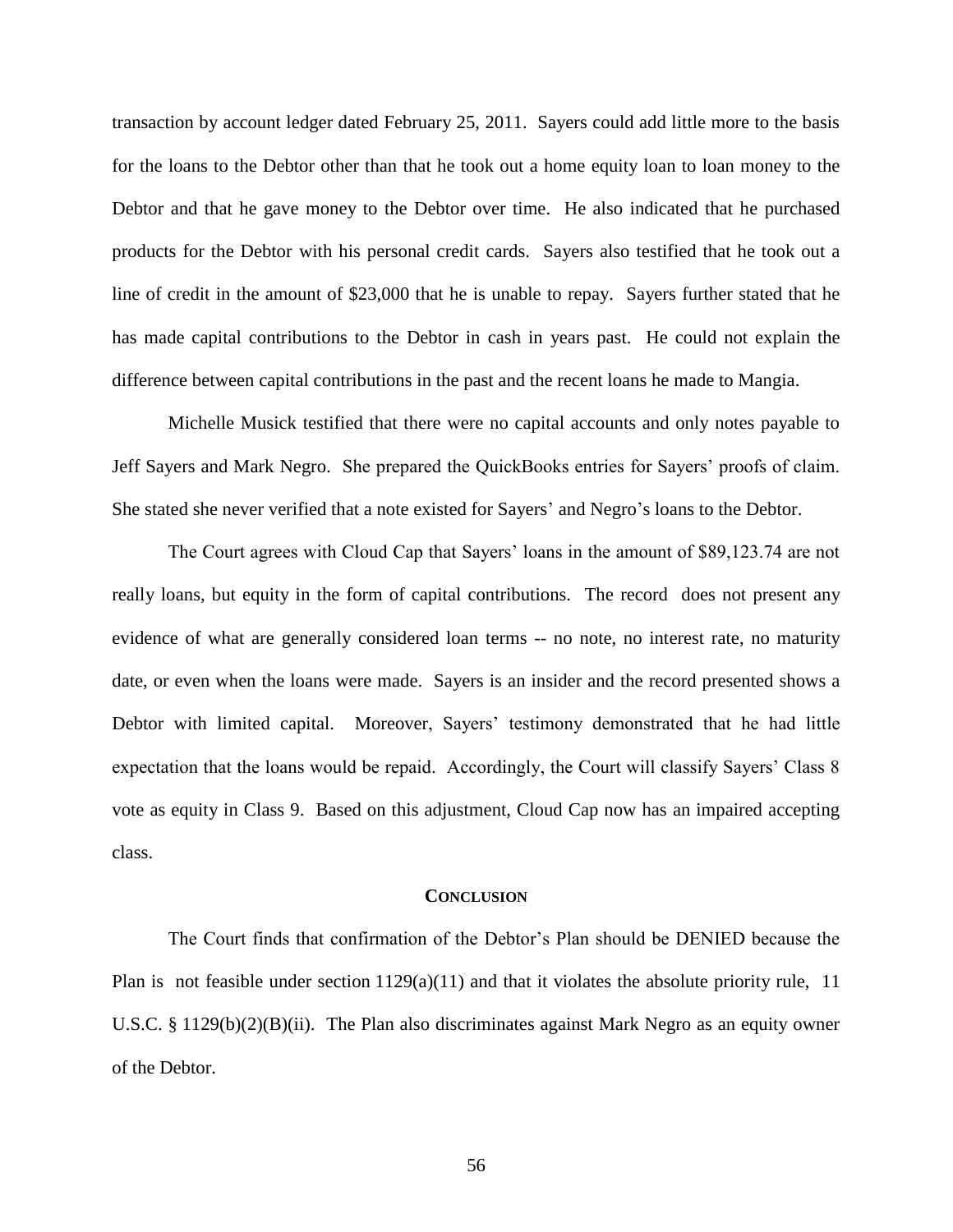transaction by account ledger dated February 25, 2011. Sayers could add little more to the basis for the loans to the Debtor other than that he took out a home equity loan to loan money to the Debtor and that he gave money to the Debtor over time. He also indicated that he purchased products for the Debtor with his personal credit cards. Sayers also testified that he took out a line of credit in the amount of $23,000 that he is unable to repay. Sayers further stated that he has made capital contributions to the Debtor in cash in years past. He could not explain the difference between capital contributions in the past and the recent loans he made to Mangia.

Michelle Musick testified that there were no capital accounts and only notes payable to Jeff Sayers and Mark Negro. She prepared the QuickBooks entries for Sayers' proofs of claim. She stated she never verified that a note existed for Sayers' and Negro's loans to the Debtor.

The Court agrees with Cloud Cap that Sayers' loans in the amount of $89,123.74 are not really loans, but equity in the form of capital contributions. The record does not present any evidence of what are generally considered loan terms -- no note, no interest rate, no maturity date, or even when the loans were made. Sayers is an insider and the record presented shows a Debtor with limited capital. Moreover, Sayers' testimony demonstrated that he had little expectation that the loans would be repaid. Accordingly, the Court will classify Sayers' Class 8 vote as equity in Class 9. Based on this adjustment, Cloud Cap now has an impaired accepting class.

## CONCLUSION

The Court finds that confirmation of the Debtor's Plan should be DENIED because the Plan is not feasible under section 1129(a)(11) and that it violates the absolute priority rule, 11 U.S.C. § 1129(b)(2)(B)(ii). The Plan also discriminates against Mark Negro as an equity owner of the Debtor.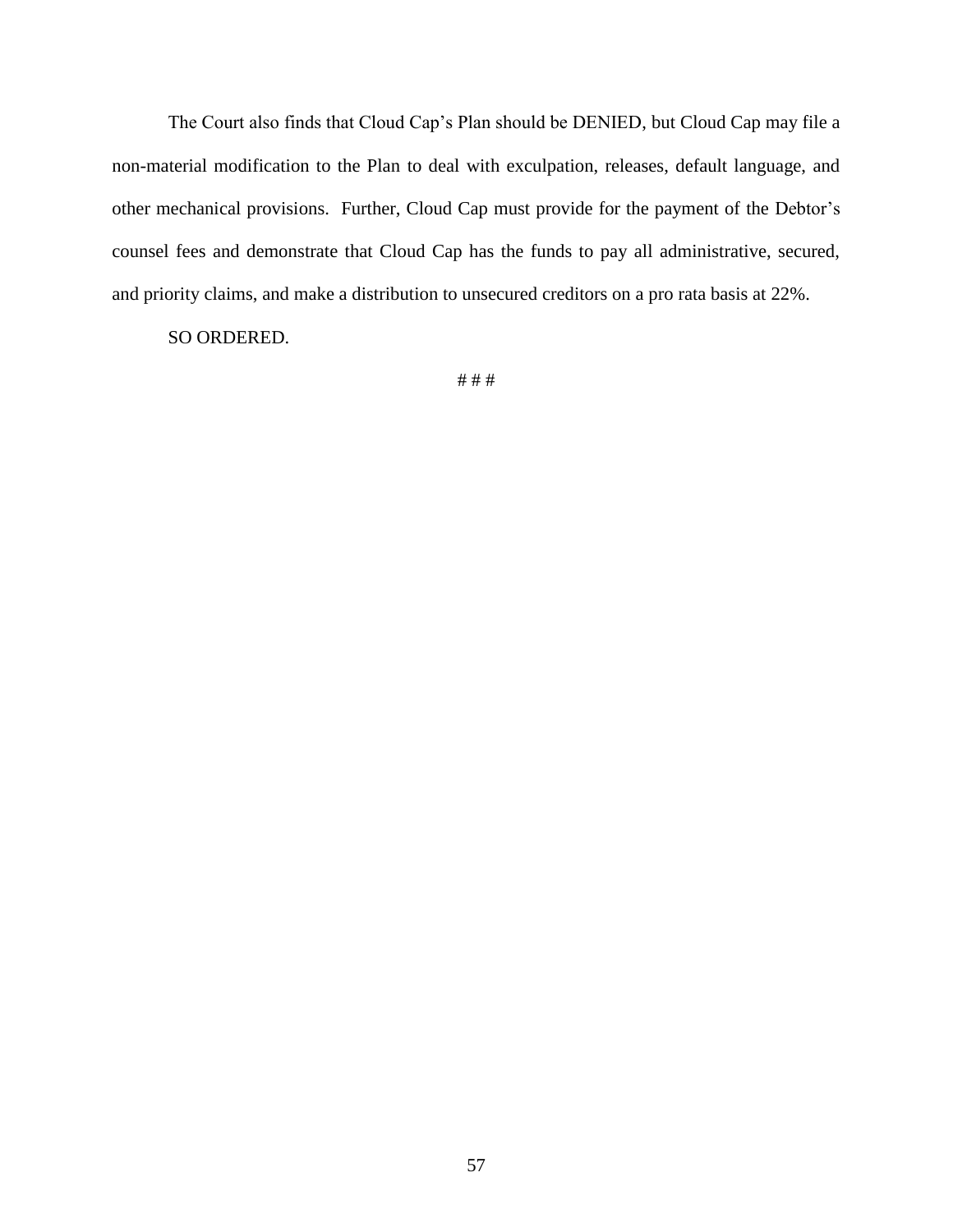The Court also finds that Cloud Cap's Plan should be DENIED, but Cloud Cap may file a non-material modification to the Plan to deal with exculpation, releases, default language, and other mechanical provisions. Further, Cloud Cap must provide for the payment of the Debtor's counsel fees and demonstrate that Cloud Cap has the funds to pay all administrative, secured, and priority claims, and make a distribution to unsecured creditors on a pro rata basis at 22%.

SO ORDERED.

# # #